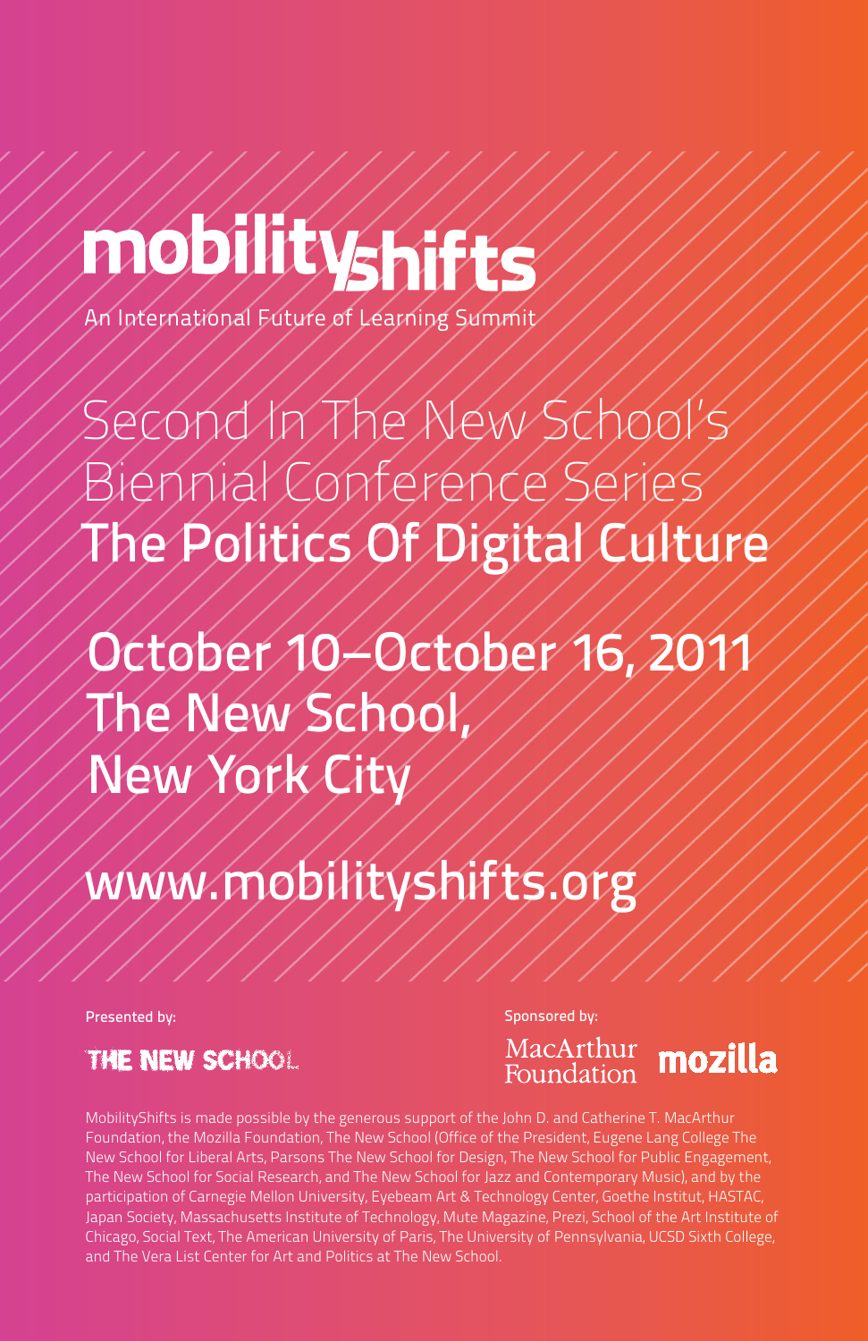# mobilityshifts

An International Future of Learning Summit

## Second In The New School's Biennial Conference Series The Politics Of Digital Culture

## October 10–October 16, 2011 The New School, New York City

## www.mobilityshifts.org

Presented by:

THE NEW SCHOOL

Sponsored by:

MacArthur Foundation mozilla

MobilityShifts is made possible by the generous support of the John D. and Catherine T. MacArthur Foundation, the Mozilla Foundation, The New School (Office of the President, Eugene Lang College The New School for Liberal Arts, Parsons The New School for Design, The New School for Public Engagement, The New School for Social Research, and The New School for Jazz and Contemporary Music), and by the participation of Carnegie Mellon University, Eyebeam Art & Technology Center, Goethe Institut, HASTAC, Japan Society, Massachusetts Institute of Technology, Mute Magazine, Prezi, School of the Art Institute of Chicago, Social Text, The American University of Paris, The University of Pennsylvania, UCSD Sixth College, and The Vera List Center for Art and Politics at The New School.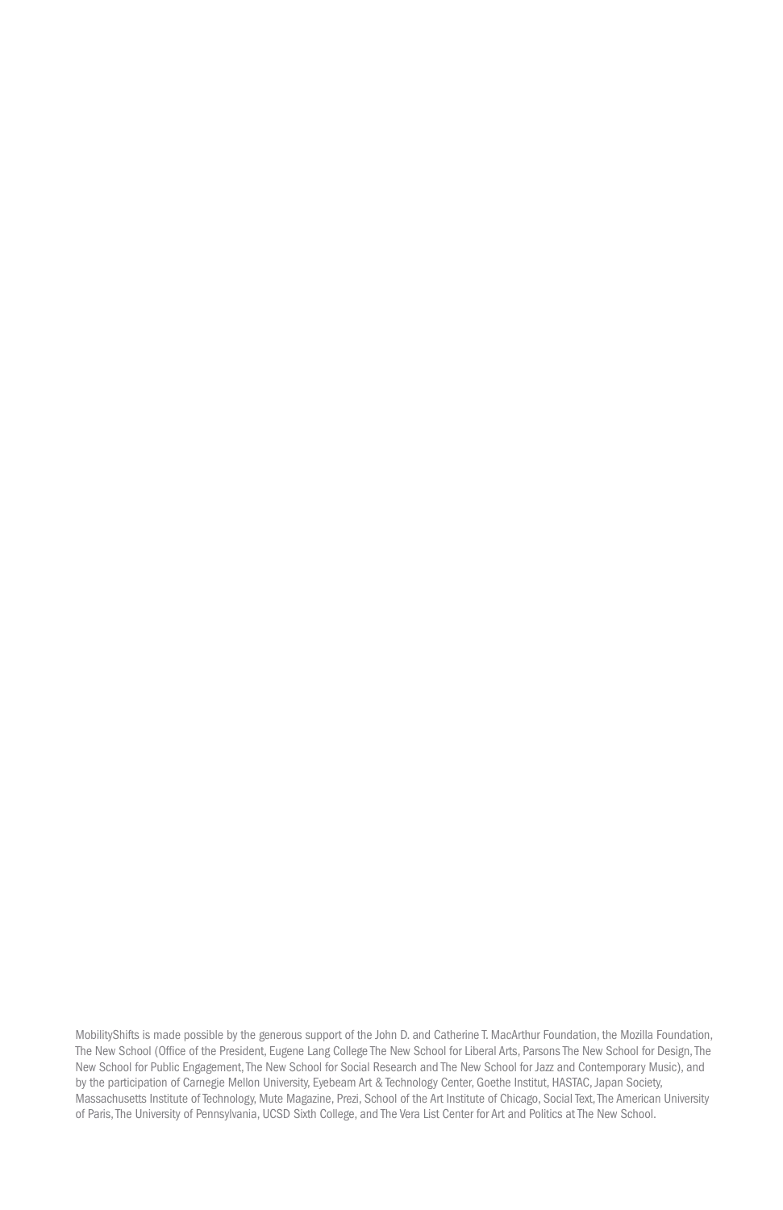MobilityShifts is made possible by the generous support of the John D. and Catherine T. MacArthur Foundation, the Mozilla Foundation, The New School (Office of the President, Eugene Lang College The New School for Liberal Arts, Parsons The New School for Design, The New School for Public Engagement, The New School for Social Research and The New School for Jazz and Contemporary Music), and by the participation of Carnegie Mellon University, Eyebeam Art & Technology Center, Goethe Institut, HASTAC, Japan Society, Massachusetts Institute of Technology, Mute Magazine, Prezi, School of the Art Institute of Chicago, Social Text, The American University of Paris, The University of Pennsylvania, UCSD Sixth College, and The Vera List Center for Art and Politics at The New School.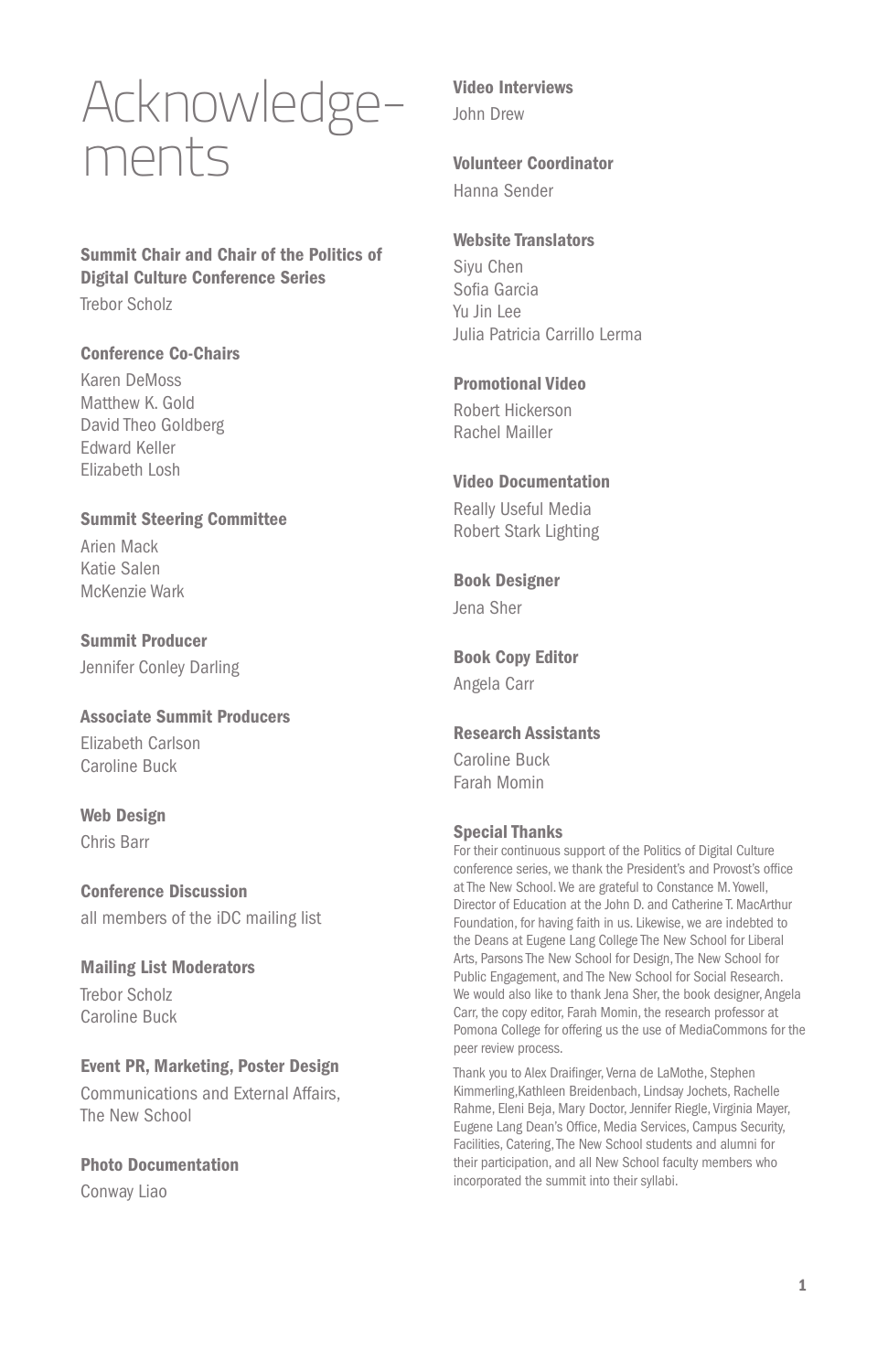# Acknowledgements

**Summit Chair and Chair of the Politics of Digital Culture Conference Series**
Trebor Scholz

**Conference Co-Chairs**
Karen DeMoss
Matthew K. Gold
David Theo Goldberg
Edward Keller
Elizabeth Losh

**Summit Steering Committee**
Arien Mack
Katie Salen
McKenzie Wark

**Summit Producer**
Jennifer Conley Darling

**Associate Summit Producers**
Elizabeth Carlson
Caroline Buck

**Web Design**
Chris Barr

**Conference Discussion**
all members of the iDC mailing list

**Mailing List Moderators**
Trebor Scholz
Caroline Buck

**Event PR, Marketing, Poster Design**
Communications and External Affairs, The New School

**Photo Documentation**
Conway Liao

**Video Interviews**
John Drew

**Volunteer Coordinator**
Hanna Sender

**Website Translators**
Siyu Chen
Sofia Garcia
Yu Jin Lee
Julia Patricia Carrillo Lerma

**Promotional Video**
Robert Hickerson
Rachel Mailler

**Video Documentation**
Really Useful Media
Robert Stark Lighting

**Book Designer**
Jena Sher

**Book Copy Editor**
Angela Carr

**Research Assistants**
Caroline Buck
Farah Momin

**Special Thanks**
For their continuous support of the Politics of Digital Culture conference series, we thank the President's and Provost's office at The New School. We are grateful to Constance M. Yowell, Director of Education at the John D. and Catherine T. MacArthur Foundation, for having faith in us. Likewise, we are indebted to the Deans at Eugene Lang College The New School for Liberal Arts, Parsons The New School for Design, The New School for Public Engagement, and The New School for Social Research. We would also like to thank Jena Sher, the book designer, Angela Carr, the copy editor, Farah Momin, the research professor at Pomona College for offering us the use of MediaCommons for the peer review process.

Thank you to Alex Draifinger, Verna de LaMothe, Stephen Kimmerling, Kathleen Breidenbach, Lindsay Jochets, Rachelle Rahme, Eleni Beja, Mary Doctor, Jennifer Riegle, Virginia Mayer, Eugene Lang Dean's Office, Media Services, Campus Security, Facilities, Catering, The New School students and alumni for their participation, and all New School faculty members who incorporated the summit into their syllabi.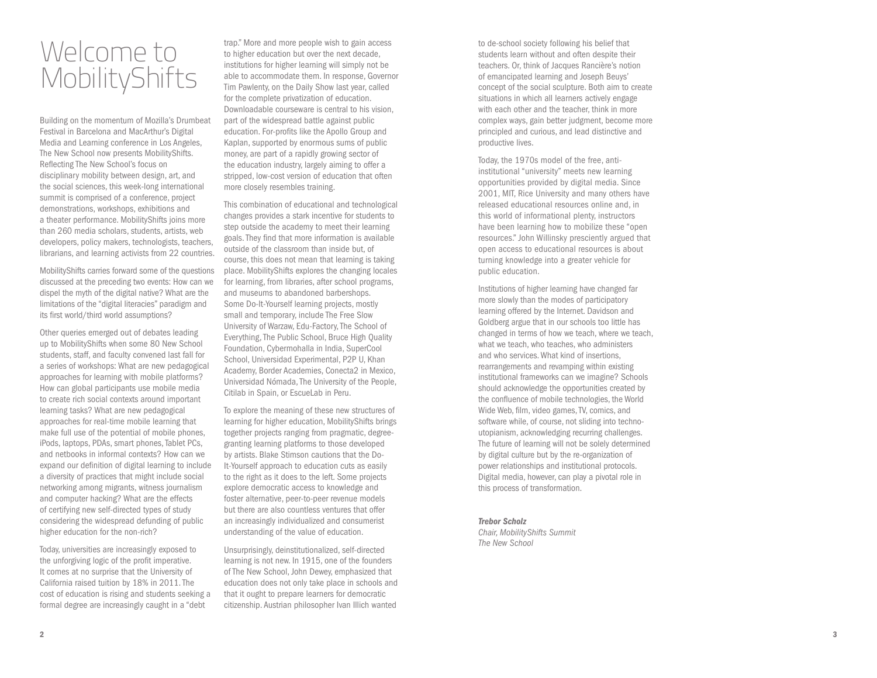# Welcome to MobilityShifts

Building on the momentum of Mozilla's Drumbeat Festival in Barcelona and MacArthur's Digital Media and Learning conference in Los Angeles, The New School now presents MobilityShifts. Reflecting The New School's focus on disciplinary mobility between design, art, and the social sciences, this week-long international summit is comprised of a conference, project demonstrations, workshops, exhibitions and a theater performance. MobilityShifts joins more than 260 media scholars, students, artists, web developers, policy makers, technologists, teachers, librarians, and learning activists from 22 countries.

MobilityShifts carries forward some of the questions discussed at the preceding two events: How can we dispel the myth of the digital native? What are the limitations of the "digital literacies" paradigm and its first world/third world assumptions?

Other queries emerged out of debates leading up to MobilityShifts when some 80 New School students, staff, and faculty convened last fall for a series of workshops: What are new pedagogical approaches for learning with mobile platforms? How can global participants use mobile media to create rich social contexts around important learning tasks? What are new pedagogical approaches for real-time mobile learning that make full use of the potential of mobile phones, iPods, laptops, PDAs, smart phones, Tablet PCs, and netbooks in informal contexts? How can we expand our definition of digital learning to include a diversity of practices that might include social networking among migrants, witness journalism and computer hacking? What are the effects of certifying new self-directed types of study considering the widespread defunding of public higher education for the non-rich?

Today, universities are increasingly exposed to the unforgiving logic of the profit imperative. It comes at no surprise that the University of California raised tuition by 18% in 2011. The cost of education is rising and students seeking a formal degree are increasingly caught in a "debt trap." More and more people wish to gain access to higher education but over the next decade, institutions for higher learning will simply not be able to accommodate them. In response, Governor Tim Pawlenty, on the Daily Show last year, called for the complete privatization of education. Downloadable courseware is central to his vision, part of the widespread battle against public education. For-profits like the Apollo Group and Kaplan, supported by enormous sums of public money, are part of a rapidly growing sector of the education industry, largely aiming to offer a stripped, low-cost version of education that often more closely resembles training.

This combination of educational and technological changes provides a stark incentive for students to step outside the academy to meet their learning goals. They find that more information is available outside of the classroom than inside but, of course, this does not mean that learning is taking place. MobilityShifts explores the changing locales for learning, from libraries, after school programs, and museums to abandoned barbershops. Some Do-It-Yourself learning projects, mostly small and temporary, include The Free Slow University of Warzaw, Edu-Factory, The School of Everything, The Public School, Bruce High Quality Foundation, Cybermohalla in India, SuperCool School, Universidad Experimental, P2P U, Khan Academy, Border Academies, Conecta2 in Mexico, Universidad Nómada, The University of the People, Citilab in Spain, or EscueLab in Peru.

To explore the meaning of these new structures of learning for higher education, MobilityShifts brings together projects ranging from pragmatic, degree-granting learning platforms to those developed by artists. Blake Stimson cautions that the Do-It-Yourself approach to education cuts as easily to the right as it does to the left. Some projects explore democratic access to knowledge and foster alternative, peer-to-peer revenue models but there are also countless ventures that offer an increasingly individualized and consumerist understanding of the value of education.

Unsurprisingly, deinstitutionalized, self-directed learning is not new. In 1915, one of the founders of The New School, John Dewey, emphasized that education does not only take place in schools and that it ought to prepare learners for democratic citizenship. Austrian philosopher Ivan Illich wanted to de-school society following his belief that students learn without and often despite their teachers. Or, think of Jacques Rancière's notion of emancipated learning and Joseph Beuys' concept of the social sculpture. Both aim to create situations in which all learners actively engage with each other and the teacher, think in more complex ways, gain better judgment, become more principled and curious, and lead distinctive and productive lives.

Today, the 1970s model of the free, anti-institutional "university" meets new learning opportunities provided by digital media. Since 2001, MIT, Rice University and many others have released educational resources online and, in this world of informational plenty, instructors have been learning how to mobilize these "open resources." John Willinsky presciently argued that open access to educational resources is about turning knowledge into a greater vehicle for public education.

Institutions of higher learning have changed far more slowly than the modes of participatory learning offered by the Internet. Davidson and Goldberg argue that in our schools too little has changed in terms of how we teach, where we teach, what we teach, who teaches, who administers and who services. What kind of insertions, rearrangements and revamping within existing institutional frameworks can we imagine? Schools should acknowledge the opportunities created by the confluence of mobile technologies, the World Wide Web, film, video games, TV, comics, and software while, of course, not sliding into techno-utopianism, acknowledging recurring challenges. The future of learning will not be solely determined by digital culture but by the re-organization of power relationships and institutional protocols. Digital media, however, can play a pivotal role in this process of transformation.

***Trebor Scholz***
*Chair, MobilityShifts Summit*
*The New School*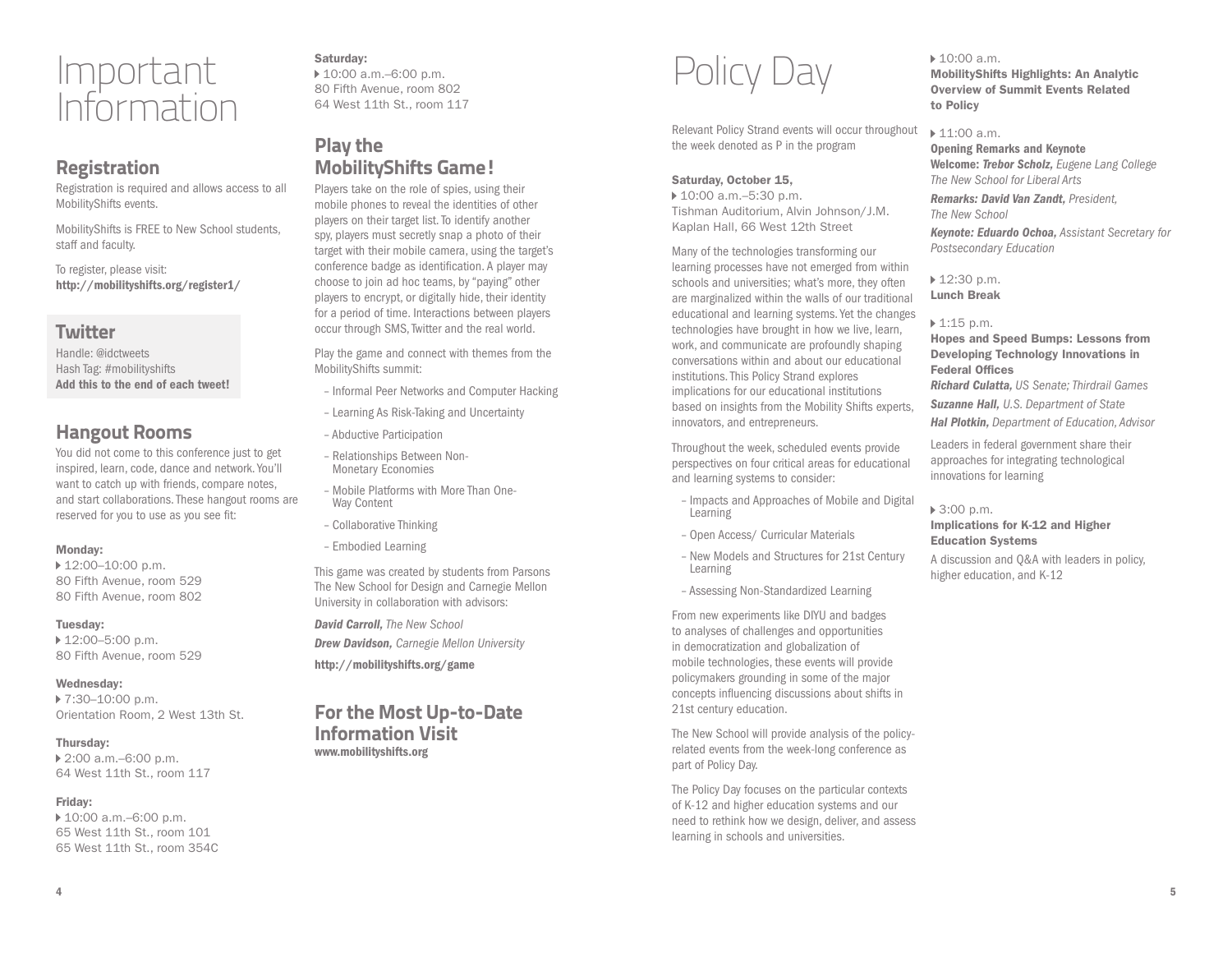# Important Information

## Registration

Registration is required and allows access to all MobilityShifts events.

MobilityShifts is FREE to New School students, staff and faculty.

To register, please visit:
**http://mobilityshifts.org/register1/**

## Twitter

Handle: @idctweets
Hash Tag: #mobilityshifts
**Add this to the end of each tweet!**

## Hangout Rooms

You did not come to this conference just to get inspired, learn, code, dance and network. You'll want to catch up with friends, compare notes, and start collaborations. These hangout rooms are reserved for you to use as you see fit:

**Monday:**
▸ 12:00–10:00 p.m.
80 Fifth Avenue, room 529
80 Fifth Avenue, room 802

**Tuesday:**
▸ 12:00–5:00 p.m.
80 Fifth Avenue, room 529

**Wednesday:**
▸ 7:30–10:00 p.m.
Orientation Room, 2 West 13th St.

**Thursday:**
▸ 2:00 a.m.–6:00 p.m.
64 West 11th St., room 117

**Friday:**
▸ 10:00 a.m.–6:00 p.m.
65 West 11th St., room 101
65 West 11th St., room 354C

**Saturday:**
▸ 10:00 a.m.–6:00 p.m.
80 Fifth Avenue, room 802
64 West 11th St., room 117

## Play the MobilityShifts Game!

Players take on the role of spies, using their mobile phones to reveal the identities of other players on their target list. To identify another spy, players must secretly snap a photo of their target with their mobile camera, using the target's conference badge as identification. A player may choose to join ad hoc teams, by "paying" other players to encrypt, or digitally hide, their identity for a period of time. Interactions between players occur through SMS, Twitter and the real world.

Play the game and connect with themes from the MobilityShifts summit:

- Informal Peer Networks and Computer Hacking
- Learning As Risk-Taking and Uncertainty
- Abductive Participation
- Relationships Between Non-Monetary Economies
- Mobile Platforms with More Than One-Way Content
- Collaborative Thinking
- Embodied Learning

This game was created by students from Parsons The New School for Design and Carnegie Mellon University in collaboration with advisors:

***David Carroll,*** *The New School*

***Drew Davidson,*** *Carnegie Mellon University*

**http://mobilityshifts.org/game**

## For the Most Up-to-Date Information Visit
**www.mobilityshifts.org**

# Policy Day

Relevant Policy Strand events will occur throughout the week denoted as P in the program

**Saturday, October 15,**
▸ 10:00 a.m.–5:30 p.m.
Tishman Auditorium, Alvin Johnson/J.M. Kaplan Hall, 66 West 12th Street

Many of the technologies transforming our learning processes have not emerged from within schools and universities; what's more, they often are marginalized within the walls of our traditional educational and learning systems. Yet the changes technologies have brought in how we live, learn, work, and communicate are profoundly shaping conversations within and about our educational institutions. This Policy Strand explores implications for our educational institutions based on insights from the Mobility Shifts experts, innovators, and entrepreneurs.

Throughout the week, scheduled events provide perspectives on four critical areas for educational and learning systems to consider:

- Impacts and Approaches of Mobile and Digital Learning
- Open Access/ Curricular Materials
- New Models and Structures for 21st Century Learning
- Assessing Non-Standardized Learning

From new experiments like DIYU and badges to analyses of challenges and opportunities in democratization and globalization of mobile technologies, these events will provide policymakers grounding in some of the major concepts influencing discussions about shifts in 21st century education.

The New School will provide analysis of the policy-related events from the week-long conference as part of Policy Day.

The Policy Day focuses on the particular contexts of K-12 and higher education systems and our need to rethink how we design, deliver, and assess learning in schools and universities.

▸ 10:00 a.m.
**MobilityShifts Highlights: An Analytic Overview of Summit Events Related to Policy**

▸ 11:00 a.m.
**Opening Remarks and Keynote**
**Welcome:** ***Trebor Scholz,*** *Eugene Lang College The New School for Liberal Arts*

***Remarks: David Van Zandt,*** *President, The New School*

***Keynote: Eduardo Ochoa,*** *Assistant Secretary for Postsecondary Education*

▸ 12:30 p.m.
**Lunch Break**

▸ 1:15 p.m.
**Hopes and Speed Bumps: Lessons from Developing Technology Innovations in Federal Offices**
***Richard Culatta,*** *US Senate; Thirdrail Games*

***Suzanne Hall,*** *U.S. Department of State*

***Hal Plotkin,*** *Department of Education, Advisor*

Leaders in federal government share their approaches for integrating technological innovations for learning

▸ 3:00 p.m.
**Implications for K-12 and Higher Education Systems**

A discussion and Q&A with leaders in policy, higher education, and K-12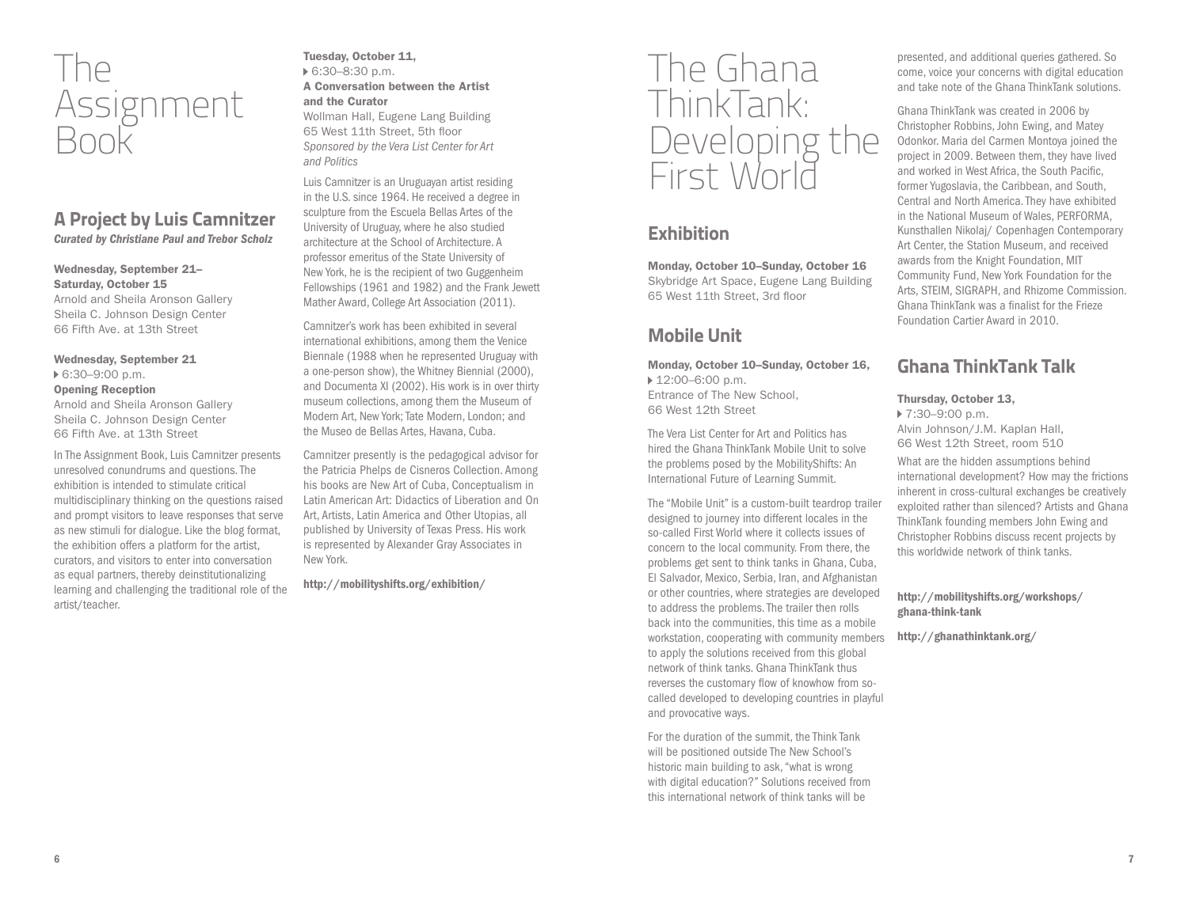# The Assignment Book

## A Project by Luis Camnitzer

***Curated by Christiane Paul and Trebor Scholz***

**Wednesday, September 21–Saturday, October 15**
Arnold and Sheila Aronson Gallery
Sheila C. Johnson Design Center
66 Fifth Ave. at 13th Street

**Wednesday, September 21**
▸ 6:30–9:00 p.m.
**Opening Reception**
Arnold and Sheila Aronson Gallery
Sheila C. Johnson Design Center
66 Fifth Ave. at 13th Street

In The Assignment Book, Luis Camnitzer presents unresolved conundrums and questions. The exhibition is intended to stimulate critical multidisciplinary thinking on the questions raised and prompt visitors to leave responses that serve as new stimuli for dialogue. Like the blog format, the exhibition offers a platform for the artist, curators, and visitors to enter into conversation as equal partners, thereby deinstitutionalizing learning and challenging the traditional role of the artist/teacher.

**Tuesday, October 11,**
▸ 6:30–8:30 p.m.
**A Conversation between the Artist and the Curator**
Wollman Hall, Eugene Lang Building
65 West 11th Street, 5th floor
*Sponsored by the Vera List Center for Art and Politics*

Luis Camnitzer is an Uruguayan artist residing in the U.S. since 1964. He received a degree in sculpture from the Escuela Bellas Artes of the University of Uruguay, where he also studied architecture at the School of Architecture. A professor emeritus of the State University of New York, he is the recipient of two Guggenheim Fellowships (1961 and 1982) and the Frank Jewett Mather Award, College Art Association (2011).

Camnitzer's work has been exhibited in several international exhibitions, among them the Venice Biennale (1988 when he represented Uruguay with a one-person show), the Whitney Biennial (2000), and Documenta XI (2002). His work is in over thirty museum collections, among them the Museum of Modern Art, New York; Tate Modern, London; and the Museo de Bellas Artes, Havana, Cuba.

Camnitzer presently is the pedagogical advisor for the Patricia Phelps de Cisneros Collection. Among his books are New Art of Cuba, Conceptualism in Latin American Art: Didactics of Liberation and On Art, Artists, Latin America and Other Utopias, all published by University of Texas Press. His work is represented by Alexander Gray Associates in New York.

**http://mobilityshifts.org/exhibition/**

# The Ghana ThinkTank: Developing the First World

## Exhibition

**Monday, October 10–Sunday, October 16**
Skybridge Art Space, Eugene Lang Building
65 West 11th Street, 3rd floor

## Mobile Unit

**Monday, October 10–Sunday, October 16,**
▸ 12:00–6:00 p.m.
Entrance of The New School,
66 West 12th Street

The Vera List Center for Art and Politics has hired the Ghana ThinkTank Mobile Unit to solve the problems posed by the MobilityShifts: An International Future of Learning Summit.

The "Mobile Unit" is a custom-built teardrop trailer designed to journey into different locales in the so-called First World where it collects issues of concern to the local community. From there, the problems get sent to think tanks in Ghana, Cuba, El Salvador, Mexico, Serbia, Iran, and Afghanistan or other countries, where strategies are developed to address the problems. The trailer then rolls back into the communities, this time as a mobile workstation, cooperating with community members to apply the solutions received from this global network of think tanks. Ghana ThinkTank thus reverses the customary flow of knowhow from so-called developed to developing countries in playful and provocative ways.

For the duration of the summit, the Think Tank will be positioned outside The New School's historic main building to ask, "what is wrong with digital education?" Solutions received from this international network of think tanks will be presented, and additional queries gathered. So come, voice your concerns with digital education and take note of the Ghana ThinkTank solutions.

Ghana ThinkTank was created in 2006 by Christopher Robbins, John Ewing, and Matey Odonkor. Maria del Carmen Montoya joined the project in 2009. Between them, they have lived and worked in West Africa, the South Pacific, former Yugoslavia, the Caribbean, and South, Central and North America. They have exhibited in the National Museum of Wales, PERFORMA, Kunsthallen Nikolaj/ Copenhagen Contemporary Art Center, the Station Museum, and received awards from the Knight Foundation, MIT Community Fund, New York Foundation for the Arts, STEIM, SIGRAPH, and Rhizome Commission. Ghana ThinkTank was a finalist for the Frieze Foundation Cartier Award in 2010.

## Ghana ThinkTank Talk

**Thursday, October 13,**
▸ 7:30–9:00 p.m.
Alvin Johnson/J.M. Kaplan Hall,
66 West 12th Street, room 510

What are the hidden assumptions behind international development? How may the frictions inherent in cross-cultural exchanges be creatively exploited rather than silenced? Artists and Ghana ThinkTank founding members John Ewing and Christopher Robbins discuss recent projects by this worldwide network of think tanks.

**http://mobilityshifts.org/workshops/ghana-think-tank**

**http://ghanathinktank.org/**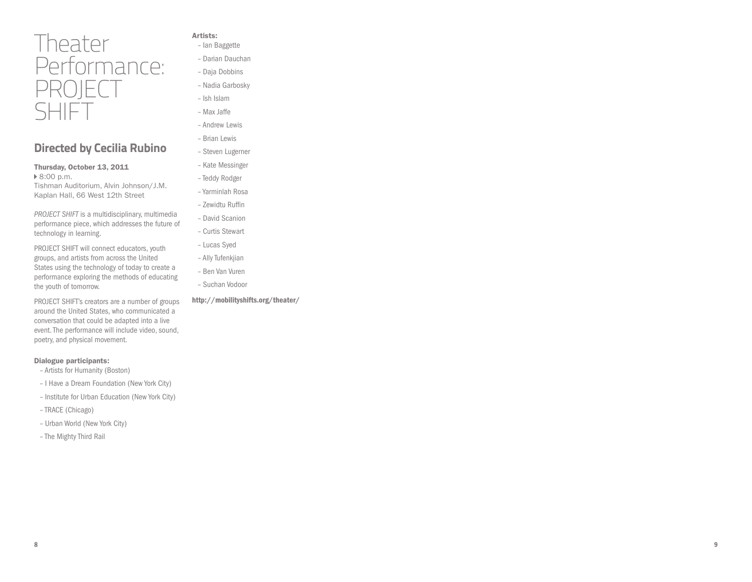# Theater Performance: PROJECT SHIFT

## Directed by Cecilia Rubino

**Thursday, October 13, 2011**
8:00 p.m.
Tishman Auditorium, Alvin Johnson/J.M. Kaplan Hall, 66 West 12th Street

*PROJECT SHIFT* is a multidisciplinary, multimedia performance piece, which addresses the future of technology in learning.

PROJECT SHIFT will connect educators, youth groups, and artists from across the United States using the technology of today to create a performance exploring the methods of educating the youth of tomorrow.

PROJECT SHIFT's creators are a number of groups around the United States, who communicated a conversation that could be adapted into a live event. The performance will include video, sound, poetry, and physical movement.

**Dialogue participants:**

- Artists for Humanity (Boston)
- I Have a Dream Foundation (New York City)
- Institute for Urban Education (New York City)
- TRACE (Chicago)
- Urban World (New York City)
- The Mighty Third Rail

**Artists:**

- Ian Baggette
- Darian Dauchan
- Daja Dobbins
- Nadia Garbosky
- Ish Islam
- Max Jaffe
- Andrew Lewis
- Brian Lewis
- Steven Lugerner
- Kate Messinger
- Teddy Rodger
- Yarminlah Rosa
- Zewidtu Ruffin
- David Scanion
- Curtis Stewart
- Lucas Syed
- Ally Tufenkjian
- Ben Van Vuren
- Suchan Vodoor

**http://mobilityshifts.org/theater/**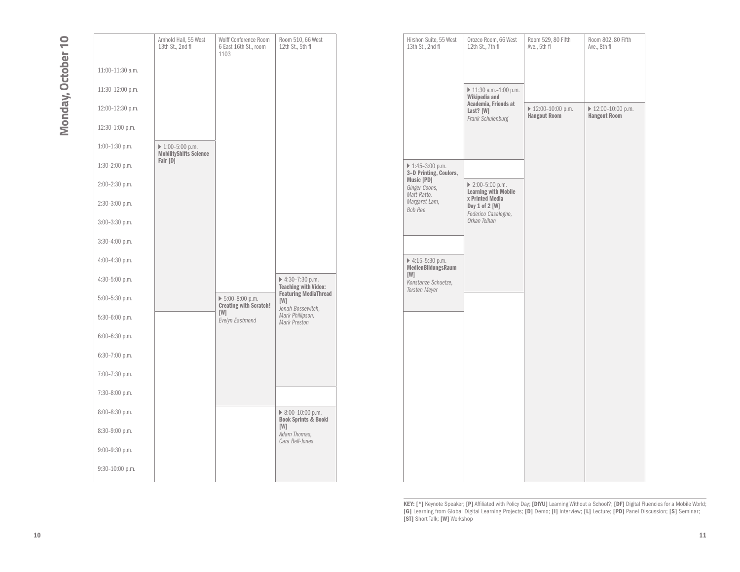# Monday, October 10

| | Arnhold Hall, 55 West 13th St., 2nd fl | Wolff Conference Room 6 East 16th St., room 1103 | Room 510, 66 West 12th St., 5th fl | Hirshon Suite, 55 West 13th St., 2nd fl | Orozco Room, 66 West 12th St., 7th fl | Room 529, 80 Fifth Ave., 5th fl | Room 802, 80 Fifth Ave., 8th fl |
|---|---|---|---|---|---|---|---|
| 11:00–11:30 a.m. | | | | | | | |
| 11:30–12:00 p.m. | | | | | ▶ 11:30 a.m.–1:00 p.m. **Wikipedia and Academia, Friends at Last? [W]** *Frank Schulenburg* | | |
| 12:00–12:30 p.m. | | | | | | ▶ 12:00–10:00 p.m. **Hangout Room** | ▶ 12:00–10:00 p.m. **Hangout Room** |
| 12:30–1:00 p.m. | | | | | | | |
| 1:00–1:30 p.m. | ▶ 1:00–5:00 p.m. **MobilityShifts Science Fair [D]** | | | | | | |
| 1:30–2:00 p.m. | | | | ▶ 1:45–3:00 p.m. **3-D Printing, Coulors, Music [PD]** *Ginger Coons, Matt Ratto, Margaret Lam, Bob Ree* | | | |
| 2:00–2:30 p.m. | | | | | ▶ 2:00–5:00 p.m. **Learning with Mobile x Printed Media Day 1 of 2 [W]** *Federico Casalegno, Orkan Telhan* | | |
| 2:30–3:00 p.m. | | | | | | | |
| 3:00–3:30 p.m. | | | | | | | |
| 3:30–4:00 p.m. | | | | | | | |
| 4:00–4:30 p.m. | | | | ▶ 4:15–5:30 p.m. **MedienBildungsRaum [W]** *Konstanze Schuetze, Torsten Meyer* | | | |
| 4:30–5:00 p.m. | | | ▶ 4:30–7:30 p.m. **Teaching with Video: Featuring MediaThread [W]** *Jonah Bossewitch, Mark Phillipson, Mark Preston* | | | | |
| 5:00–5:30 p.m. | | ▶ 5:00–8:00 p.m. **Creating with Scratch! [W]** *Evelyn Eastmond* | | | | | |
| 5:30–6:00 p.m. | | | | | | | |
| 6:00–6:30 p.m. | | | | | | | |
| 6:30–7:00 p.m. | | | | | | | |
| 7:00–7:30 p.m. | | | | | | | |
| 7:30–8:00 p.m. | | | | | | | |
| 8:00–8:30 p.m. | | | ▶ 8:00–10:00 p.m. **Book Sprints & Booki [W]** *Adam Thomas, Cara Bell-Jones* | | | | |
| 8:30–9:00 p.m. | | | | | | | |
| 9:00–9:30 p.m. | | | | | | | |
| 9:30–10:00 p.m. | | | | | | | |

**KEY: [*]** Keynote Speaker; **[P]** Affiliated with Policy Day; **[DIYU]** Learning Without a School?; **[DF]** Digital Fluencies for a Mobile World; **[G]** Learning from Global Digital Learning Projects; **[D]** Demo; **[I]** Interview; **[L]** Lecture; **[PD]** Panel Discussion; **[S]** Seminar; **[ST]** Short Talk; **[W]** Workshop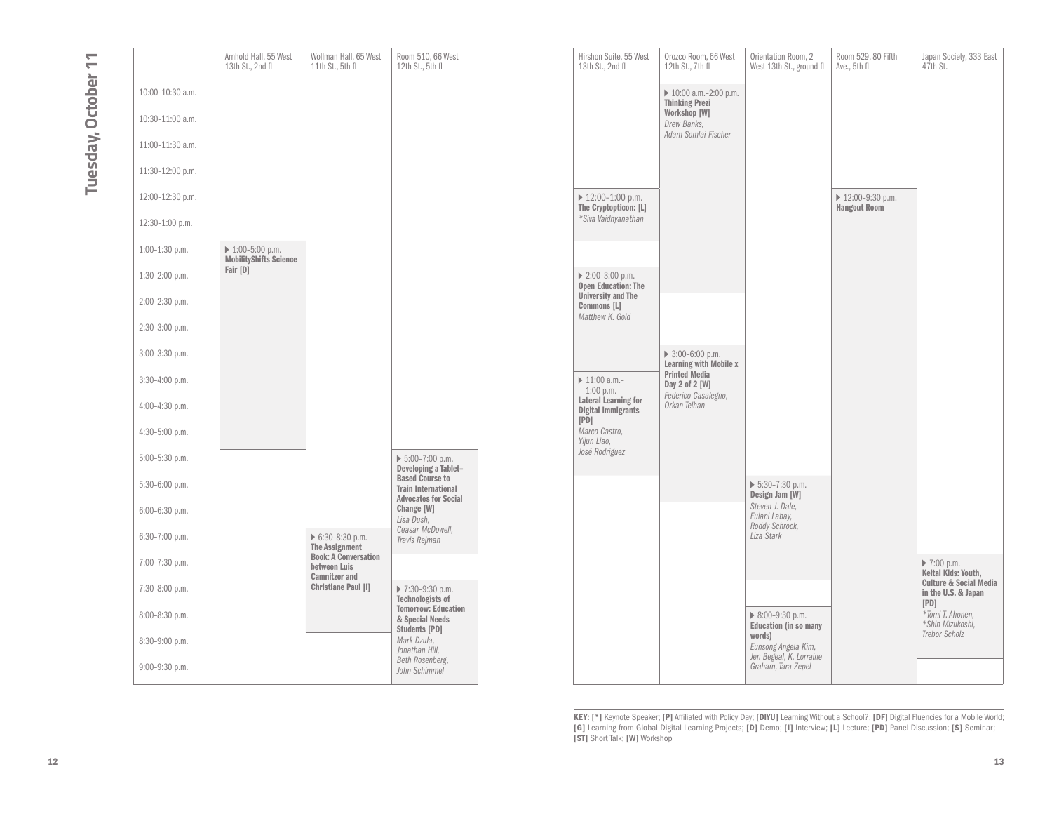# Tuesday, October 11

| | Arnhold Hall, 55 West 13th St., 2nd fl | Wollman Hall, 65 West 11th St., 5th fl | Room 510, 66 West 12th St., 5th fl | Hirshon Suite, 55 West 13th St., 2nd fl | Orozco Room, 66 West 12th St., 7th fl | Orientation Room, 2 West 13th St., ground fl | Room 529, 80 Fifth Ave., 5th fl | Japan Society, 333 East 47th St. |
|---|---|---|---|---|---|---|---|---|
| 10:00–10:30 a.m. | | | | | ▶ 10:00 a.m.–2:00 p.m. **Thinking Prezi Workshop [W]** *Drew Banks, Adam Somlai-Fischer* | | | |
| 10:30–11:00 a.m. | | | | | | | | |
| 11:00–11:30 a.m. | | | | | | | | |
| 11:30–12:00 p.m. | | | | | | | | |
| 12:00–12:30 p.m. | | | | ▶ 12:00–1:00 p.m. **The Cryptopticon: [L]** *\*Siva Vaidhyanathan* | | | ▶ 12:00–9:30 p.m. **Hangout Room** | |
| 12:30–1:00 p.m. | | | | | | | | |
| 1:00–1:30 p.m. | ▶ 1:00–5:00 p.m. **MobilityShifts Science Fair [D]** | | | | | | | |
| 1:30–2:00 p.m. | | | | | | | | |
| 2:00–2:30 p.m. | | | | ▶ 2:00–3:00 p.m. **Open Education: The University and The Commons [L]** *Matthew K. Gold* | | | | |
| 2:30–3:00 p.m. | | | | | | | | |
| 3:00–3:30 p.m. | | | | | ▶ 3:00–6:00 p.m. **Learning with Mobile x Printed Media Day 2 of 2 [W]** *Federico Casalegno, Orkan Telhan* | | | |
| 3:30–4:00 p.m. | | | | ▶ 11:00 a.m.–1:00 p.m. **Lateral Learning for Digital Immigrants [PD]** *Marco Castro, Yijun Liao, José Rodriguez* | | | | |
| 4:00–4:30 p.m. | | | | | | | | |
| 4:30–5:00 p.m. | | | | | | | | |
| 5:00–5:30 p.m. | | | ▶ 5:00–7:00 p.m. **Developing a Tablet-Based Course to Train International Advocates for Social Change [W]** *Lisa Dush, Ceasar McDowell, Travis Rejman* | | | | | |
| 5:30–6:00 p.m. | | | | | | ▶ 5:30–7:30 p.m. **Design Jam [W]** *Steven J. Dale, Eulani Labay, Roddy Schrock, Liza Stark* | | |
| 6:00–6:30 p.m. | | | | | | | | |
| 6:30–7:00 p.m. | | ▶ 6:30–8:30 p.m. **The Assignment Book: A Conversation between Luis Camnitzer and Christiane Paul [I]** | | | | | | |
| 7:00–7:30 p.m. | | | | | | | | ▶ 7:00 p.m. **Keitai Kids: Youth, Culture & Social Media in the U.S. & Japan [PD]** *\*Tomi T. Ahonen, \*Shin Mizukoshi, Trebor Scholz* |
| 7:30–8:00 p.m. | | | ▶ 7:30–9:30 p.m. **Technologists of Tomorrow: Education & Special Needs Students [PD]** *Mark Dzula, Jonathan Hill, Beth Rosenberg, John Schimmel* | | | | | |
| 8:00–8:30 p.m. | | | | | | ▶ 8:00–9:30 p.m. **Education (in so many words)** *Eunsong Angela Kim, Jen Begeal, K. Lorraine Graham, Tara Zepel* | | |
| 8:30–9:00 p.m. | | | | | | | | |
| 9:00–9:30 p.m. | | | | | | | | |

**KEY: [*]** Keynote Speaker; **[P]** Affiliated with Policy Day; **[DIYU]** Learning Without a School?; **[DF]** Digital Fluencies for a Mobile World; **[G]** Learning from Global Digital Learning Projects; **[D]** Demo; **[I]** Interview; **[L]** Lecture; **[PD]** Panel Discussion; **[S]** Seminar; **[ST]** Short Talk; **[W]** Workshop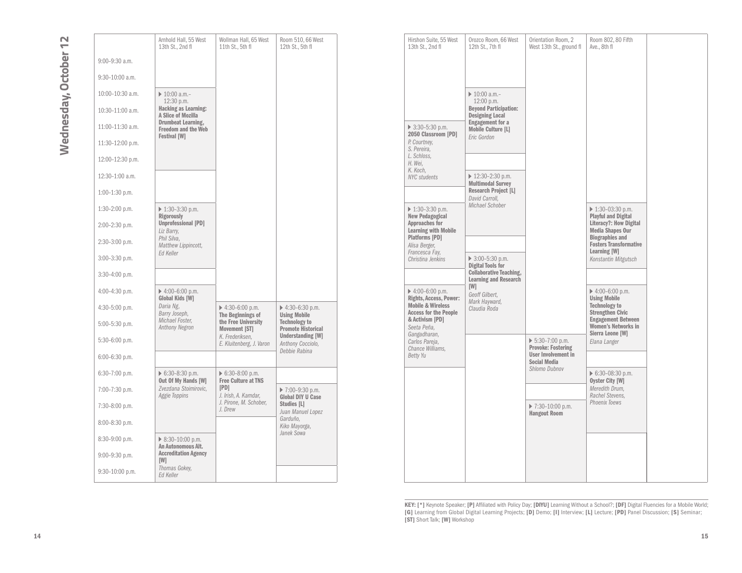# Wednesday, October 12

| | Arnhold Hall, 55 West 13th St., 2nd fl | Wollman Hall, 65 West 11th St., 5th fl | Room 510, 66 West 12th St., 5th fl | Hirshon Suite, 55 West 13th St., 2nd fl | Orozco Room, 66 West 12th St., 7th fl | Orientation Room, 2 West 13th St., ground fl | Room 802, 80 Fifth Ave., 8th fl |
|---|---|---|---|---|---|---|---|
| 9:00–9:30 a.m. | | | | | | | |
| 9:30–10:00 a.m. | | | | | | | |
| 10:00–10:30 a.m. | ▶ 10:00 a.m.–12:30 p.m. **Hacking as Learning: A Slice of Mozilla Drumbeat Learning, Freedom and the Web Festival [W]** | | | | ▶ 10:00 a.m.–12:00 p.m. **Beyond Participation: Designing Local Engagement for a Mobile Culture [L]** *Eric Gordon* | | |
| 10:30–11:00 a.m. | | | | | | | |
| 11:00–11:30 a.m. | | | | ▶ 3:30–5:30 p.m. **2050 Classroom [PD]** *P. Courtney, S. Pereira, L. Schloss, H. Wei, K. Koch, NYC students* | | | |
| 11:30–12:00 p.m. | | | | | | | |
| 12:00–12:30 p.m. | | | | | | | |
| 12:30–1:00 a.m. | | | | | ▶ 12:30–2:30 p.m. **Multimodal Survey Research Project [L]** *David Carroll, Michael Schober* | | |
| 1:00–1:30 p.m. | | | | | | | |
| 1:30–2:00 p.m. | ▶ 1:30–3:30 p.m. **Rigorously Unprofessional [PD]** *Liz Barry, Phil Silva, Matthew Lippincott, Ed Keller* | | | ▶ 1:30–3:30 p.m. **New Pedagogical Approaches for Learning with Mobile Platforms [PD]** *Alisa Berger, Francesca Fay, Christina Jenkins* | | | ▶ 1:30–03:30 p.m. **Playful and Digital Literacy?: How Digital Media Shapes Our Biographies and Fosters Transformative Learning [W]** *Konstantin Mitgutsch* |
| 2:00–2:30 p.m. | | | | | | | |
| 2:30–3:00 p.m. | | | | | | | |
| 3:00–3:30 p.m. | | | | | ▶ 3:00–5:30 p.m. **Digital Tools for Collaborative Teaching, Learning and Research [W]** *Geoff Gilbert, Mark Hayward, Claudia Roda* | | |
| 3:30–4:00 p.m. | | | | | | | |
| 4:00–4:30 p.m. | ▶ 4:00–6:00 p.m. **Global Kids [W]** *Daria Ng, Barry Joseph, Michael Foster, Anthony Negron* | | | ▶ 4:00–6:00 p.m. **Rights, Access, Power: Mobile & Wireless Access for the People & Activism [PD]** *Seeta Peña, Gangadharan, Carlos Pareja, Chance Williams, Betty Yu* | | | ▶ 4:00–6:00 p.m. **Using Mobile Technology to Strengthen Civic Engagement Between Women's Networks in Sierra Leone [W]** *Elana Langer* |
| 4:30–5:00 p.m. | | ▶ 4:30–6:00 p.m. **The Beginnings of the Free University Movement [ST]** *K. Frederiksen, E. Kluitenberg, J. Varon* | ▶ 4:30–6:30 p.m. **Using Mobile Technology to Promote Historical Understanding [W]** *Anthony Cocciolo, Debbie Rabina* | | | | |
| 5:00–5:30 p.m. | | | | | | | |
| 5:30–6:00 p.m. | | | | | | ▶ 5:30–7:00 p.m. **Provoke: Fostering User Involvement in Social Media** *Shlomo Dubnov* | |
| 6:00–6:30 p.m. | | | | | | | |
| 6:30–7:00 p.m. | ▶ 6:30–8:30 p.m. **Out Of My Hands [W]** *Zvezdana Stoimirovic, Aggie Toppins* | ▶ 6:30–8:00 p.m. **Free Culture at TNS [PD]** *J. Irish, A. Kamdar, J. Pirone, M. Schober, J. Drew* | | | | | ▶ 6:30–08:30 p.m. **Oyster City [W]** *Meredith Drum, Rachel Stevens, Phoenix Toews* |
| 7:00–7:30 p.m. | | | ▶ 7:00–9:30 p.m. **Global DIY U Case Studies [L]** *Juan Manuel Lopez Garduño, Kiko Mayorga, Janek Sowa* | | | | |
| 7:30–8:00 p.m. | | | | | | ▶ 7:30–10:00 p.m. **Hangout Room** | |
| 8:00–8:30 p.m. | | | | | | | |
| 8:30–9:00 p.m. | ▶ 8:30–10:00 p.m. **An Autonomous Alt. Accreditation Agency [W]** *Thomas Gokey, Ed Keller* | | | | | | |
| 9:00–9:30 p.m. | | | | | | | |
| 9:30–10:00 p.m. | | | | | | | |

**KEY: [*]** Keynote Speaker; **[P]** Affiliated with Policy Day; **[DIYU]** Learning Without a School?; **[DF]** Digital Fluencies for a Mobile World; **[G]** Learning from Global Digital Learning Projects; **[D]** Demo; **[I]** Interview; **[L]** Lecture; **[PD]** Panel Discussion; **[S]** Seminar; **[ST]** Short Talk; **[W]** Workshop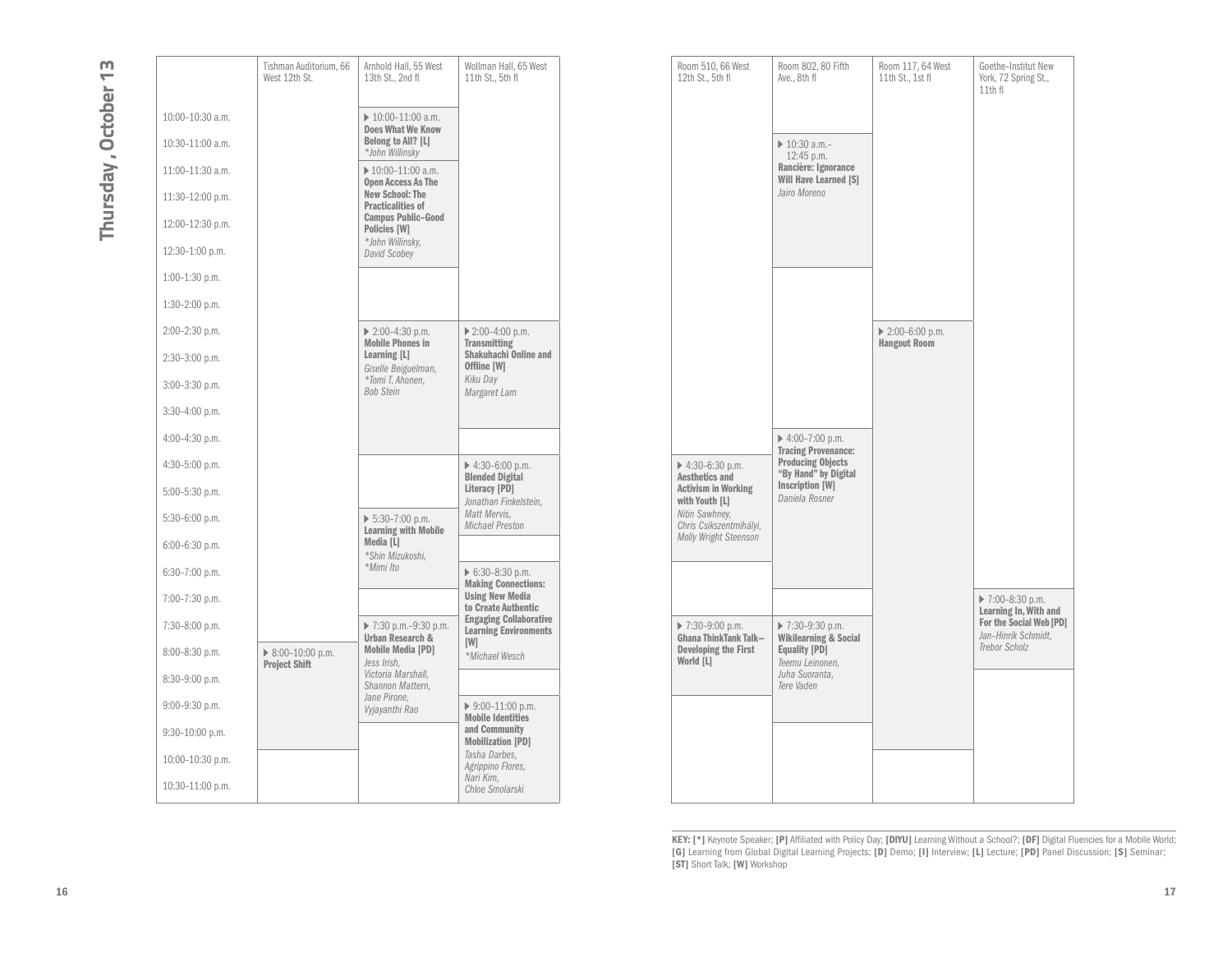# Thursday, October 13

| | Tishman Auditorium, 66 West 12th St. | Arnhold Hall, 55 West 13th St., 2nd fl | Wollman Hall, 65 West 11th St., 5th fl | Room 510, 66 West 12th St., 5th fl | Room 802, 80 Fifth Ave., 8th fl | Room 117, 64 West 11th St., 1st fl | Goethe-Institut New York, 72 Spring St., 11th fl |
|---|---|---|---|---|---|---|---|
| 10:00–10:30 a.m. | | ▶ 10:00–11:00 a.m. **Does What We Know Belong to All? [L]** *\*John Willinsky* | | | | | |
| 10:30–11:00 a.m. | | | | | ▶ 10:30 a.m.–12:45 p.m. **Rancière: Ignorance Will Have Learned [S]** *Jairo Moreno* | | |
| 11:00–11:30 a.m. | | ▶ 10:00–11:00 a.m. **Open Access As The New School: The Practicalities of Campus Public-Good Policies [W]** *\*John Willinsky, David Scobey* | | | | | |
| 11:30–12:00 p.m. | | | | | | | |
| 12:00–12:30 p.m. | | | | | | | |
| 12:30–1:00 p.m. | | | | | | | |
| 1:00–1:30 p.m. | | | | | | | |
| 1:30–2:00 p.m. | | | | | | | |
| 2:00–2:30 p.m. | | ▶ 2:00–4:30 p.m. **Mobile Phones in Learning [L]** *Giselle Beiguelman, \*Tomi T. Ahonen, Bob Stein* | ▶ 2:00–4:00 p.m. **Transmitting Shakuhachi Online and Offline [W]** *Kiku Day, Margaret Lam* | | | ▶ 2:00–6:00 p.m. **Hangout Room** | |
| 2:30–3:00 p.m. | | | | | | | |
| 3:00–3:30 p.m. | | | | | | | |
| 3:30–4:00 p.m. | | | | | | | |
| 4:00–4:30 p.m. | | | | | ▶ 4:00–7:00 p.m. **Tracing Provenance: Producing Objects "By Hand" by Digital Inscription [W]** *Daniela Rosner* | | |
| 4:30–5:00 p.m. | | | ▶ 4:30–6:00 p.m. **Blended Digital Literacy [PD]** *Jonathan Finkelstein, Matt Mervis, Michael Preston* | ▶ 4:30–6:30 p.m. **Aesthetics and Activism in Working with Youth [L]** *Nitin Sawhney, Chris Csikszentmihályi, Molly Wright Steenson* | | | |
| 5:00–5:30 p.m. | | | | | | | |
| 5:30–6:00 p.m. | | ▶ 5:30–7:00 p.m. **Learning with Mobile Media [L]** *\*Shin Mizukoshi, \*Mimi Ito* | | | | | |
| 6:00–6:30 p.m. | | | | | | | |
| 6:30–7:00 p.m. | | | ▶ 6:30–8:30 p.m. **Making Connections: Using New Media to Create Authentic Engaging Collaborative Learning Environments [W]** *\*Michael Wesch* | | | | |
| 7:00–7:30 p.m. | | | | | | | ▶ 7:00–8:30 p.m. **Learning In, With and For the Social Web [PD]** *Jan-Hinrik Schmidt, Trebor Scholz* |
| 7:30–8:00 p.m. | | ▶ 7:30 p.m.–9:30 p.m. **Urban Research & Mobile Media [PD]** *Jess Irish, Victoria Marshall, Shannon Mattern, Jane Pirone, Vyjayanthi Rao* | | ▶ 7:30–9:00 p.m. **Ghana ThinkTank Talk–Developing the First World [L]** | ▶ 7:30–9:30 p.m. **Wikilearning & Social Equality [PD]** *Teemu Leinonen, Juha Suoranta, Tere Vaden* | | |
| 8:00–8:30 p.m. | ▶ 8:00–10:00 p.m. **Project Shift** | | | | | | |
| 8:30–9:00 p.m. | | | | | | | |
| 9:00–9:30 p.m. | | | ▶ 9:00–11:00 p.m. **Mobile Identities and Community Mobilization [PD]** *Tasha Darbes, Agrippino Flores, Nari Kim, Chloe Smolarski* | | | | |
| 9:30–10:00 p.m. | | | | | | | |
| 10:00–10:30 p.m. | | | | | | | |
| 10:30–11:00 p.m. | | | | | | | |

**KEY: [*]** Keynote Speaker; **[P]** Affiliated with Policy Day; **[DIYU]** Learning Without a School?; **[DF]** Digital Fluencies for a Mobile World; **[G]** Learning from Global Digital Learning Projects; **[D]** Demo; **[I]** Interview; **[L]** Lecture; **[PD]** Panel Discussion; **[S]** Seminar; **[ST]** Short Talk; **[W]** Workshop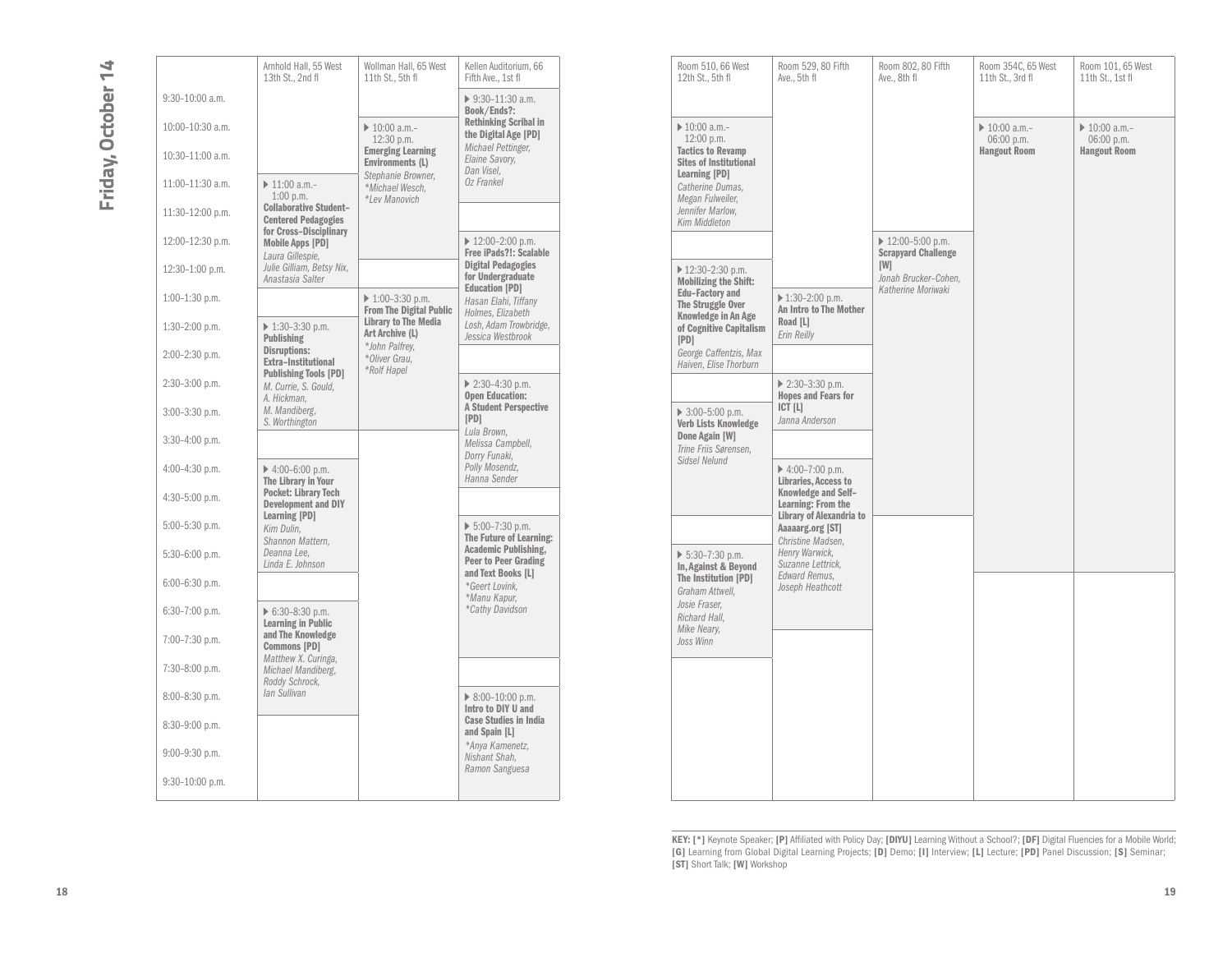## Friday, October 14

| Room | Time | Session | Presenters |
| --- | --- | --- | --- |
| Kellen Auditorium, 66 Fifth Ave., 1st fl | 9:30–11:30 a.m. | **Book/Ends?: Rethinking Scribal in the Digital Age [PD]** | *Michael Pettinger, Elaine Savory, Dan Visel, Oz Frankel* |
| Wollman Hall, 65 West 11th St., 5th fl | 10:00 a.m.–12:30 p.m. | **Emerging Learning Environments (L)** | *Stephanie Browner, \*Michael Wesch, \*Lev Manovich* |
| Room 510, 66 West 12th St., 5th fl | 10:00 a.m.–12:00 p.m. | **Tactics to Revamp Sites of Institutional Learning [PD]** | *Catherine Dumas, Megan Fulweiler, Jennifer Marlow, Kim Middleton* |
| Room 354C, 65 West 11th St., 3rd fl | 10:00 a.m.–06:00 p.m. | **Hangout Room** | |
| Room 101, 65 West 11th St., 1st fl | 10:00 a.m.–06:00 p.m. | **Hangout Room** | |
| Arnhold Hall, 55 West 13th St., 2nd fl | 11:00 a.m.–1:00 p.m. | **Collaborative Student-Centered Pedagogies for Cross-Disciplinary Mobile Apps [PD]** | *Laura Gillespie, Julie Gilliam, Betsy Nix, Anastasia Salter* |
| Kellen Auditorium, 66 Fifth Ave., 1st fl | 12:00–2:00 p.m. | **Free iPads?!: Scalable Digital Pedagogies for Undergraduate Education [PD]** | *Hasan Elahi, Tiffany Holmes, Elizabeth Losh, Adam Trowbridge, Jessica Westbrook* |
| Room 802, 80 Fifth Ave., 8th fl | 12:00–5:00 p.m. | **Scrapyard Challenge [W]** | *Jonah Brucker-Cohen, Katherine Moriwaki* |
| Room 510, 66 West 12th St., 5th fl | 12:30–2:30 p.m. | **Mobilizing the Shift: Edu-Factory and The Struggle Over Knowledge in An Age of Cognitive Capitalism [PD]** | *George Caffentzis, Max Haiven, Elise Thorburn* |
| Wollman Hall, 65 West 11th St., 5th fl | 1:00–3:30 p.m. | **From The Digital Public Library to The Media Art Archive (L)** | *\*John Palfrey, \*Oliver Grau, \*Rolf Hapel* |
| Arnhold Hall, 55 West 13th St., 2nd fl | 1:30–3:30 p.m. | **Publishing Disruptions: Extra-Institutional Publishing Tools [PD]** | *M. Currie, S. Gould, A. Hickman, M. Mandiberg, S. Worthington* |
| Room 529, 80 Fifth Ave., 5th fl | 1:30–2:00 p.m. | **An Intro to The Mother Road [L]** | *Erin Reilly* |
| Kellen Auditorium, 66 Fifth Ave., 1st fl | 2:30–4:30 p.m. | **Open Education: A Student Perspective [PD]** | *Lula Brown, Melissa Campbell, Dorry Funaki, Polly Mosendz, Hanna Sender* |
| Room 529, 80 Fifth Ave., 5th fl | 2:30–3:30 p.m. | **Hopes and Fears for ICT [L]** | *Janna Anderson* |
| Room 510, 66 West 12th St., 5th fl | 3:00–5:00 p.m. | **Verb Lists Knowledge Done Again [W]** | *Trine Friis Sørensen, Sidsel Nelund* |
| Arnhold Hall, 55 West 13th St., 2nd fl | 4:00–6:00 p.m. | **The Library in Your Pocket: Library Tech Development and DIY Learning [PD]** | *Kim Dulin, Shannon Mattern, Deanna Lee, Linda E. Johnson* |
| Room 529, 80 Fifth Ave., 5th fl | 4:00–7:00 p.m. | **Libraries, Access to Knowledge and Self-Learning: From the Library of Alexandria to Aaaaarg.org [ST]** | *Christine Madsen, Henry Warwick, Suzanne Lettrick, Edward Remus, Joseph Heathcott* |
| Kellen Auditorium, 66 Fifth Ave., 1st fl | 5:00–7:30 p.m. | **The Future of Learning: Academic Publishing, Peer to Peer Grading and Text Books [L]** | *\*Geert Lovink, \*Manu Kapur, \*Cathy Davidson* |
| Room 510, 66 West 12th St., 5th fl | 5:30–7:30 p.m. | **In, Against & Beyond The Institution [PD]** | *Graham Attwell, Josie Fraser, Richard Hall, Mike Neary, Joss Winn* |
| Arnhold Hall, 55 West 13th St., 2nd fl | 6:30–8:30 p.m. | **Learning in Public and The Knowledge Commons [PD]** | *Matthew X. Curinga, Michael Mandiberg, Roddy Schrock, Ian Sullivan* |
| Kellen Auditorium, 66 Fifth Ave., 1st fl | 8:00–10:00 p.m. | **Intro to DIY U and Case Studies in India and Spain [L]** | *\*Anya Kamenetz, Nishant Shah, Ramon Sanguesa* |

**KEY: [*]** Keynote Speaker; **[P]** Affiliated with Policy Day; **[DIYU]** Learning Without a School?; **[DF]** Digital Fluencies for a Mobile World; **[G]** Learning from Global Digital Learning Projects; **[D]** Demo; **[I]** Interview; **[L]** Lecture; **[PD]** Panel Discussion; **[S]** Seminar; **[ST]** Short Talk; **[W]** Workshop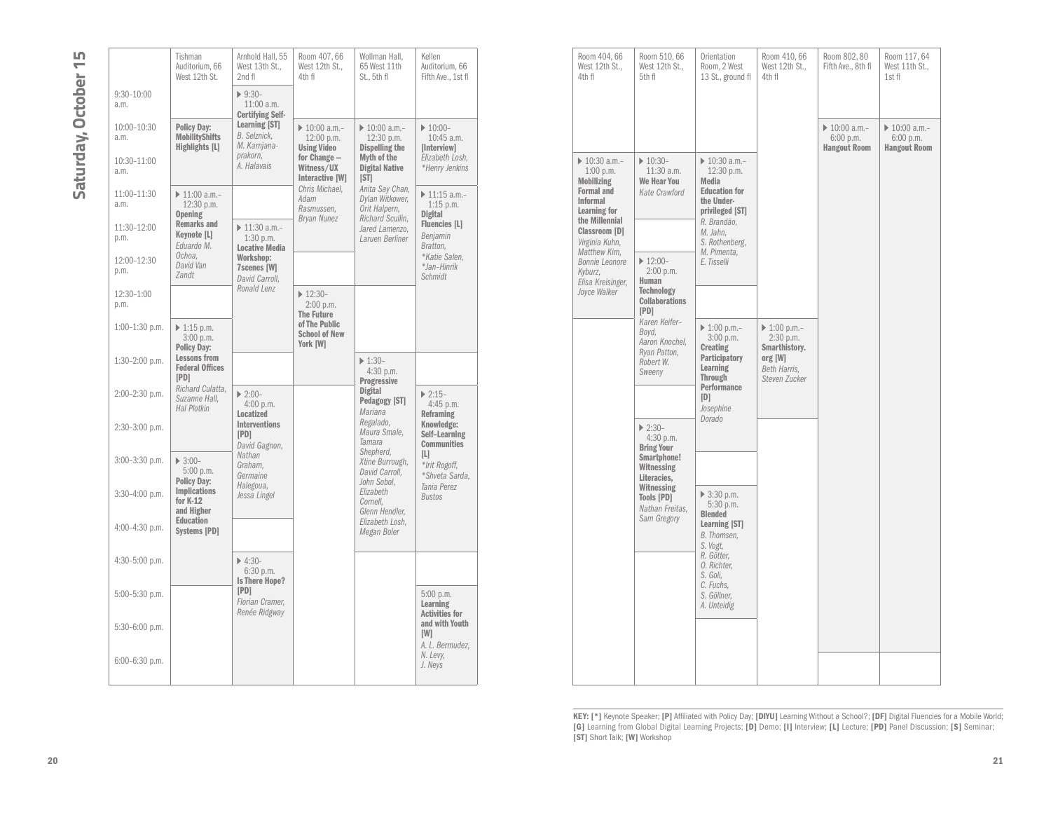# Saturday, October 15

| Time | Tishman Auditorium, 66 West 12th St. | Arnhold Hall, 55 West 13th St., 2nd fl | Room 407, 66 West 12th St., 4th fl | Wollman Hall, 65 West 11th St., 5th fl | Kellen Auditorium, 66 Fifth Ave., 1st fl |
|---|---|---|---|---|---|
| 9:30–10:00 a.m. | | ▶ 9:30–11:00 a.m. **Certifying Self-Learning [ST]** *B. Selznick, M. Karnjana-prakorn, A. Halavais* | | | |
| 10:00–10:30 a.m. | **Policy Day: MobilityShifts Highlights [L]** | | ▶ 10:00 a.m.–12:00 p.m. **Using Video for Change — Witness/UX Interactive [W]** *Chris Michael, Adam Rasmussen, Bryan Nunez* | ▶ 10:00 a.m.–12:30 p.m. **Dispelling the Myth of the Digital Native [ST]** *Anita Say Chan, Dylan Witkower, Orit Halpern, Richard Scullin, Jared Lamenzo, Laruen Berliner* | ▶ 10:00–10:45 a.m. **[Interview]** *Elizabeth Losh, *Henry Jenkins* |
| 10:30–11:00 a.m. | | | | | |
| 11:00–11:30 a.m. | ▶ 11:00 a.m.–12:30 p.m. **Opening Remarks and Keynote [L]** *Eduardo M. Ochoa, David Van Zandt* | | | | ▶ 11:15 a.m.–1:15 p.m. **Digital Fluencies [L]** *Benjamin Bratton, *Katie Salen, *Jan-Hinrik Schmidt* |
| 11:30–12:00 p.m. | | ▶ 11:30 a.m.–1:30 p.m. **Locative Media Workshop: 7scenes [W]** *David Carroll, Ronald Lenz* | | | |
| 12:00–12:30 p.m. | | | | | |
| 12:30–1:00 p.m. | | | ▶ 12:30–2:00 p.m. **The Future of The Public School of New York [W]** | | |
| 1:00–1:30 p.m. | ▶ 1:15 p.m.–3:00 p.m. **Policy Day: Lessons from Federal Offices [PD]** *Richard Culatta, Suzanne Hall, Hal Plotkin* | | | | |
| 1:30–2:00 p.m. | | | | ▶ 1:30–4:30 p.m. **Progressive Digital Pedagogy [ST]** *Mariana Regalado, Maura Smale, Tamara Shepherd, Xtine Burrough, David Carroll, John Sobol, Elizabeth Cornell, Glenn Hendler, Elizabeth Losh, Megan Boler* | |
| 2:00–2:30 p.m. | | ▶ 2:00–4:00 p.m. **Localized Interventions [PD]** *David Gagnon, Nathan Graham, Germaine Halegoua, Jessa Lingel* | | | ▶ 2:15–4:45 p.m. **Reframing Knowledge: Self-Learning Communities [L]** *Irit Rogoff, *Shveta Sarda, Tania Perez Bustos* |
| 2:30–3:00 p.m. | | | | | |
| 3:00–3:30 p.m. | ▶ 3:00–5:00 p.m. **Policy Day: Implications for K-12 and Higher Education Systems [PD]** | | | | |
| 3:30–4:00 p.m. | | | | | |
| 4:00–4:30 p.m. | | | | | |
| 4:30–5:00 p.m. | | ▶ 4:30–6:30 p.m. **Is There Hope? [PD]** *Florian Cramer, Renée Ridgway* | | | |
| 5:00–5:30 p.m. | | | | | 5:00 p.m. **Learning Activities for and with Youth [W]** *A. L. Bermudez, N. Levy, J. Neys* |
| 5:30–6:00 p.m. | | | | | |
| 6:00–6:30 p.m. | | | | | |

| Time | Room 404, 66 West 12th St., 4th fl | Room 510, 66 West 12th St., 5th fl | Orientation Room, 2 West 13 St., ground fl | Room 410, 66 West 12th St., 4th fl | Room 802, 80 Fifth Ave., 8th fl | Room 117, 64 West 11th St., 1st fl |
|---|---|---|---|---|---|---|
| 9:30–10:00 a.m. | | | | | | |
| 10:00–10:30 a.m. | | | | | ▶ 10:00 a.m.–6:00 p.m. **Hangout Room** | ▶ 10:00 a.m.–6:00 p.m. **Hangout Room** |
| 10:30–11:00 a.m. | ▶ 10:30 a.m.–1:00 p.m. **Mobilizing Formal and Informal Learning for the Millennial Classroom [D]** *Virginia Kuhn, Matthew Kim, Bonnie Leonore Kyburz, Elisa Kreisinger, Joyce Walker* | ▶ 10:30–11:30 a.m. **We Hear You** *Kate Crawford* | ▶ 10:30 a.m.–12:30 p.m. **Media Education for the Under-privileged [ST]** *R. Brandão, M. Jahn, S. Rothenberg, M. Pimenta, E. Tisselli* | | | |
| 11:00–11:30 a.m. | | | | | | |
| 11:30–12:00 p.m. | | | | | | |
| 12:00–12:30 p.m. | | ▶ 12:00–2:00 p.m. **Human Technology Collaborations [PD]** *Karen Keifer-Boyd, Aaron Knochel, Ryan Patton, Robert W. Sweeny* | | | | |
| 12:30–1:00 p.m. | | | | | | |
| 1:00–1:30 p.m. | | | ▶ 1:00 p.m.–3:00 p.m. **Creating Participatory Learning Through Performance [D]** *Josephine Dorado* | ▶ 1:00 p.m.–2:30 p.m. **Smarthistory.org [W]** *Beth Harris, Steven Zucker* | | |
| 1:30–2:00 p.m. | | | | | | |
| 2:00–2:30 p.m. | | | | | | |
| 2:30–3:00 p.m. | | ▶ 2:30–4:30 p.m. **Bring Your Smartphone! Witnessing Literacies, Witnessing Tools [PD]** *Nathan Freitas, Sam Gregory* | | | | |
| 3:00–3:30 p.m. | | | | | | |
| 3:30–4:00 p.m. | | | ▶ 3:30 p.m.–5:30 p.m. **Blended Learning [ST]** *B. Thomsen, S. Vogt, R. Götter, O. Richter, S. Goli, C. Fuchs, S. Göllner, A. Unteidig* | | | |
| 4:00–4:30 p.m. | | | | | | |
| 4:30–5:00 p.m. | | | | | | |
| 5:00–5:30 p.m. | | | | | | |
| 5:30–6:00 p.m. | | | | | | |
| 6:00–6:30 p.m. | | | | | | |

**KEY: [*]** Keynote Speaker; **[P]** Affiliated with Policy Day; **[DIYU]** Learning Without a School?; **[DF]** Digital Fluencies for a Mobile World; **[G]** Learning from Global Digital Learning Projects; **[D]** Demo; **[I]** Interview; **[L]** Lecture; **[PD]** Panel Discussion; **[S]** Seminar; **[ST]** Short Talk; **[W]** Workshop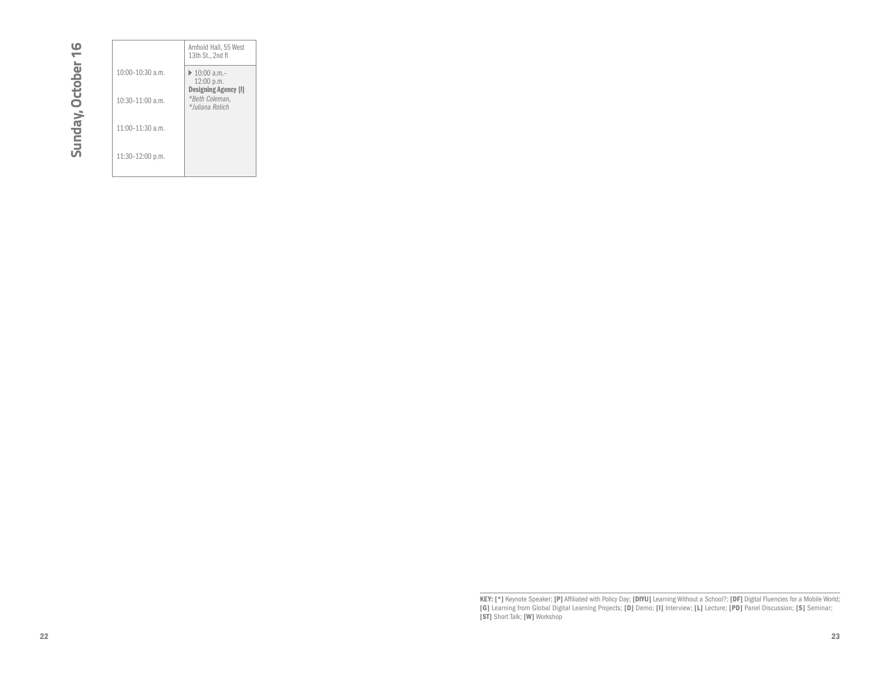# Sunday, October 16

| | Arnhold Hall, 55 West 13th St., 2nd fl |
|---|---|
| 10:00–10:30 a.m. | ▶ 10:00 a.m.–12:00 p.m. **Designing Agency [I]** *\*Beth Coleman, \*Juliana Rotich* |
| 10:30–11:00 a.m. | |
| 11:00–11:30 a.m. | |
| 11:30–12:00 p.m. | |

**KEY: [*]** Keynote Speaker; **[P]** Affiliated with Policy Day; **[DIYU]** Learning Without a School?; **[DF]** Digital Fluencies for a Mobile World; **[G]** Learning from Global Digital Learning Projects; **[D]** Demo; **[I]** Interview; **[L]** Lecture; **[PD]** Panel Discussion; **[S]** Seminar; **[ST]** Short Talk; **[W]** Workshop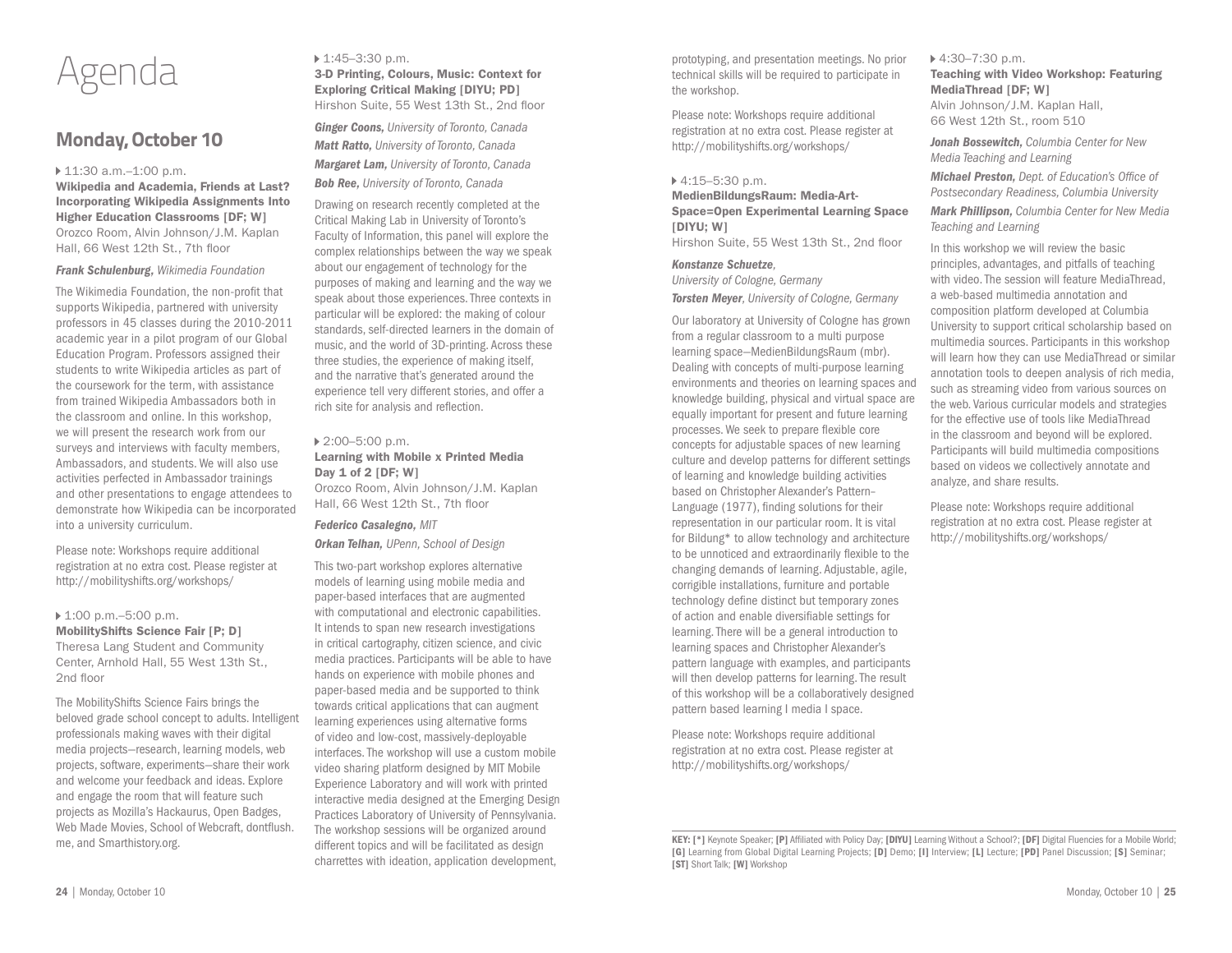# Agenda

## Monday, October 10

▸ 11:30 a.m.–1:00 p.m.
**Wikipedia and Academia, Friends at Last? Incorporating Wikipedia Assignments Into Higher Education Classrooms [DF; W]**
Orozco Room, Alvin Johnson/J.M. Kaplan Hall, 66 West 12th St., 7th floor

***Frank Schulenburg,** Wikimedia Foundation*

The Wikimedia Foundation, the non-profit that supports Wikipedia, partnered with university professors in 45 classes during the 2010-2011 academic year in a pilot program of our Global Education Program. Professors assigned their students to write Wikipedia articles as part of the coursework for the term, with assistance from trained Wikipedia Ambassadors both in the classroom and online. In this workshop, we will present the research work from our surveys and interviews with faculty members, Ambassadors, and students. We will also use activities perfected in Ambassador trainings and other presentations to engage attendees to demonstrate how Wikipedia can be incorporated into a university curriculum.

Please note: Workshops require additional registration at no extra cost. Please register at http://mobilityshifts.org/workshops/

▸ 1:00 p.m.–5:00 p.m.
**MobilityShifts Science Fair [P; D]**
Theresa Lang Student and Community Center, Arnhold Hall, 55 West 13th St., 2nd floor

The MobilityShifts Science Fairs brings the beloved grade school concept to adults. Intelligent professionals making waves with their digital media projects—research, learning models, web projects, software, experiments—share their work and welcome your feedback and ideas. Explore and engage the room that will feature such projects as Mozilla's Hackaurus, Open Badges, Web Made Movies, School of Webcraft, dontflush.me, and Smarthistory.org.

▸ 1:45–3:30 p.m.
**3-D Printing, Colours, Music: Context for Exploring Critical Making [DIYU; PD]**
Hirshon Suite, 55 West 13th St., 2nd floor

***Ginger Coons,** University of Toronto, Canada*

***Matt Ratto,** University of Toronto, Canada*

***Margaret Lam,** University of Toronto, Canada*

***Bob Ree,** University of Toronto, Canada*

Drawing on research recently completed at the Critical Making Lab in University of Toronto's Faculty of Information, this panel will explore the complex relationships between the way we speak about our engagement of technology for the purposes of making and learning and the way we speak about those experiences. Three contexts in particular will be explored: the making of colour standards, self-directed learners in the domain of music, and the world of 3D-printing. Across these three studies, the experience of making itself, and the narrative that's generated around the experience tell very different stories, and offer a rich site for analysis and reflection.

▸ 2:00–5:00 p.m.
**Learning with Mobile x Printed Media Day 1 of 2 [DF; W]**
Orozco Room, Alvin Johnson/J.M. Kaplan Hall, 66 West 12th St., 7th floor

***Federico Casalegno,** MIT*

***Orkan Telhan,** UPenn, School of Design*

This two-part workshop explores alternative models of learning using mobile media and paper-based interfaces that are augmented with computational and electronic capabilities. It intends to span new research investigations in critical cartography, citizen science, and civic media practices. Participants will be able to have hands on experience with mobile phones and paper-based media and be supported to think towards critical applications that can augment learning experiences using alternative forms of video and low-cost, massively-deployable interfaces. The workshop will use a custom mobile video sharing platform designed by MIT Mobile Experience Laboratory and will work with printed interactive media designed at the Emerging Design Practices Laboratory of University of Pennsylvania. The workshop sessions will be organized around different topics and will be facilitated as design charrettes with ideation, application development, prototyping, and presentation meetings. No prior technical skills will be required to participate in the workshop.

Please note: Workshops require additional registration at no extra cost. Please register at http://mobilityshifts.org/workshops/

▸ 4:15–5:30 p.m.
**MedienBildungsRaum: Media-Art-Space=Open Experimental Learning Space [DIYU; W]**
Hirshon Suite, 55 West 13th St., 2nd floor

***Konstanze Schuetze,** University of Cologne, Germany*

***Torsten Meyer**, University of Cologne, Germany*

Our laboratory at University of Cologne has grown from a regular classroom to a multi purpose learning space—MedienBildungsRaum (mbr). Dealing with concepts of multi-purpose learning environments and theories on learning spaces and knowledge building, physical and virtual space are equally important for present and future learning processes. We seek to prepare flexible core concepts for adjustable spaces of new learning culture and develop patterns for different settings of learning and knowledge building activities based on Christopher Alexander's Pattern–Language (1977), finding solutions for their representation in our particular room. It is vital for Bildung* to allow technology and architecture to be unnoticed and extraordinarily flexible to the changing demands of learning. Adjustable, agile, corrigible installations, furniture and portable technology define distinct but temporary zones of action and enable diversifiable settings for learning. There will be a general introduction to learning spaces and Christopher Alexander's pattern language with examples, and participants will then develop patterns for learning. The result of this workshop will be a collaboratively designed pattern based learning I media I space.

Please note: Workshops require additional registration at no extra cost. Please register at http://mobilityshifts.org/workshops/

▸ 4:30–7:30 p.m.
**Teaching with Video Workshop: Featuring MediaThread [DF; W]**
Alvin Johnson/J.M. Kaplan Hall, 66 West 12th St., room 510

***Jonah Bossewitch,** Columbia Center for New Media Teaching and Learning*

***Michael Preston,** Dept. of Education's Office of Postsecondary Readiness, Columbia University*

***Mark Phillipson,** Columbia Center for New Media Teaching and Learning*

In this workshop we will review the basic principles, advantages, and pitfalls of teaching with video. The session will feature MediaThread, a web-based multimedia annotation and composition platform developed at Columbia University to support critical scholarship based on multimedia sources. Participants in this workshop will learn how they can use MediaThread or similar annotation tools to deepen analysis of rich media, such as streaming video from various sources on the web. Various curricular models and strategies for the effective use of tools like MediaThread in the classroom and beyond will be explored. Participants will build multimedia compositions based on videos we collectively annotate and analyze, and share results.

Please note: Workshops require additional registration at no extra cost. Please register at http://mobilityshifts.org/workshops/

**KEY: [*]** Keynote Speaker; **[P]** Affiliated with Policy Day; **[DIYU]** Learning Without a School?; **[DF]** Digital Fluencies for a Mobile World; **[G]** Learning from Global Digital Learning Projects; **[D]** Demo; **[I]** Interview; **[L]** Lecture; **[PD]** Panel Discussion; **[S]** Seminar; **[ST]** Short Talk; **[W]** Workshop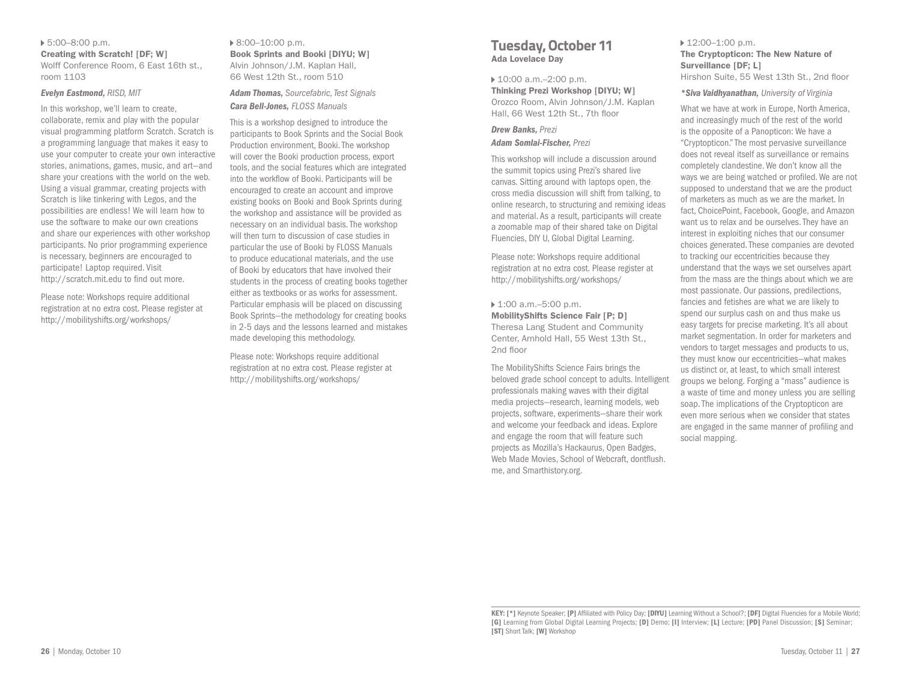▸ 5:00–8:00 p.m.
**Creating with Scratch! [DF; W]**
Wolff Conference Room, 6 East 16th st., room 1103

***Evelyn Eastmond,*** *RISD, MIT*

In this workshop, we'll learn to create, collaborate, remix and play with the popular visual programming platform Scratch. Scratch is a programming language that makes it easy to use your computer to create your own interactive stories, animations, games, music, and art—and share your creations with the world on the web. Using a visual grammar, creating projects with Scratch is like tinkering with Legos, and the possibilities are endless! We will learn how to use the software to make our own creations and share our experiences with other workshop participants. No prior programming experience is necessary, beginners are encouraged to participate! Laptop required. Visit http://scratch.mit.edu to find out more.

Please note: Workshops require additional registration at no extra cost. Please register at http://mobilityshifts.org/workshops/

▸ 8:00–10:00 p.m.
**Book Sprints and Booki [DIYU; W]**
Alvin Johnson/J.M. Kaplan Hall, 66 West 12th St., room 510

***Adam Thomas,*** *Sourcefabric, Test Signals*
***Cara Bell-Jones,*** *FLOSS Manuals*

This is a workshop designed to introduce the participants to Book Sprints and the Social Book Production environment, Booki. The workshop will cover the Booki production process, export tools, and the social features which are integrated into the workflow of Booki. Participants will be encouraged to create an account and improve existing books on Booki and Book Sprints during the workshop and assistance will be provided as necessary on an individual basis. The workshop will then turn to discussion of case studies in particular the use of Booki by FLOSS Manuals to produce educational materials, and the use of Booki by educators that have involved their students in the process of creating books together either as textbooks or as works for assessment. Particular emphasis will be placed on discussing Book Sprints—the methodology for creating books in 2-5 days and the lessons learned and mistakes made developing this methodology.

Please note: Workshops require additional registration at no extra cost. Please register at http://mobilityshifts.org/workshops/

## Tuesday, October 11
**Ada Lovelace Day**

▸ 10:00 a.m.–2:00 p.m.
**Thinking Prezi Workshop [DIYU; W]**
Orozco Room, Alvin Johnson/J.M. Kaplan Hall, 66 West 12th St., 7th floor

***Drew Banks,*** *Prezi*
***Adam Somlai-Fischer,*** *Prezi*

This workshop will include a discussion around the summit topics using Prezi's shared live canvas. Sitting around with laptops open, the cross media discussion will shift from talking, to online research, to structuring and remixing ideas and material. As a result, participants will create a zoomable map of their shared take on Digital Fluencies, DIY U, Global Digital Learning.

Please note: Workshops require additional registration at no extra cost. Please register at http://mobilityshifts.org/workshops/

▸ 1:00 a.m.–5:00 p.m.
**MobilityShifts Science Fair [P; D]**
Theresa Lang Student and Community Center, Arnhold Hall, 55 West 13th St., 2nd floor

The MobilityShifts Science Fairs brings the beloved grade school concept to adults. Intelligent professionals making waves with their digital media projects—research, learning models, web projects, software, experiments—share their work and welcome your feedback and ideas. Explore and engage the room that will feature such projects as Mozilla's Hackaurus, Open Badges, Web Made Movies, School of Webcraft, dontflush.me, and Smarthistory.org.

▸ 12:00–1:00 p.m.
**The Cryptopticon: The New Nature of Surveillance [DF; L]**
Hirshon Suite, 55 West 13th St., 2nd floor

***\*Siva Vaidhyanathan,*** *University of Virginia*

What we have at work in Europe, North America, and increasingly much of the rest of the world is the opposite of a Panopticon: We have a "Cryptopticon." The most pervasive surveillance does not reveal itself as surveillance or remains completely clandestine. We don't know all the ways we are being watched or profiled. We are not supposed to understand that we are the product of marketers as much as we are the market. In fact, ChoicePoint, Facebook, Google, and Amazon want us to relax and be ourselves. They have an interest in exploiting niches that our consumer choices generated. These companies are devoted to tracking our eccentricities because they understand that the ways we set ourselves apart from the mass are the things about which we are most passionate. Our passions, predilections, fancies and fetishes are what we are likely to spend our surplus cash on and thus make us easy targets for precise marketing. It's all about market segmentation. In order for marketers and vendors to target messages and products to us, they must know our eccentricities—what makes us distinct or, at least, to which small interest groups we belong. Forging a "mass" audience is a waste of time and money unless you are selling soap. The implications of the Cryptopticon are even more serious when we consider that states are engaged in the same manner of profiling and social mapping.

---

**KEY: [*]** Keynote Speaker; **[P]** Affiliated with Policy Day; **[DIYU]** Learning Without a School?; **[DF]** Digital Fluencies for a Mobile World; **[G]** Learning from Global Digital Learning Projects; **[D]** Demo; **[I]** Interview; **[L]** Lecture; **[PD]** Panel Discussion; **[S]** Seminar; **[ST]** Short Talk; **[W]** Workshop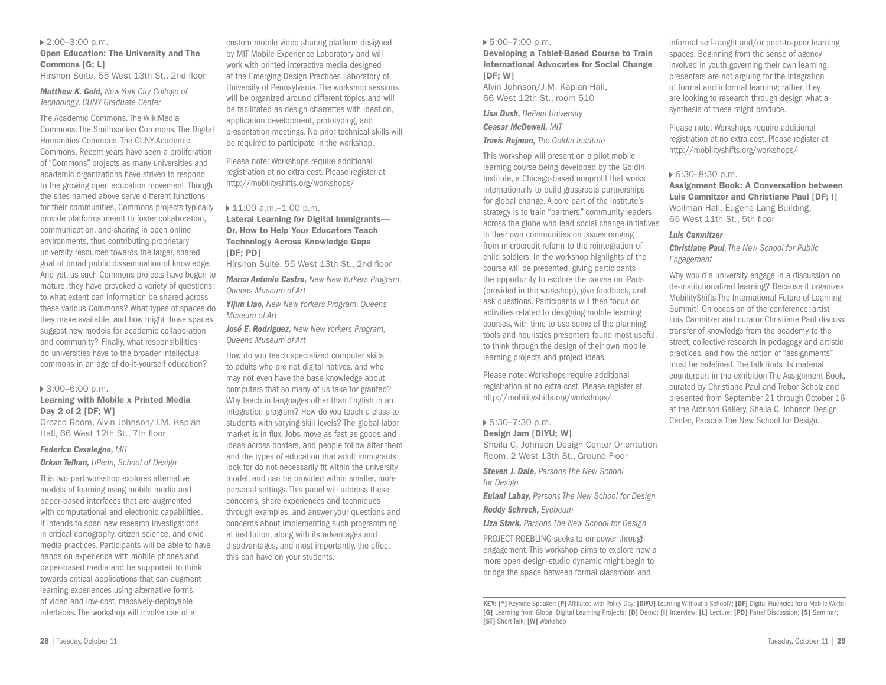▸ 2:00–3:00 p.m.

### Open Education: The University and The Commons [G; L]

Hirshon Suite, 55 West 13th St., 2nd floor

***Matthew K. Gold,*** *New York City College of Technology, CUNY Graduate Center*

The Academic Commons. The WikiMedia Commons. The Smithsonian Commons. The Digital Humanities Commons. The CUNY Academic Commons. Recent years have seen a proliferation of "Commons" projects as many universities and academic organizations have striven to respond to the growing open education movement. Though the sites named above serve different functions for their communities, Commons projects typically provide platforms meant to foster collaboration, communication, and sharing in open online environments, thus contributing proprietary university resources towards the larger, shared goal of broad public dissemination of knowledge. And yet, as such Commons projects have begun to mature, they have provoked a variety of questions: to what extent can information be shared across these various Commons? What types of spaces do they make available, and how might those spaces suggest new models for academic collaboration and community? Finally, what responsibilities do universities have to the broader intellectual commons in an age of do-it-yourself education?

▸ 3:00–6:00 p.m.

### Learning with Mobile x Printed Media Day 2 of 2 [DF; W]

Orozco Room, Alvin Johnson/J.M. Kaplan Hall, 66 West 12th St., 7th floor

***Federico Casalegno,*** *MIT*

***Orkan Telhan,*** *UPenn, School of Design*

This two-part workshop explores alternative models of learning using mobile media and paper-based interfaces that are augmented with computational and electronic capabilities. It intends to span new research investigations in critical cartography, citizen science, and civic media practices. Participants will be able to have hands on experience with mobile phones and paper-based media and be supported to think towards critical applications that can augment learning experiences using alternative forms of video and low-cost, massively-deployable interfaces. The workshop will involve use of a custom mobile video sharing platform designed by MIT Mobile Experience Laboratory and will work with printed interactive media designed at the Emerging Design Practices Laboratory of University of Pennsylvania. The workshop sessions will be organized around different topics and will be facilitated as design charrettes with ideation, application development, prototyping, and presentation meetings. No prior technical skills will be required to participate in the workshop.

Please note: Workshops require additional registration at no extra cost. Please register at http://mobilityshifts.org/workshops/

▸ 11:00 a.m.–1:00 p.m.

### Lateral Learning for Digital Immigrants—Or, How to Help Your Educators Teach Technology Across Knowledge Gaps [DF; PD]

Hirshon Suite, 55 West 13th St., 2nd floor

***Marco Antonio Castro,*** *New New Yorkers Program, Queens Museum of Art*

***Yijun Liao,*** *New New Yorkers Program, Queens Museum of Art*

***José E. Rodriguez,*** *New New Yorkers Program, Queens Museum of Art*

How do you teach specialized computer skills to adults who are not digital natives, and who may not even have the base knowledge about computers that so many of us take for granted? Why teach in languages other than English in an integration program? How do you teach a class to students with varying skill levels? The global labor market is in flux. Jobs move as fast as goods and ideas across borders, and people follow after them and the types of education that adult immigrants look for do not necessarily fit within the university model, and can be provided within smaller, more personal settings. This panel will address these concerns, share experiences and techniques through examples, and answer your questions and concerns about implementing such programming at institution, along with its advantages and disadvantages, and most importantly, the effect this can have on your students.

▸ 5:00–7:00 p.m.

### Developing a Tablet-Based Course to Train International Advocates for Social Change [DF; W]

Alvin Johnson/J.M. Kaplan Hall, 66 West 12th St., room 510

***Lisa Dush,*** *DePaul University*

***Ceasar McDowell,*** *MIT*

***Travis Rejman,*** *The Goldin Institute*

This workshop will present on a pilot mobile learning course being developed by the Goldin Institute, a Chicago-based nonprofit that works internationally to build grassroots partnerships for global change. A core part of the Institute's strategy is to train "partners," community leaders across the globe who lead social change initiatives in their own communities on issues ranging from microcredit reform to the reintegration of child soldiers. In the workshop highlights of the course will be presented, giving participants the opportunity to explore the course on iPads (provided in the workshop), give feedback, and ask questions. Participants will then focus on activities related to designing mobile learning courses, with time to use some of the planning tools and heuristics presenters found most useful, to think through the design of their own mobile learning projects and project ideas.

Please note: Workshops require additional registration at no extra cost. Please register at http://mobilityshifts.org/workshops/

▸ 5:30–7:30 p.m.

### Design Jam [DIYU; W]

Sheila C. Johnson Design Center Orientation Room, 2 West 13th St., Ground Floor

***Steven J. Dale,*** *Parsons The New School for Design*

***Eulani Labay,*** *Parsons The New School for Design*

***Roddy Schrock,*** *Eyebeam*

***Liza Stark,*** *Parsons The New School for Design*

PROJECT ROEBLING seeks to empower through engagement. This workshop aims to explore how a more open design-studio dynamic might begin to bridge the space between formal classroom and informal self-taught and/or peer-to-peer learning spaces. Beginning from the sense of agency involved in youth governing their own learning, presenters are not arguing for the integration of formal and informal learning; rather, they are looking to research through design what a synthesis of these might produce.

Please note: Workshops require additional registration at no extra cost. Please register at http://mobilityshifts.org/workshops/

▸ 6:30–8:30 p.m.

### Assignment Book: A Conversation between Luis Camnitzer and Christiane Paul [DF; I]

Wollman Hall, Eugene Lang Building, 65 West 11th St., 5th floor

***Luis Camnitzer***

***Christiane Paul****, The New School for Public Engagement*

Why would a university engage in a discussion on de-institutionalized learning? Because it organizes MobilityShifts The International Future of Learning Summit! On occasion of the conference, artist Luis Camnitzer and curator Christiane Paul discuss transfer of knowledge from the academy to the street, collective research in pedagogy and artistic practices, and how the notion of "assignments" must be redefined. The talk finds its material counterpart in the exhibition The Assignment Book, curated by Christiane Paul and Trebor Scholz and presented from September 21 through October 16 at the Aronson Gallery, Sheila C. Johnson Design Center, Parsons The New School for Design.

**KEY: [*]** Keynote Speaker; **[P]** Affiliated with Policy Day; **[DIYU]** Learning Without a School?; **[DF]** Digital Fluencies for a Mobile World; **[G]** Learning from Global Digital Learning Projects; **[D]** Demo; **[I]** Interview; **[L]** Lecture; **[PD]** Panel Discussion; **[S]** Seminar; **[ST]** Short Talk; **[W]** Workshop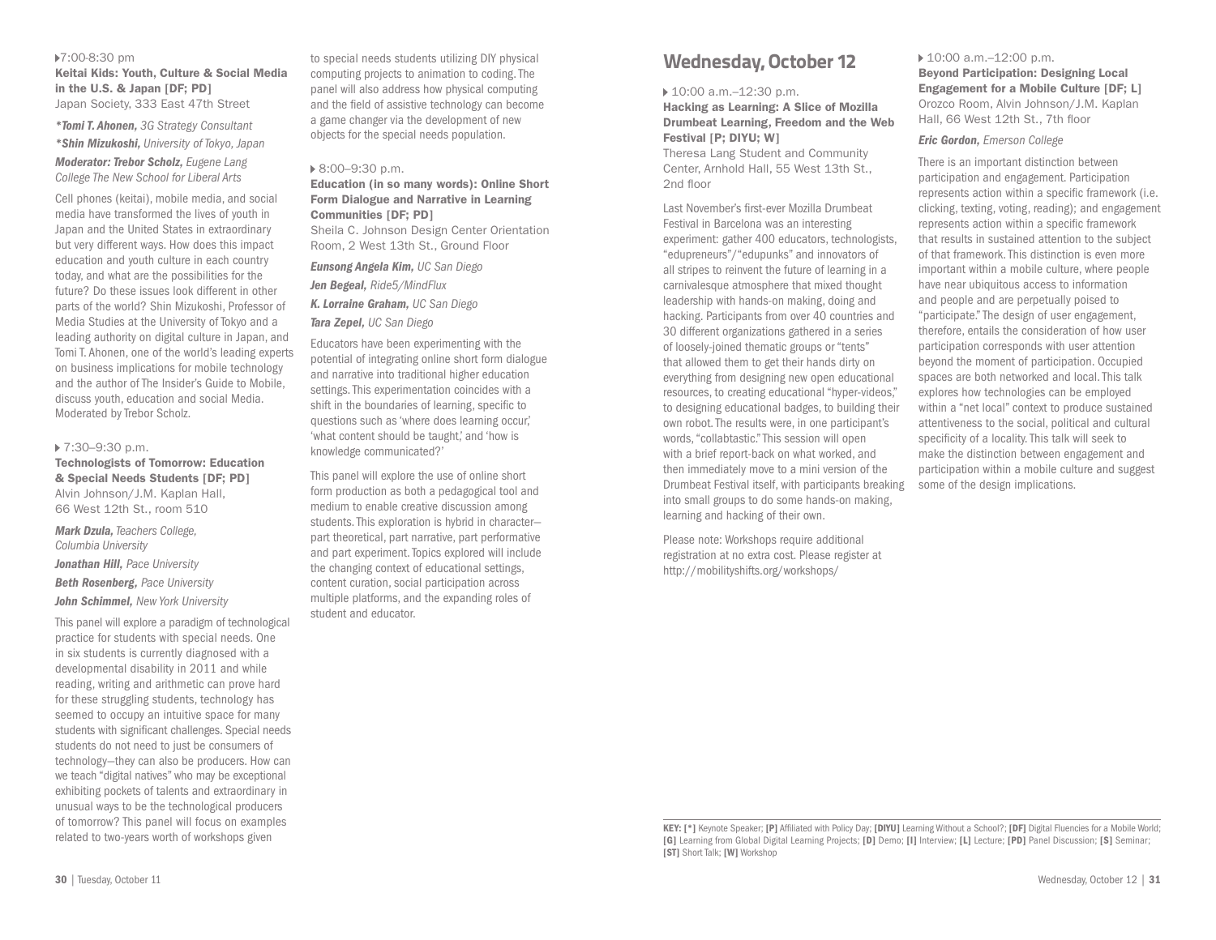▸7:00-8:30 pm

**Keitai Kids: Youth, Culture & Social Media in the U.S. & Japan [DF; PD]**
Japan Society, 333 East 47th Street

***Tomi T. Ahonen,** 3G Strategy Consultant*

***Shin Mizukoshi,** University of Tokyo, Japan*

***Moderator: Trebor Scholz,** Eugene Lang College The New School for Liberal Arts*

Cell phones (keitai), mobile media, and social media have transformed the lives of youth in Japan and the United States in extraordinary but very different ways. How does this impact education and youth culture in each country today, and what are the possibilities for the future? Do these issues look different in other parts of the world? Shin Mizukoshi, Professor of Media Studies at the University of Tokyo and a leading authority on digital culture in Japan, and Tomi T. Ahonen, one of the world's leading experts on business implications for mobile technology and the author of The Insider's Guide to Mobile, discuss youth, education and social Media. Moderated by Trebor Scholz.

▸ 7:30–9:30 p.m.

**Technologists of Tomorrow: Education & Special Needs Students [DF; PD]**
Alvin Johnson/J.M. Kaplan Hall, 66 West 12th St., room 510

***Mark Dzula,** Teachers College, Columbia University*

***Jonathan Hill,** Pace University*

***Beth Rosenberg,** Pace University*

***John Schimmel,** New York University*

This panel will explore a paradigm of technological practice for students with special needs. One in six students is currently diagnosed with a developmental disability in 2011 and while reading, writing and arithmetic can prove hard for these struggling students, technology has seemed to occupy an intuitive space for many students with significant challenges. Special needs students do not need to just be consumers of technology—they can also be producers. How can we teach "digital natives" who may be exceptional exhibiting pockets of talents and extraordinary in unusual ways to be the technological producers of tomorrow? This panel will focus on examples related to two-years worth of workshops given to special needs students utilizing DIY physical computing projects to animation to coding. The panel will also address how physical computing and the field of assistive technology can become a game changer via the development of new objects for the special needs population.

▸ 8:00–9:30 p.m.

**Education (in so many words): Online Short Form Dialogue and Narrative in Learning Communities [DF; PD]**
Sheila C. Johnson Design Center Orientation Room, 2 West 13th St., Ground Floor

***Eunsong Angela Kim,** UC San Diego*

***Jen Begeal,** Ride5/MindFlux*

***K. Lorraine Graham,** UC San Diego*

***Tara Zepel,** UC San Diego*

Educators have been experimenting with the potential of integrating online short form dialogue and narrative into traditional higher education settings. This experimentation coincides with a shift in the boundaries of learning, specific to questions such as 'where does learning occur,' 'what content should be taught,' and 'how is knowledge communicated?'

This panel will explore the use of online short form production as both a pedagogical tool and medium to enable creative discussion among students. This exploration is hybrid in character—part theoretical, part narrative, part performative and part experiment. Topics explored will include the changing context of educational settings, content curation, social participation across multiple platforms, and the expanding roles of student and educator.

## Wednesday, October 12

▸ 10:00 a.m.–12:30 p.m.

**Hacking as Learning: A Slice of Mozilla Drumbeat Learning, Freedom and the Web Festival [P; DIYU; W]**
Theresa Lang Student and Community Center, Arnhold Hall, 55 West 13th St., 2nd floor

Last November's first-ever Mozilla Drumbeat Festival in Barcelona was an interesting experiment: gather 400 educators, technologists, "edupreneurs"/"edupunks" and innovators of all stripes to reinvent the future of learning in a carnivalesque atmosphere that mixed thought leadership with hands-on making, doing and hacking. Participants from over 40 countries and 30 different organizations gathered in a series of loosely-joined thematic groups or "tents" that allowed them to get their hands dirty on everything from designing new open educational resources, to creating educational "hyper-videos," to designing educational badges, to building their own robot. The results were, in one participant's words, "collabtastic." This session will open with a brief report-back on what worked, and then immediately move to a mini version of the Drumbeat Festival itself, with participants breaking into small groups to do some hands-on making, learning and hacking of their own.

Please note: Workshops require additional registration at no extra cost. Please register at http://mobilityshifts.org/workshops/

▸ 10:00 a.m.–12:00 p.m.

**Beyond Participation: Designing Local Engagement for a Mobile Culture [DF; L]**
Orozco Room, Alvin Johnson/J.M. Kaplan Hall, 66 West 12th St., 7th floor

***Eric Gordon,** Emerson College*

There is an important distinction between participation and engagement. Participation represents action within a specific framework (i.e. clicking, texting, voting, reading); and engagement represents action within a specific framework that results in sustained attention to the subject of that framework. This distinction is even more important within a mobile culture, where people have near ubiquitous access to information and people and are perpetually poised to "participate." The design of user engagement, therefore, entails the consideration of how user participation corresponds with user attention beyond the moment of participation. Occupied spaces are both networked and local. This talk explores how technologies can be employed within a "net local" context to produce sustained attentiveness to the social, political and cultural specificity of a locality. This talk will seek to make the distinction between engagement and participation within a mobile culture and suggest some of the design implications.

**KEY: [*]** Keynote Speaker; **[P]** Affiliated with Policy Day; **[DIYU]** Learning Without a School?; **[DF]** Digital Fluencies for a Mobile World; **[G]** Learning from Global Digital Learning Projects; **[D]** Demo; **[I]** Interview; **[L]** Lecture; **[PD]** Panel Discussion; **[S]** Seminar; **[ST]** Short Talk; **[W]** Workshop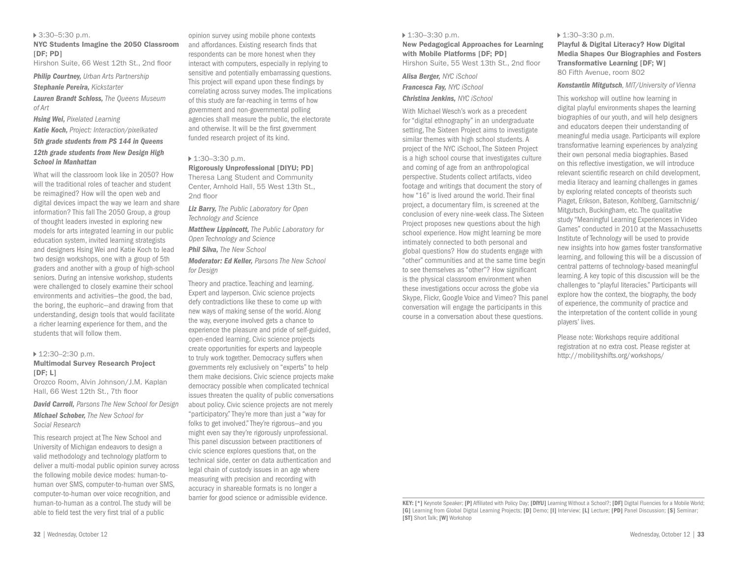▸ 3:30–5:30 p.m.

### NYC Students Imagine the 2050 Classroom [DF; PD]

Hirshon Suite, 66 West 12th St., 2nd floor

***Philip Courtney,*** *Urban Arts Partnership*

***Stephanie Pereira,*** *Kickstarter*

***Lauren Brandt Schloss,*** *The Queens Museum of Art*

***Hsing Wei,*** *Pixelated Learning*

***Katie Koch,*** *Project: Interaction/pixelkated*

***5th grade students from PS 144 in Queens***

***12th grade students from New Design High School in Manhattan***

What will the classroom look like in 2050? How will the traditional roles of teacher and student be reimagined? How will the open web and digital devices impact the way we learn and share information? This fall The 2050 Group, a group of thought leaders invested in exploring new models for arts integrated learning in our public education system, invited learning strategists and designers Hsing Wei and Katie Koch to lead two design workshops, one with a group of 5th graders and another with a group of high-school seniors. During an intensive workshop, students were challenged to closely examine their school environments and activities—the good, the bad, the boring, the euphoric—and drawing from that understanding, design tools that would facilitate a richer learning experience for them, and the students that will follow them.

▸ 12:30–2:30 p.m.

### Multimodal Survey Research Project [DF; L]

Orozco Room, Alvin Johnson/J.M. Kaplan Hall, 66 West 12th St., 7th floor

***David Carroll,*** *Parsons The New School for Design*

***Michael Schober,*** *The New School for Social Research*

This research project at The New School and University of Michigan endeavors to design a valid methodology and technology platform to deliver a multi-modal public opinion survey across the following mobile device modes: human-to-human over SMS, computer-to-human over SMS, computer-to-human over voice recognition, and human-to-human as a control. The study will be able to field test the very first trial of a public opinion survey using mobile phone contexts and affordances. Existing research finds that respondents can be more honest when they interact with computers, especially in replying to sensitive and potentially embarrassing questions. This project will expand upon these findings by correlating across survey modes. The implications of this study are far-reaching in terms of how government and non-governmental polling agencies shall measure the public, the electorate and otherwise. It will be the first government funded research project of its kind.

▸ 1:30–3:30 p.m.

### Rigorously Unprofessional [DIYU; PD]

Theresa Lang Student and Community Center, Arnhold Hall, 55 West 13th St., 2nd floor

***Liz Barry,*** *The Public Laboratory for Open Technology and Science*

***Matthew Lippincott,*** *The Public Laboratory for Open Technology and Science*

***Phil Silva,*** *The New School*

***Moderator: Ed Keller,*** *Parsons The New School for Design*

Theory and practice. Teaching and learning. Expert and layperson. Civic science projects defy contradictions like these to come up with new ways of making sense of the world. Along the way, everyone involved gets a chance to experience the pleasure and pride of self-guided, open-ended learning. Civic science projects create opportunities for experts and laypeople to truly work together. Democracy suffers when governments rely exclusively on "experts" to help them make decisions. Civic science projects make democracy possible when complicated technical issues threaten the quality of public conversations about policy. Civic science projects are not merely "participatory." They're more than just a "way for folks to get involved." They're rigorous—and you might even say they're rigorously unprofessional. This panel discussion between practitioners of civic science explores questions that, on the technical side, center on data authentication and legal chain of custody issues in an age where measuring with precision and recording with accuracy in shareable formats is no longer a barrier for good science or admissible evidence.

▸ 1:30–3:30 p.m.

### New Pedagogical Approaches for Learning with Mobile Platforms [DF; PD]

Hirshon Suite, 55 West 13th St., 2nd floor

***Alisa Berger,*** *NYC iSchool*

***Francesca Fay,*** *NYC iSchool*

***Christina Jenkins,*** *NYC iSchool*

With Michael Wesch's work as a precedent for "digital ethnography" in an undergraduate setting, The Sixteen Project aims to investigate similar themes with high school students. A project of the NYC iSchool, The Sixteen Project is a high school course that investigates culture and coming of age from an anthropological perspective. Students collect artifacts, video footage and writings that document the story of how "16" is lived around the world. Their final project, a documentary film, is screened at the conclusion of every nine-week class. The Sixteen Project proposes new questions about the high school experience. How might learning be more intimately connected to both personal and global questions? How do students engage with "other" communities and at the same time begin to see themselves as "other"? How significant is the physical classroom environment when these investigations occur across the globe via Skype, Flickr, Google Voice and Vimeo? This panel conversation will engage the participants in this course in a conversation about these questions.

▸ 1:30–3:30 p.m.

### Playful & Digital Literacy? How Digital Media Shapes Our Biographies and Fosters Transformative Learning [DF; W]

80 Fifth Avenue, room 802

***Konstantin Mitgutsch,*** *MIT/University of Vienna*

This workshop will outline how learning in digital playful environments shapes the learning biographies of our youth, and will help designers and educators deepen their understanding of meaningful media usage. Participants will explore transformative learning experiences by analyzing their own personal media biographies. Based on this reflective investigation, we will introduce relevant scientific research on child development, media literacy and learning challenges in games by exploring related concepts of theorists such Piaget, Erikson, Bateson, Kohlberg, Garnitschnig/Mitgutsch, Buckingham, etc. The qualitative study "Meaningful Learning Experiences in Video Games" conducted in 2010 at the Massachusetts Institute of Technology will be used to provide new insights into how games foster transformative learning, and following this will be a discussion of central patterns of technology-based meaningful learning. A key topic of this discussion will be the challenges to "playful literacies." Participants will explore how the context, the biography, the body of experience, the community of practice and the interpretation of the content collide in young players' lives.

Please note: Workshops require additional registration at no extra cost. Please register at http://mobilityshifts.org/workshops/

**KEY: [*]** Keynote Speaker; **[P]** Affiliated with Policy Day; **[DIYU]** Learning Without a School?; **[DF]** Digital Fluencies for a Mobile World; **[G]** Learning from Global Digital Learning Projects; **[D]** Demo; **[I]** Interview; **[L]** Lecture; **[PD]** Panel Discussion; **[S]** Seminar; **[ST]** Short Talk; **[W]** Workshop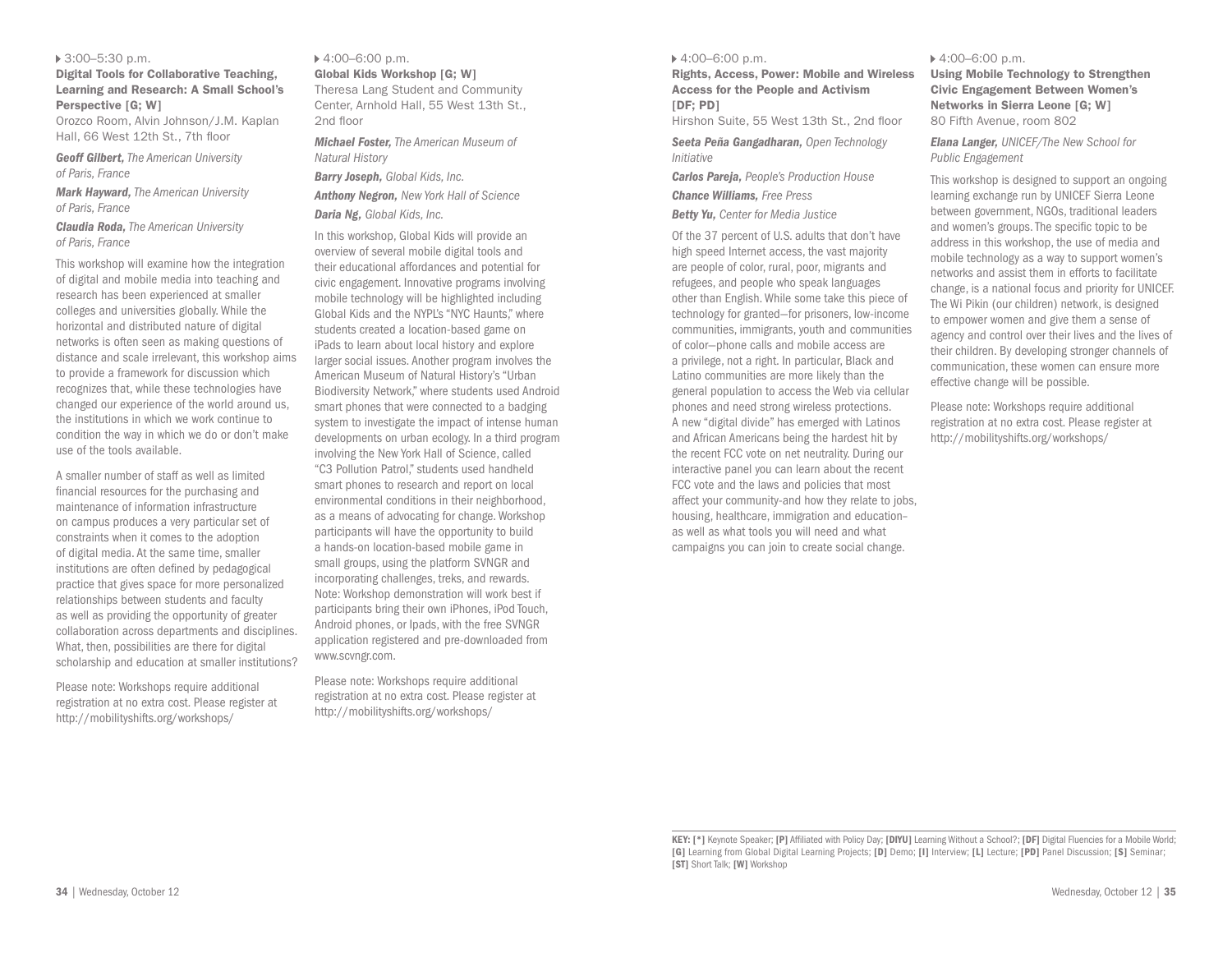▸ 3:00–5:30 p.m.

### Digital Tools for Collaborative Teaching, Learning and Research: A Small School's Perspective [G; W]

Orozco Room, Alvin Johnson/J.M. Kaplan Hall, 66 West 12th St., 7th floor

***Geoff Gilbert,*** *The American University of Paris, France*

***Mark Hayward,*** *The American University of Paris, France*

***Claudia Roda,*** *The American University of Paris, France*

This workshop will examine how the integration of digital and mobile media into teaching and research has been experienced at smaller colleges and universities globally. While the horizontal and distributed nature of digital networks is often seen as making questions of distance and scale irrelevant, this workshop aims to provide a framework for discussion which recognizes that, while these technologies have changed our experience of the world around us, the institutions in which we work continue to condition the way in which we do or don't make use of the tools available.

A smaller number of staff as well as limited financial resources for the purchasing and maintenance of information infrastructure on campus produces a very particular set of constraints when it comes to the adoption of digital media. At the same time, smaller institutions are often defined by pedagogical practice that gives space for more personalized relationships between students and faculty as well as providing the opportunity of greater collaboration across departments and disciplines. What, then, possibilities are there for digital scholarship and education at smaller institutions?

Please note: Workshops require additional registration at no extra cost. Please register at http://mobilityshifts.org/workshops/

▸ 4:00–6:00 p.m.

### Global Kids Workshop [G; W]

Theresa Lang Student and Community Center, Arnhold Hall, 55 West 13th St., 2nd floor

***Michael Foster,*** *The American Museum of Natural History*

***Barry Joseph,*** *Global Kids, Inc.*

***Anthony Negron,*** *New York Hall of Science*

***Daria Ng,*** *Global Kids, Inc.*

In this workshop, Global Kids will provide an overview of several mobile digital tools and their educational affordances and potential for civic engagement. Innovative programs involving mobile technology will be highlighted including Global Kids and the NYPL's "NYC Haunts," where students created a location-based game on iPads to learn about local history and explore larger social issues. Another program involves the American Museum of Natural History's "Urban Biodiversity Network," where students used Android smart phones that were connected to a badging system to investigate the impact of intense human developments on urban ecology. In a third program involving the New York Hall of Science, called "C3 Pollution Patrol," students used handheld smart phones to research and report on local environmental conditions in their neighborhood, as a means of advocating for change. Workshop participants will have the opportunity to build a hands-on location-based mobile game in small groups, using the platform SVNGR and incorporating challenges, treks, and rewards. Note: Workshop demonstration will work best if participants bring their own iPhones, iPod Touch, Android phones, or Ipads, with the free SVNGR application registered and pre-downloaded from www.scvngr.com.

Please note: Workshops require additional registration at no extra cost. Please register at http://mobilityshifts.org/workshops/

▸ 4:00–6:00 p.m.

### Rights, Access, Power: Mobile and Wireless Access for the People and Activism [DF; PD]

Hirshon Suite, 55 West 13th St., 2nd floor

***Seeta Peña Gangadharan,*** *Open Technology Initiative*

***Carlos Pareja,*** *People's Production House*

***Chance Williams,*** *Free Press*

***Betty Yu,*** *Center for Media Justice*

Of the 37 percent of U.S. adults that don't have high speed Internet access, the vast majority are people of color, rural, poor, migrants and refugees, and people who speak languages other than English. While some take this piece of technology for granted—for prisoners, low-income communities, immigrants, youth and communities of color—phone calls and mobile access are a privilege, not a right. In particular, Black and Latino communities are more likely than the general population to access the Web via cellular phones and need strong wireless protections. A new "digital divide" has emerged with Latinos and African Americans being the hardest hit by the recent FCC vote on net neutrality. During our interactive panel you can learn about the recent FCC vote and the laws and policies that most affect your community-and how they relate to jobs, housing, healthcare, immigration and education–as well as what tools you will need and what campaigns you can join to create social change.

▸ 4:00–6:00 p.m.

### Using Mobile Technology to Strengthen Civic Engagement Between Women's Networks in Sierra Leone [G; W]

80 Fifth Avenue, room 802

***Elana Langer,*** *UNICEF/The New School for Public Engagement*

This workshop is designed to support an ongoing learning exchange run by UNICEF Sierra Leone between government, NGOs, traditional leaders and women's groups. The specific topic to be address in this workshop, the use of media and mobile technology as a way to support women's networks and assist them in efforts to facilitate change, is a national focus and priority for UNICEF. The Wi Pikin (our children) network, is designed to empower women and give them a sense of agency and control over their lives and the lives of their children. By developing stronger channels of communication, these women can ensure more effective change will be possible.

Please note: Workshops require additional registration at no extra cost. Please register at http://mobilityshifts.org/workshops/

---

**KEY: [*]** Keynote Speaker; **[P]** Affiliated with Policy Day; **[DIYU]** Learning Without a School?; **[DF]** Digital Fluencies for a Mobile World; **[G]** Learning from Global Digital Learning Projects; **[D]** Demo; **[I]** Interview; **[L]** Lecture; **[PD]** Panel Discussion; **[S]** Seminar; **[ST]** Short Talk; **[W]** Workshop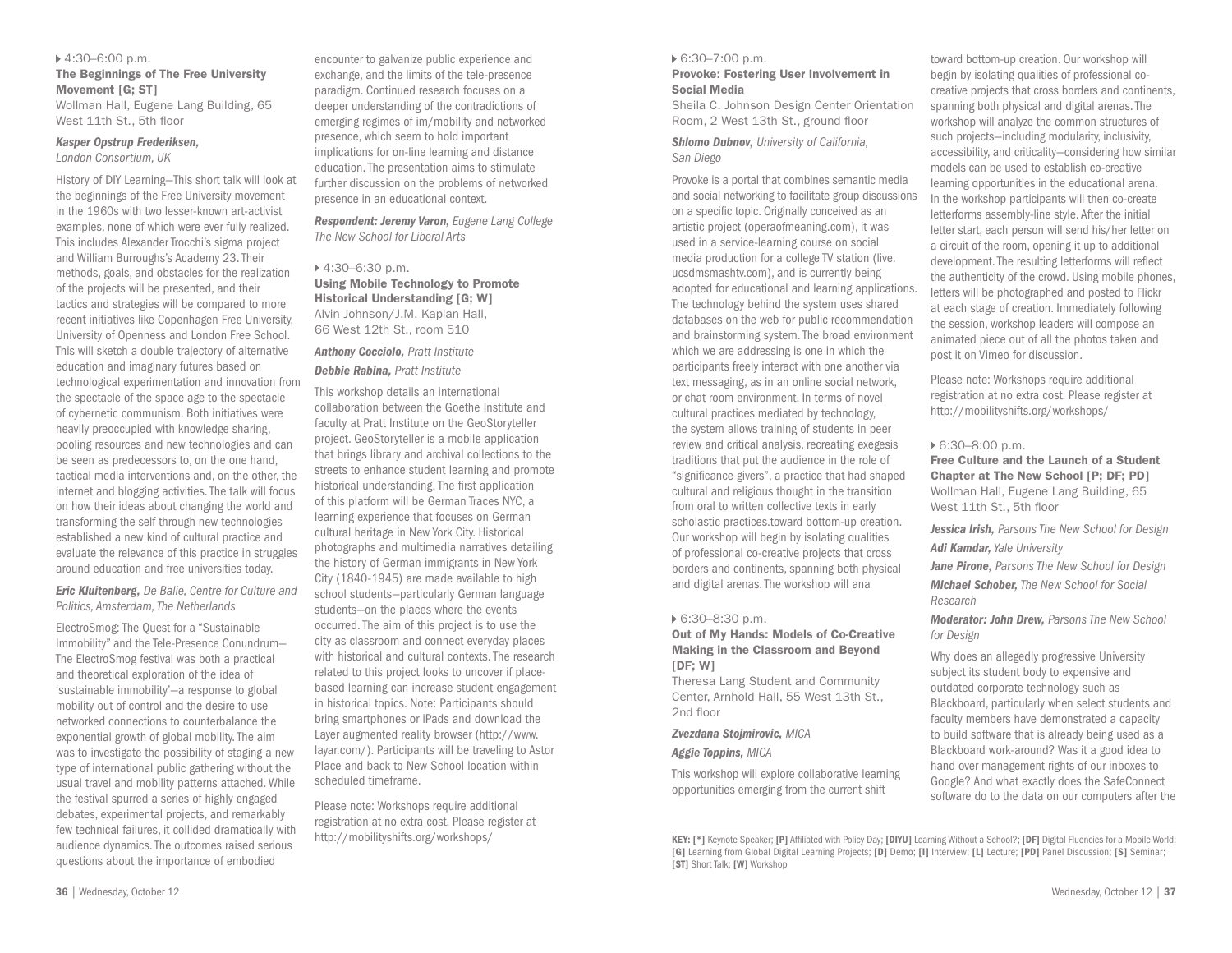▸ 4:30–6:00 p.m.

**The Beginnings of The Free University Movement [G; ST]**

Wollman Hall, Eugene Lang Building, 65 West 11th St., 5th floor

***Kasper Opstrup Frederiksen,*** *London Consortium, UK*

History of DIY Learning—This short talk will look at the beginnings of the Free University movement in the 1960s with two lesser-known art-activist examples, none of which were ever fully realized. This includes Alexander Trocchi's sigma project and William Burroughs's Academy 23. Their methods, goals, and obstacles for the realization of the projects will be presented, and their tactics and strategies will be compared to more recent initiatives like Copenhagen Free University, University of Openness and London Free School. This will sketch a double trajectory of alternative education and imaginary futures based on technological experimentation and innovation from the spectacle of the space age to the spectacle of cybernetic communism. Both initiatives were heavily preoccupied with knowledge sharing, pooling resources and new technologies and can be seen as predecessors to, on the one hand, tactical media interventions and, on the other, the internet and blogging activities. The talk will focus on how their ideas about changing the world and transforming the self through new technologies established a new kind of cultural practice and evaluate the relevance of this practice in struggles around education and free universities today.

***Eric Kluitenberg,*** *De Balie, Centre for Culture and Politics, Amsterdam, The Netherlands*

ElectroSmog: The Quest for a "Sustainable Immobility" and the Tele-Presence Conundrum—The ElectroSmog festival was both a practical and theoretical exploration of the idea of 'sustainable immobility'—a response to global mobility out of control and the desire to use networked connections to counterbalance the exponential growth of global mobility. The aim was to investigate the possibility of staging a new type of international public gathering without the usual travel and mobility patterns attached. While the festival spurred a series of highly engaged debates, experimental projects, and remarkably few technical failures, it collided dramatically with audience dynamics. The outcomes raised serious questions about the importance of embodied encounter to galvanize public experience and exchange, and the limits of the tele-presence paradigm. Continued research focuses on a deeper understanding of the contradictions of emerging regimes of im/mobility and networked presence, which seem to hold important implications for on-line learning and distance education. The presentation aims to stimulate further discussion on the problems of networked presence in an educational context.

***Respondent: Jeremy Varon,*** *Eugene Lang College The New School for Liberal Arts*

▸ 4:30–6:30 p.m.

**Using Mobile Technology to Promote Historical Understanding [G; W]**

Alvin Johnson/J.M. Kaplan Hall, 66 West 12th St., room 510

***Anthony Cocciolo,*** *Pratt Institute*

***Debbie Rabina,*** *Pratt Institute*

This workshop details an international collaboration between the Goethe Institute and faculty at Pratt Institute on the GeoStoryteller project. GeoStoryteller is a mobile application that brings library and archival collections to the streets to enhance student learning and promote historical understanding. The first application of this platform will be German Traces NYC, a learning experience that focuses on German cultural heritage in New York City. Historical photographs and multimedia narratives detailing the history of German immigrants in New York City (1840-1945) are made available to high school students—particularly German language students—on the places where the events occurred. The aim of this project is to use the city as classroom and connect everyday places with historical and cultural contexts. The research related to this project looks to uncover if place-based learning can increase student engagement in historical topics. Note: Participants should bring smartphones or iPads and download the Layer augmented reality browser (http://www.layar.com/). Participants will be traveling to Astor Place and back to New School location within scheduled timeframe.

Please note: Workshops require additional registration at no extra cost. Please register at http://mobilityshifts.org/workshops/

▸ 6:30–7:00 p.m.

**Provoke: Fostering User Involvement in Social Media**

Sheila C. Johnson Design Center Orientation Room, 2 West 13th St., ground floor

***Shlomo Dubnov,*** *University of California, San Diego*

Provoke is a portal that combines semantic media and social networking to facilitate group discussions on a specific topic. Originally conceived as an artistic project (operaofmeaning.com), it was used in a service-learning course on social media production for a college TV station (live.ucsdmashtv.com), and is currently being adopted for educational and learning applications. The technology behind the system uses shared databases on the web for public recommendation and brainstorming system. The broad environment which we are addressing is one in which the participants freely interact with one another via text messaging, as in an online social network, or chat room environment. In terms of novel cultural practices mediated by technology, the system allows training of students in peer review and critical analysis, recreating exegesis traditions that put the audience in the role of "significance givers", a practice that had shaped cultural and religious thought in the transition from oral to written collective texts in early scholastic practices.toward bottom-up creation. Our workshop will begin by isolating qualities of professional co-creative projects that cross borders and continents, spanning both physical and digital arenas. The workshop will ana

▸ 6:30–8:30 p.m.

**Out of My Hands: Models of Co-Creative Making in the Classroom and Beyond [DF; W]**

Theresa Lang Student and Community Center, Arnhold Hall, 55 West 13th St., 2nd floor

***Zvezdana Stojmirovic,*** *MICA*

***Aggie Toppins,*** *MICA*

This workshop will explore collaborative learning opportunities emerging from the current shift toward bottom-up creation. Our workshop will begin by isolating qualities of professional co-creative projects that cross borders and continents, spanning both physical and digital arenas. The workshop will analyze the common structures of such projects—including modularity, inclusivity, accessibility, and criticality—considering how similar models can be used to establish co-creative learning opportunities in the educational arena. In the workshop participants will then co-create letterforms assembly-line style. After the initial letter start, each person will send his/her letter on a circuit of the room, opening it up to additional development. The resulting letterforms will reflect the authenticity of the crowd. Using mobile phones, letters will be photographed and posted to Flickr at each stage of creation. Immediately following the session, workshop leaders will compose an animated piece out of all the photos taken and post it on Vimeo for discussion.

Please note: Workshops require additional registration at no extra cost. Please register at http://mobilityshifts.org/workshops/

▸ 6:30–8:00 p.m.

**Free Culture and the Launch of a Student Chapter at The New School [P; DF; PD]**

Wollman Hall, Eugene Lang Building, 65 West 11th St., 5th floor

***Jessica Irish,*** *Parsons The New School for Design*

***Adi Kamdar,*** *Yale University*

***Jane Pirone,*** *Parsons The New School for Design*

***Michael Schober,*** *The New School for Social Research*

***Moderator: John Drew,*** *Parsons The New School for Design*

Why does an allegedly progressive University subject its student body to expensive and outdated corporate technology such as Blackboard, particularly when select students and faculty members have demonstrated a capacity to build software that is already being used as a Blackboard work-around? Was it a good idea to hand over management rights of our inboxes to Google? And what exactly does the SafeConnect software do to the data on our computers after the

---

**KEY: [*]** Keynote Speaker; **[P]** Affiliated with Policy Day; **[DIYU]** Learning Without a School?; **[DF]** Digital Fluencies for a Mobile World; **[G]** Learning from Global Digital Learning Projects; **[D]** Demo; **[I]** Interview; **[L]** Lecture; **[PD]** Panel Discussion; **[S]** Seminar; **[ST]** Short Talk; **[W]** Workshop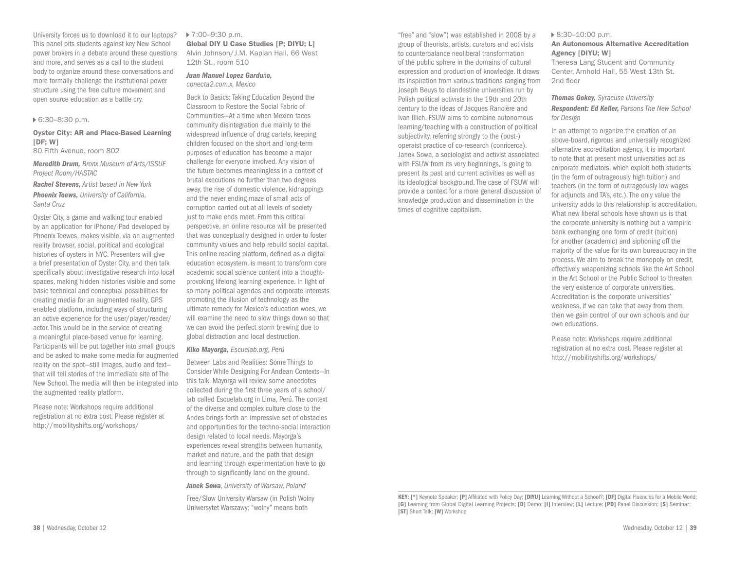University forces us to download it to our laptops? This panel pits students against key New School power brokers in a debate around these questions and more, and serves as a call to the student body to organize around these conversations and more formally challenge the institutional power structure using the free culture movement and open source education as a battle cry.

▸ 6:30–8:30 p.m.

### Oyster City: AR and Place-Based Learning [DF; W]

80 Fifth Avenue, room 802

***Meredith Drum,*** *Bronx Museum of Arts/ISSUE Project Room/HASTAC*

***Rachel Stevens,*** *Artist based in New York*

***Phoenix Toews,*** *University of California, Santa Cruz*

Oyster City, a game and walking tour enabled by an application for iPhone/iPad developed by Phoenix Toewes, makes visible, via an augmented reality browser, social, political and ecological histories of oysters in NYC. Presenters will give a brief presentation of Oyster City, and then talk specifically about investigative research into local spaces, making hidden histories visible and some basic technical and conceptual possibilities for creating media for an augmented reality, GPS enabled platform, including ways of structuring an active experience for the user/player/reader/actor. This would be in the service of creating a meaningful place-based venue for learning. Participants will be put together into small groups and be asked to make some media for augmented reality on the spot—still images, audio and text—that will tell stories of the immediate site of The New School. The media will then be integrated into the augmented reality platform.

Please note: Workshops require additional registration at no extra cost. Please register at http://mobilityshifts.org/workshops/

▸ 7:00–9:30 p.m.

### Global DIY U Case Studies [P; DIYU; L]

Alvin Johnson/J.M. Kaplan Hall, 66 West 12th St., room 510

***Juan Manuel Lopez Garduño,*** *conecta2.com.x, Mexico*

Back to Basics: Taking Education Beyond the Classroom to Restore the Social Fabric of Communities—At a time when Mexico faces community disintegration due mainly to the widespread influence of drug cartels, keeping children focused on the short and long-term purposes of education has become a major challenge for everyone involved. Any vision of the future becomes meaningless in a context of brutal executions no further than two degrees away, the rise of domestic violence, kidnappings and the never ending maze of small acts of corruption carried out at all levels of society just to make ends meet. From this critical perspective, an online resource will be presented that was conceptually designed in order to foster community values and help rebuild social capital. This online reading platform, defined as a digital education ecosystem, is meant to transform core academic social science content into a thought-provoking lifelong learning experience. In light of so many political agendas and corporate interests promoting the illusion of technology as the ultimate remedy for Mexico's education woes, we will examine the need to slow things down so that we can avoid the perfect storm brewing due to global distraction and local destruction.

***Kiko Mayorga,*** *Escuelab.org, Perú*

Between Labs and Realities: Some Things to Consider While Designing For Andean Contexts—In this talk, Mayorga will review some anecdotes collected during the first three years of a school/lab called Escuelab.org in Lima, Perú. The context of the diverse and complex culture close to the Andes brings forth an impressive set of obstacles and opportunities for the techno-social interaction design related to local needs. Mayorga's experiences reveal strengths between humanity, market and nature, and the path that design and learning through experimentation have to go through to significantly land on the ground.

***Janek Sowa,*** *University of Warsaw, Poland*

Free/Slow University Warsaw (in Polish Wolny Uniwersytet Warszawy; "wolny" means both "free" and "slow") was established in 2008 by a group of theorists, artists, curators and activists to counterbalance neoliberal transformation of the public sphere in the domains of cultural expression and production of knowledge. It draws its inspiration from various traditions ranging from Joseph Beuys to clandestine universities run by Polish political activists in the 19th and 20th century to the ideas of Jacques Rancière and Ivan Illich. FSUW aims to combine autonomous learning/teaching with a construction of political subjectivity, referring strongly to the (post-) operaist practice of co-research (conricerca). Janek Sowa, a sociologist and activist associated with FSUW from its very beginnings, is going to present its past and current activities as well as its ideological background. The case of FSUW will provide a context for a more general discussion of knowledge production and dissemination in the times of cognitive capitalism.

▸ 8:30–10:00 p.m.

### An Autonomous Alternative Accreditation Agency [DIYU; W]

Theresa Lang Student and Community Center, Arnhold Hall, 55 West 13th St. 2nd floor

***Thomas Gokey,*** *Syracuse University*

***Respondent: Ed Keller,*** *Parsons The New School for Design*

In an attempt to organize the creation of an above-board, rigorous and universally recognized alternative accreditation agency, it is important to note that at present most universities act as corporate mediators, which exploit both students (in the form of outrageously high tuition) and teachers (in the form of outrageously low wages for adjuncts and TA's, etc.). The only value the university adds to this relationship is accreditation. What new liberal schools have shown us is that the corporate university is nothing but a vampiric bank exchanging one form of credit (tuition) for another (academic) and siphoning off the majority of the value for its own bureaucracy in the process. We aim to break the monopoly on credit, effectively weaponizing schools like the Art School in the Art School or the Public School to threaten the very existence of corporate universities. Accreditation is the corporate universities' weakness, if we can take that away from them then we gain control of our own schools and our own educations.

Please note: Workshops require additional registration at no extra cost. Please register at http://mobilityshifts.org/workshops/

**KEY: [*]** Keynote Speaker; **[P]** Affiliated with Policy Day; **[DIYU]** Learning Without a School?; **[DF]** Digital Fluencies for a Mobile World; **[G]** Learning from Global Digital Learning Projects; **[D]** Demo; **[I]** Interview; **[L]** Lecture; **[PD]** Panel Discussion; **[S]** Seminar; **[ST]** Short Talk; **[W]** Workshop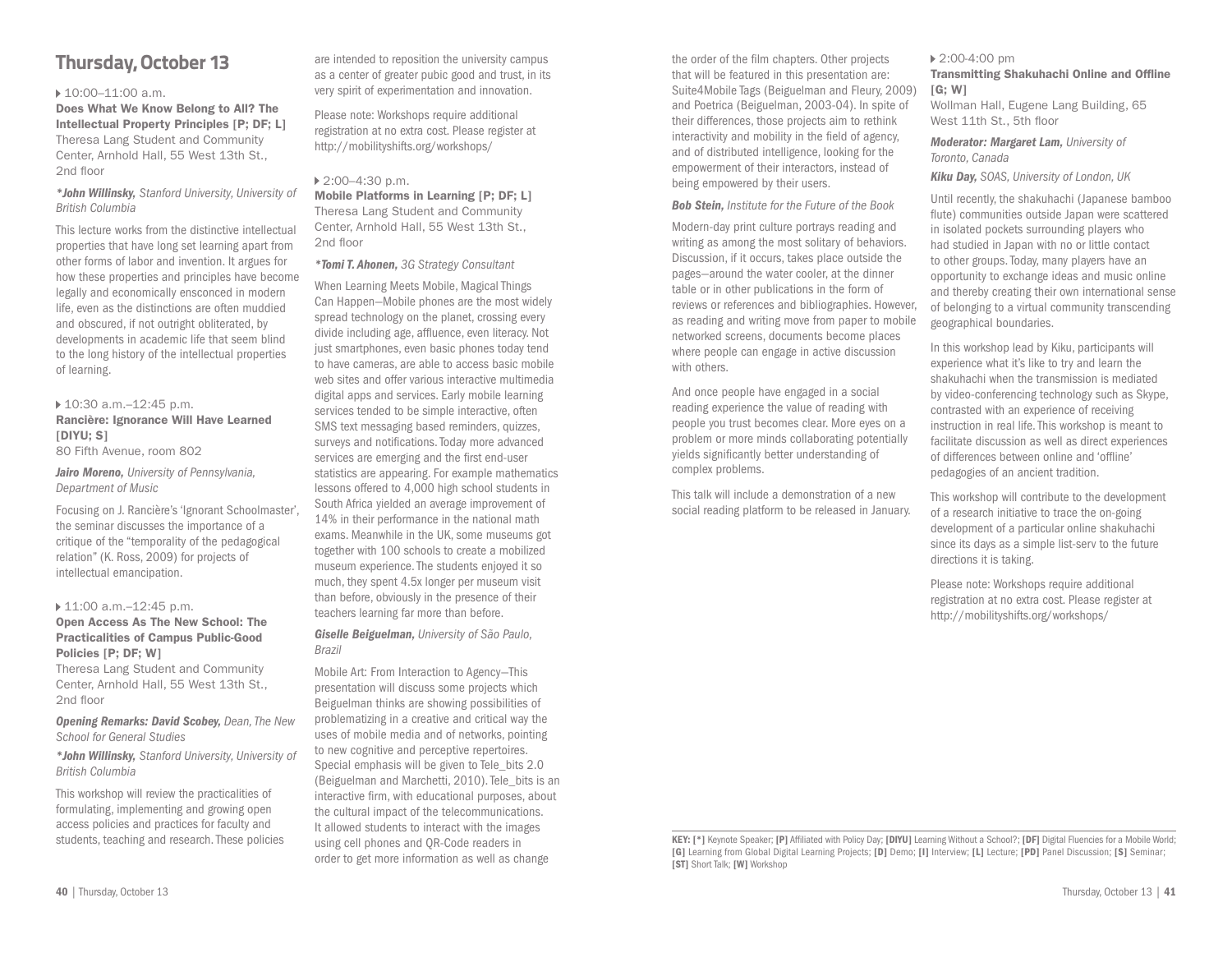# Thursday, October 13

▸ 10:00–11:00 a.m.

**Does What We Know Belong to All? The Intellectual Property Principles [P; DF; L]**
Theresa Lang Student and Community Center, Arnhold Hall, 55 West 13th St., 2nd floor

***John Willinsky,** Stanford University, University of British Columbia*

This lecture works from the distinctive intellectual properties that have long set learning apart from other forms of labor and invention. It argues for how these properties and principles have become legally and economically ensconced in modern life, even as the distinctions are often muddied and obscured, if not outright obliterated, by developments in academic life that seem blind to the long history of the intellectual properties of learning.

▸ 10:30 a.m.–12:45 p.m.

**Rancière: Ignorance Will Have Learned [DIYU; S]**
80 Fifth Avenue, room 802

***Jairo Moreno,** University of Pennsylvania, Department of Music*

Focusing on J. Rancière's 'Ignorant Schoolmaster', the seminar discusses the importance of a critique of the "temporality of the pedagogical relation" (K. Ross, 2009) for projects of intellectual emancipation.

▸ 11:00 a.m.–12:45 p.m.

**Open Access As The New School: The Practicalities of Campus Public-Good Policies [P; DF; W]**
Theresa Lang Student and Community Center, Arnhold Hall, 55 West 13th St., 2nd floor

***Opening Remarks: David Scobey,** Dean, The New School for General Studies*

***John Willinsky,** Stanford University, University of British Columbia*

This workshop will review the practicalities of formulating, implementing and growing open access policies and practices for faculty and students, teaching and research. These policies are intended to reposition the university campus as a center of greater pubic good and trust, in its very spirit of experimentation and innovation.

Please note: Workshops require additional registration at no extra cost. Please register at http://mobilityshifts.org/workshops/

▸ 2:00–4:30 p.m.

**Mobile Platforms in Learning [P; DF; L]**
Theresa Lang Student and Community Center, Arnhold Hall, 55 West 13th St., 2nd floor

***Tomi T. Ahonen,** 3G Strategy Consultant*

When Learning Meets Mobile, Magical Things Can Happen—Mobile phones are the most widely spread technology on the planet, crossing every divide including age, affluence, even literacy. Not just smartphones, even basic phones today tend to have cameras, are able to access basic mobile web sites and offer various interactive multimedia digital apps and services. Early mobile learning services tended to be simple interactive, often SMS text messaging based reminders, quizzes, surveys and notifications. Today more advanced services are emerging and the first end-user statistics are appearing. For example mathematics lessons offered to 4,000 high school students in South Africa yielded an average improvement of 14% in their performance in the national math exams. Meanwhile in the UK, some museums got together with 100 schools to create a mobilized museum experience. The students enjoyed it so much, they spent 4.5x longer per museum visit than before, obviously in the presence of their teachers learning far more than before.

***Giselle Beiguelman,** University of São Paulo, Brazil*

Mobile Art: From Interaction to Agency—This presentation will discuss some projects which Beiguelman thinks are showing possibilities of problematizing in a creative and critical way the uses of mobile media and of networks, pointing to new cognitive and perceptive repertoires. Special emphasis will be given to Tele_bits 2.0 (Beiguelman and Marchetti, 2010). Tele_bits is an interactive firm, with educational purposes, about the cultural impact of the telecommunications. It allowed students to interact with the images using cell phones and QR-Code readers in order to get more information as well as change the order of the film chapters. Other projects that will be featured in this presentation are: Suite4Mobile Tags (Beiguelman and Fleury, 2009) and Poetrica (Beiguelman, 2003-04). In spite of their differences, those projects aim to rethink interactivity and mobility in the field of agency, and of distributed intelligence, looking for the empowerment of their interactors, instead of being empowered by their users.

***Bob Stein,** Institute for the Future of the Book*

Modern-day print culture portrays reading and writing as among the most solitary of behaviors. Discussion, if it occurs, takes place outside the pages—around the water cooler, at the dinner table or in other publications in the form of reviews or references and bibliographies. However, as reading and writing move from paper to mobile networked screens, documents become places where people can engage in active discussion with others.

And once people have engaged in a social reading experience the value of reading with people you trust becomes clear. More eyes on a problem or more minds collaborating potentially yields significantly better understanding of complex problems.

This talk will include a demonstration of a new social reading platform to be released in January.

▸ 2:00-4:00 pm

**Transmitting Shakuhachi Online and Offline [G; W]**
Wollman Hall, Eugene Lang Building, 65 West 11th St., 5th floor

***Moderator: Margaret Lam,** University of Toronto, Canada*

***Kiku Day,** SOAS, University of London, UK*

Until recently, the shakuhachi (Japanese bamboo flute) communities outside Japan were scattered in isolated pockets surrounding players who had studied in Japan with no or little contact to other groups. Today, many players have an opportunity to exchange ideas and music online and thereby creating their own international sense of belonging to a virtual community transcending geographical boundaries.

In this workshop lead by Kiku, participants will experience what it's like to try and learn the shakuhachi when the transmission is mediated by video-conferencing technology such as Skype, contrasted with an experience of receiving instruction in real life. This workshop is meant to facilitate discussion as well as direct experiences of differences between online and 'offline' pedagogies of an ancient tradition.

This workshop will contribute to the development of a research initiative to trace the on-going development of a particular online shakuhachi since its days as a simple list-serv to the future directions it is taking.

Please note: Workshops require additional registration at no extra cost. Please register at http://mobilityshifts.org/workshops/

**KEY: [*]** Keynote Speaker; **[P]** Affiliated with Policy Day; **[DIYU]** Learning Without a School?; **[DF]** Digital Fluencies for a Mobile World; **[G]** Learning from Global Digital Learning Projects; **[D]** Demo; **[I]** Interview; **[L]** Lecture; **[PD]** Panel Discussion; **[S]** Seminar; **[ST]** Short Talk; **[W]** Workshop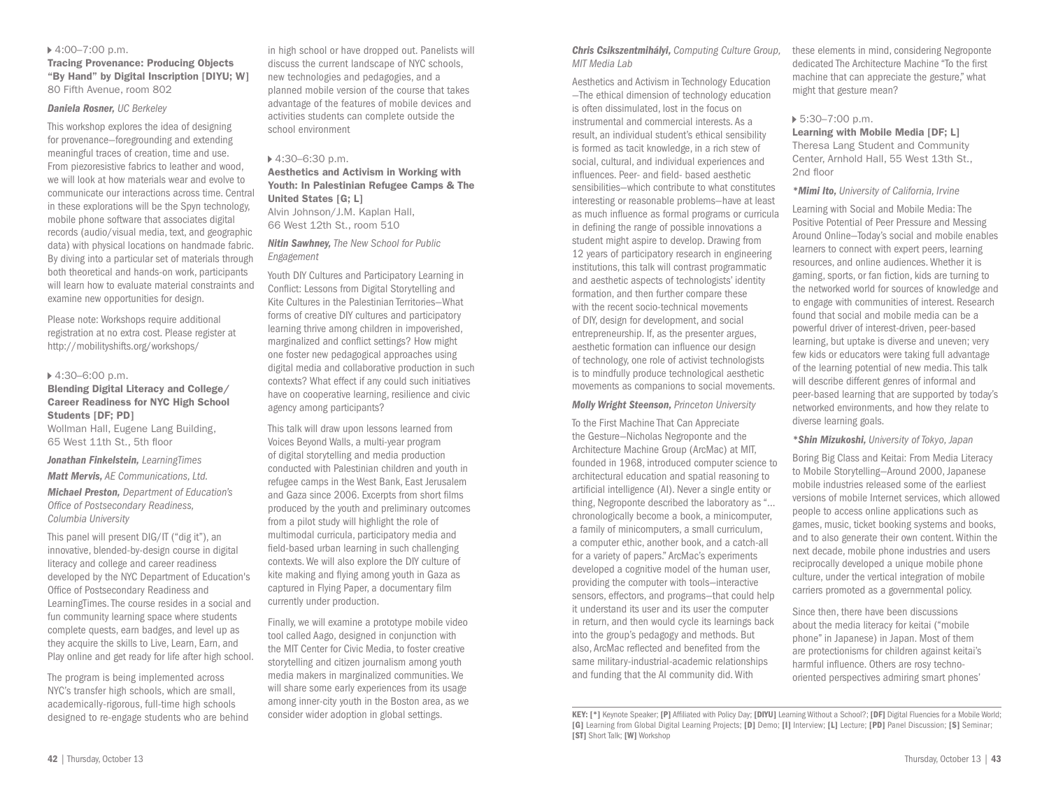▸ 4:00–7:00 p.m.

### Tracing Provenance: Producing Objects "By Hand" by Digital Inscription [DIYU; W]

80 Fifth Avenue, room 802

***Daniela Rosner,** UC Berkeley*

This workshop explores the idea of designing for provenance—foregrounding and extending meaningful traces of creation, time and use. From piezoresistive fabrics to leather and wood, we will look at how materials wear and evolve to communicate our interactions across time. Central in these explorations will be the Spyn technology, mobile phone software that associates digital records (audio/visual media, text, and geographic data) with physical locations on handmade fabric. By diving into a particular set of materials through both theoretical and hands-on work, participants will learn how to evaluate material constraints and examine new opportunities for design.

Please note: Workshops require additional registration at no extra cost. Please register at http://mobilityshifts.org/workshops/

▸ 4:30–6:00 p.m.

### Blending Digital Literacy and College/ Career Readiness for NYC High School Students [DF; PD]

Wollman Hall, Eugene Lang Building, 65 West 11th St., 5th floor

***Jonathan Finkelstein,** LearningTimes*

***Matt Mervis,** AE Communications, Ltd.*

***Michael Preston,** Department of Education's Office of Postsecondary Readiness, Columbia University*

This panel will present DIG/IT ("dig it"), an innovative, blended-by-design course in digital literacy and college and career readiness developed by the NYC Department of Education's Office of Postsecondary Readiness and LearningTimes. The course resides in a social and fun community learning space where students complete quests, earn badges, and level up as they acquire the skills to Live, Learn, Earn, and Play online and get ready for life after high school.

The program is being implemented across NYC's transfer high schools, which are small, academically-rigorous, full-time high schools designed to re-engage students who are behind in high school or have dropped out. Panelists will discuss the current landscape of NYC schools, new technologies and pedagogies, and a planned mobile version of the course that takes advantage of the features of mobile devices and activities students can complete outside the school environment

▸ 4:30–6:30 p.m.

### Aesthetics and Activism in Working with Youth: In Palestinian Refugee Camps & The United States [G; L]

Alvin Johnson/J.M. Kaplan Hall, 66 West 12th St., room 510

***Nitin Sawhney,** The New School for Public Engagement*

Youth DIY Cultures and Participatory Learning in Conflict: Lessons from Digital Storytelling and Kite Cultures in the Palestinian Territories—What forms of creative DIY cultures and participatory learning thrive among children in impoverished, marginalized and conflict settings? How might one foster new pedagogical approaches using digital media and collaborative production in such contexts? What effect if any could such initiatives have on cooperative learning, resilience and civic agency among participants?

This talk will draw upon lessons learned from Voices Beyond Walls, a multi-year program of digital storytelling and media production conducted with Palestinian children and youth in refugee camps in the West Bank, East Jerusalem and Gaza since 2006. Excerpts from short films produced by the youth and preliminary outcomes from a pilot study will highlight the role of multimodal curricula, participatory media and field-based urban learning in such challenging contexts. We will also explore the DIY culture of kite making and flying among youth in Gaza as captured in Flying Paper, a documentary film currently under production.

Finally, we will examine a prototype mobile video tool called Aago, designed in conjunction with the MIT Center for Civic Media, to foster creative storytelling and citizen journalism among youth media makers in marginalized communities. We will share some early experiences from its usage among inner-city youth in the Boston area, as we consider wider adoption in global settings.

***Chris Csikszentmihályi,** Computing Culture Group, MIT Media Lab*

Aesthetics and Activism in Technology Education—The ethical dimension of technology education is often dissimulated, lost in the focus on instrumental and commercial interests. As a result, an individual student's ethical sensibility is formed as tacit knowledge, in a rich stew of social, cultural, and individual experiences and influences. Peer- and field- based aesthetic sensibilities—which contribute to what constitutes interesting or reasonable problems—have at least as much influence as formal programs or curricula in defining the range of possible innovations a student might aspire to develop. Drawing from 12 years of participatory research in engineering institutions, this talk will contrast programmatic and aesthetic aspects of technologists' identity formation, and then further compare these with the recent socio-technical movements of DIY, design for development, and social entrepreneurship. If, as the presenter argues, aesthetic formation can influence our design of technology, one role of activist technologists is to mindfully produce technological aesthetic movements as companions to social movements.

***Molly Wright Steenson,** Princeton University*

To the First Machine That Can Appreciate the Gesture—Nicholas Negroponte and the Architecture Machine Group (ArcMac) at MIT, founded in 1968, introduced computer science to architectural education and spatial reasoning to artificial intelligence (AI). Never a single entity or thing, Negroponte described the laboratory as "... chronologically become a book, a minicomputer, a family of minicomputers, a small curriculum, a computer ethic, another book, and a catch-all for a variety of papers." ArcMac's experiments developed a cognitive model of the human user, providing the computer with tools—interactive sensors, effectors, and programs—that could help it understand its user and its user the computer in return, and then would cycle its learnings back into the group's pedagogy and methods. But also, ArcMac reflected and benefited from the same military-industrial-academic relationships and funding that the AI community did. With these elements in mind, considering Negroponte dedicated The Architecture Machine "To the first machine that can appreciate the gesture," what might that gesture mean?

▸ 5:30–7:00 p.m.

### Learning with Mobile Media [DF; L]

Theresa Lang Student and Community Center, Arnhold Hall, 55 West 13th St., 2nd floor

****Mimi Ito,** University of California, Irvine*

Learning with Social and Mobile Media: The Positive Potential of Peer Pressure and Messing Around Online—Today's social and mobile enables learners to connect with expert peers, learning resources, and online audiences. Whether it is gaming, sports, or fan fiction, kids are turning to the networked world for sources of knowledge and to engage with communities of interest. Research found that social and mobile media can be a powerful driver of interest-driven, peer-based learning, but uptake is diverse and uneven; very few kids or educators were taking full advantage of the learning potential of new media. This talk will describe different genres of informal and peer-based learning that are supported by today's networked environments, and how they relate to diverse learning goals.

****Shin Mizukoshi,** University of Tokyo, Japan*

Boring Big Class and Keitai: From Media Literacy to Mobile Storytelling—Around 2000, Japanese mobile industries released some of the earliest versions of mobile Internet services, which allowed people to access online applications such as games, music, ticket booking systems and books, and to also generate their own content. Within the next decade, mobile phone industries and users reciprocally developed a unique mobile phone culture, under the vertical integration of mobile carriers promoted as a governmental policy.

Since then, there have been discussions about the media literacy for keitai ("mobile phone" in Japanese) in Japan. Most of them are protectionisms for children against keitai's harmful influence. Others are rosy techno-oriented perspectives admiring smart phones'

---

**KEY: [*]** Keynote Speaker; **[P]** Affiliated with Policy Day; **[DIYU]** Learning Without a School?; **[DF]** Digital Fluencies for a Mobile World; **[G]** Learning from Global Digital Learning Projects; **[D]** Demo; **[I]** Interview; **[L]** Lecture; **[PD]** Panel Discussion; **[S]** Seminar; **[ST]** Short Talk; **[W]** Workshop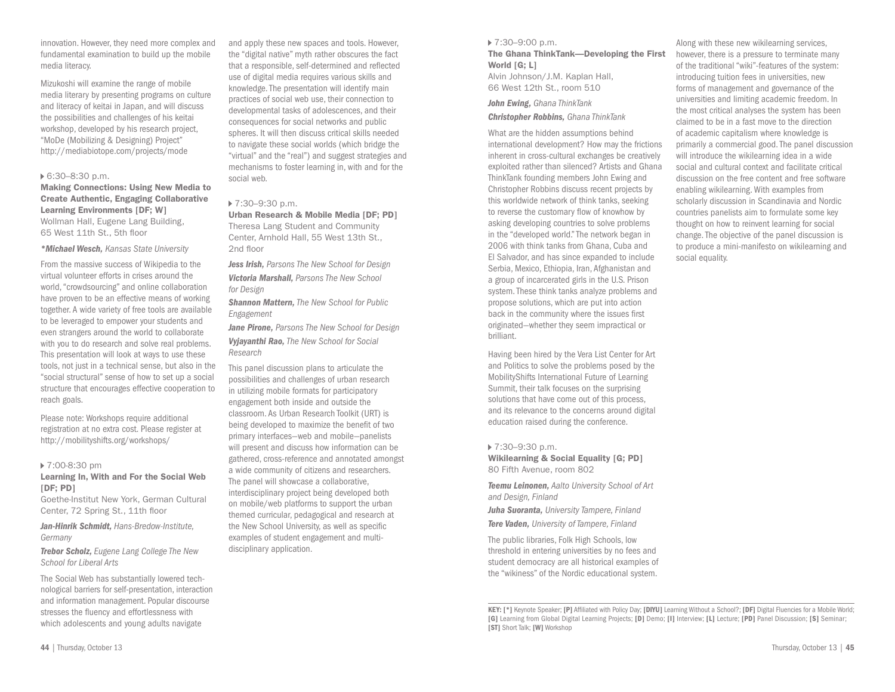innovation. However, they need more complex and fundamental examination to build up the mobile media literacy.

Mizukoshi will examine the range of mobile media literary by presenting programs on culture and literacy of keitai in Japan, and will discuss the possibilities and challenges of his keitai workshop, developed by his research project, "MoDe (Mobilizing & Designing) Project" http://mediabiotope.com/projects/mode

▸ 6:30–8:30 p.m.

### Making Connections: Using New Media to Create Authentic, Engaging Collaborative Learning Environments [DF; W]

Wollman Hall, Eugene Lang Building, 65 West 11th St., 5th floor

***Michael Wesch,** Kansas State University*

From the massive success of Wikipedia to the virtual volunteer efforts in crises around the world, "crowdsourcing" and online collaboration have proven to be an effective means of working together. A wide variety of free tools are available to be leveraged to empower your students and even strangers around the world to collaborate with you to do research and solve real problems. This presentation will look at ways to use these tools, not just in a technical sense, but also in the "social structural" sense of how to set up a social structure that encourages effective cooperation to reach goals.

Please note: Workshops require additional registration at no extra cost. Please register at http://mobilityshifts.org/workshops/

▸ 7:00-8:30 pm

### Learning In, With and For the Social Web [DF; PD]

Goethe-Institut New York, German Cultural Center, 72 Spring St., 11th floor

***Jan-Hinrik Schmidt,** Hans-Bredow-Institute, Germany*

***Trebor Scholz,** Eugene Lang College The New School for Liberal Arts*

The Social Web has substantially lowered technological barriers for self-presentation, interaction and information management. Popular discourse stresses the fluency and effortlessness with which adolescents and young adults navigate and apply these new spaces and tools. However, the "digital native" myth rather obscures the fact that a responsible, self-determined and reflected use of digital media requires various skills and knowledge. The presentation will identify main practices of social web use, their connection to developmental tasks of adolescences, and their consequences for social networks and public spheres. It will then discuss critical skills needed to navigate these social worlds (which bridge the "virtual" and the "real") and suggest strategies and mechanisms to foster learning in, with and for the social web.

▸ 7:30–9:30 p.m.

### Urban Research & Mobile Media [DF; PD]

Theresa Lang Student and Community Center, Arnhold Hall, 55 West 13th St., 2nd floor

***Jess Irish,** Parsons The New School for Design*

***Victoria Marshall,** Parsons The New School for Design*

***Shannon Mattern,** The New School for Public Engagement*

***Jane Pirone,** Parsons The New School for Design*

***Vyjayanthi Rao,** The New School for Social Research*

This panel discussion plans to articulate the possibilities and challenges of urban research in utilizing mobile formats for participatory engagement both inside and outside the classroom. As Urban Research Toolkit (URT) is being developed to maximize the benefit of two primary interfaces—web and mobile—panelists will present and discuss how information can be gathered, cross-reference and annotated amongst a wide community of citizens and researchers. The panel will showcase a collaborative, interdisciplinary project being developed both on mobile/web platforms to support the urban themed curricular, pedagogical and research at the New School University, as well as specific examples of student engagement and multi-disciplinary application.

▸ 7:30–9:00 p.m.

### The Ghana ThinkTank—Developing the First World [G; L]

Alvin Johnson/J.M. Kaplan Hall, 66 West 12th St., room 510

***John Ewing,** Ghana ThinkTank*

***Christopher Robbins,** Ghana ThinkTank*

What are the hidden assumptions behind international development? How may the frictions inherent in cross-cultural exchanges be creatively exploited rather than silenced? Artists and Ghana ThinkTank founding members John Ewing and Christopher Robbins discuss recent projects by this worldwide network of think tanks, seeking to reverse the customary flow of knowhow by asking developing countries to solve problems in the "developed world." The network began in 2006 with think tanks from Ghana, Cuba and El Salvador, and has since expanded to include Serbia, Mexico, Ethiopia, Iran, Afghanistan and a group of incarcerated girls in the U.S. Prison system. These think tanks analyze problems and propose solutions, which are put into action back in the community where the issues first originated—whether they seem impractical or brilliant.

Having been hired by the Vera List Center for Art and Politics to solve the problems posed by the MobilityShifts International Future of Learning Summit, their talk focuses on the surprising solutions that have come out of this process, and its relevance to the concerns around digital education raised during the conference.

▸ 7:30–9:30 p.m.

### Wikilearning & Social Equality [G; PD]

80 Fifth Avenue, room 802

***Teemu Leinonen,** Aalto University School of Art and Design, Finland*

***Juha Suoranta,** University Tampere, Finland*

***Tere Vaden,** University of Tampere, Finland*

The public libraries, Folk High Schools, low threshold in entering universities by no fees and student democracy are all historical examples of the "wikiness" of the Nordic educational system. Along with these new wikilearning services, however, there is a pressure to terminate many of the traditional "wiki"-features of the system: introducing tuition fees in universities, new forms of management and governance of the universities and limiting academic freedom. In the most critical analyses the system has been claimed to be in a fast move to the direction of academic capitalism where knowledge is primarily a commercial good. The panel discussion will introduce the wikilearning idea in a wide social and cultural context and facilitate critical discussion on the free content and free software enabling wikilearning. With examples from scholarly discussion in Scandinavia and Nordic countries panelists aim to formulate some key thought on how to reinvent learning for social change. The objective of the panel discussion is to produce a mini-manifesto on wikilearning and social equality.

**KEY: [*]** Keynote Speaker; **[P]** Affiliated with Policy Day; **[DIYU]** Learning Without a School?; **[DF]** Digital Fluencies for a Mobile World; **[G]** Learning from Global Digital Learning Projects; **[D]** Demo; **[I]** Interview; **[L]** Lecture; **[PD]** Panel Discussion; **[S]** Seminar; **[ST]** Short Talk; **[W]** Workshop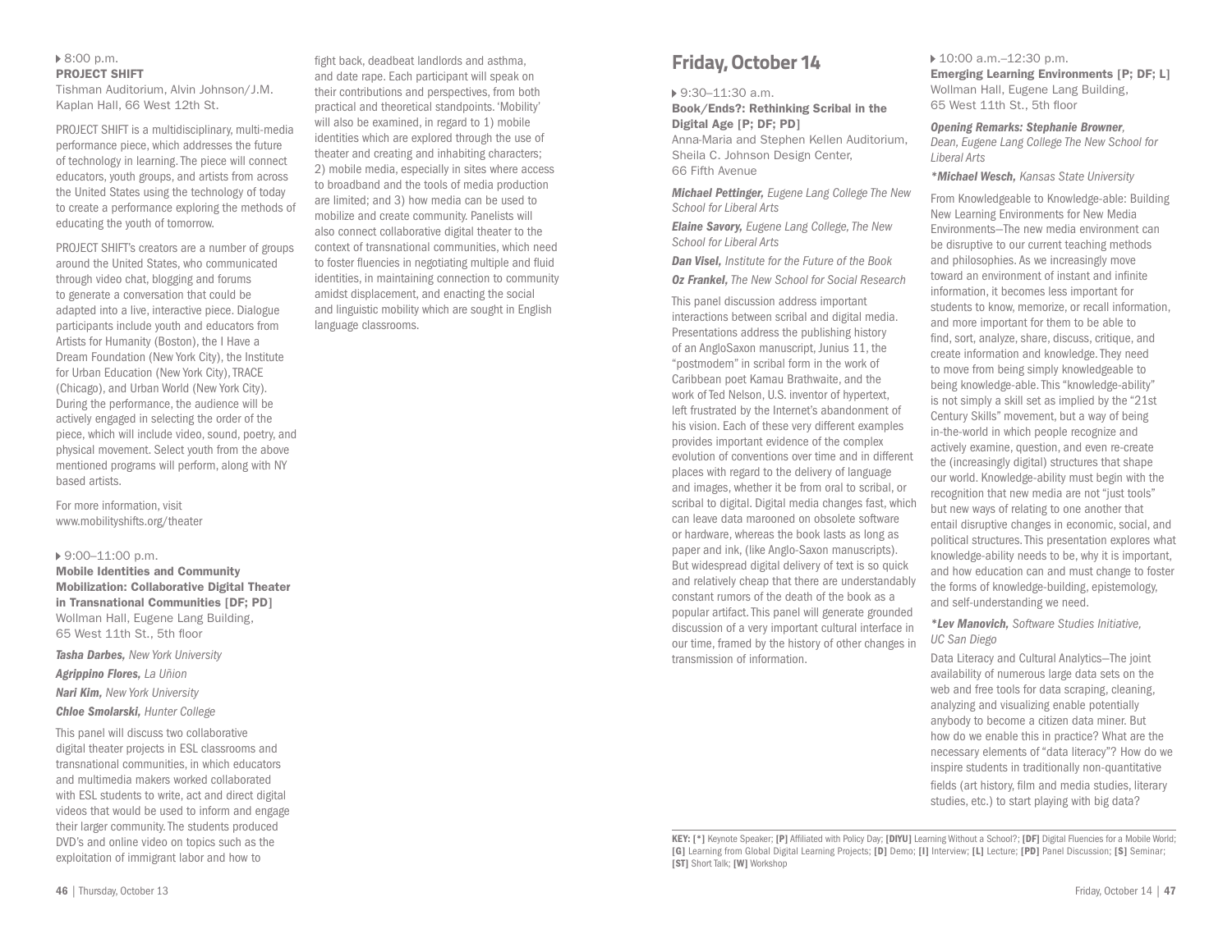▸ 8:00 p.m.

**PROJECT SHIFT**

Tishman Auditorium, Alvin Johnson/J.M. Kaplan Hall, 66 West 12th St.

PROJECT SHIFT is a multidisciplinary, multi-media performance piece, which addresses the future of technology in learning. The piece will connect educators, youth groups, and artists from across the United States using the technology of today to create a performance exploring the methods of educating the youth of tomorrow.

PROJECT SHIFT's creators are a number of groups around the United States, who communicated through video chat, blogging and forums to generate a conversation that could be adapted into a live, interactive piece. Dialogue participants include youth and educators from Artists for Humanity (Boston), the I Have a Dream Foundation (New York City), the Institute for Urban Education (New York City), TRACE (Chicago), and Urban World (New York City). During the performance, the audience will be actively engaged in selecting the order of the piece, which will include video, sound, poetry, and physical movement. Select youth from the above mentioned programs will perform, along with NY based artists.

For more information, visit www.mobilityshifts.org/theater

▸ 9:00–11:00 p.m.

**Mobile Identities and Community Mobilization: Collaborative Digital Theater in Transnational Communities [DF; PD]**

Wollman Hall, Eugene Lang Building, 65 West 11th St., 5th floor

***Tasha Darbes,*** *New York University*

***Agrippino Flores,*** *La Uñion*

***Nari Kim,*** *New York University*

***Chloe Smolarski,*** *Hunter College*

This panel will discuss two collaborative digital theater projects in ESL classrooms and transnational communities, in which educators and multimedia makers worked collaborated with ESL students to write, act and direct digital videos that would be used to inform and engage their larger community. The students produced DVD's and online video on topics such as the exploitation of immigrant labor and how to fight back, deadbeat landlords and asthma, and date rape. Each participant will speak on their contributions and perspectives, from both practical and theoretical standpoints. 'Mobility' will also be examined, in regard to 1) mobile identities which are explored through the use of theater and creating and inhabiting characters; 2) mobile media, especially in sites where access to broadband and the tools of media production are limited; and 3) how media can be used to mobilize and create community. Panelists will also connect collaborative digital theater to the context of transnational communities, which need to foster fluencies in negotiating multiple and fluid identities, in maintaining connection to community amidst displacement, and enacting the social and linguistic mobility which are sought in English language classrooms.

# Friday, October 14

▸ 9:30–11:30 a.m.

**Book/Ends?: Rethinking Scribal in the Digital Age [P; DF; PD]**

Anna-Maria and Stephen Kellen Auditorium, Sheila C. Johnson Design Center, 66 Fifth Avenue

***Michael Pettinger,*** *Eugene Lang College The New School for Liberal Arts*

***Elaine Savory,*** *Eugene Lang College, The New School for Liberal Arts*

***Dan Visel,*** *Institute for the Future of the Book*

***Oz Frankel,*** *The New School for Social Research*

This panel discussion address important interactions between scribal and digital media. Presentations address the publishing history of an AngloSaxon manuscript, Junius 11, the "postmodem" in scribal form in the work of Caribbean poet Kamau Brathwaite, and the work of Ted Nelson, U.S. inventor of hypertext, left frustrated by the Internet's abandonment of his vision. Each of these very different examples provides important evidence of the complex evolution of conventions over time and in different places with regard to the delivery of language and images, whether it be from oral to scribal, or scribal to digital. Digital media changes fast, which can leave data marooned on obsolete software or hardware, whereas the book lasts as long as paper and ink, (like Anglo-Saxon manuscripts). But widespread digital delivery of text is so quick and relatively cheap that there are understandably constant rumors of the death of the book as a popular artifact. This panel will generate grounded discussion of a very important cultural interface in our time, framed by the history of other changes in transmission of information.

▸ 10:00 a.m.–12:30 p.m.

**Emerging Learning Environments [P; DF; L]**

Wollman Hall, Eugene Lang Building, 65 West 11th St., 5th floor

***Opening Remarks: Stephanie Browner,*** *Dean, Eugene Lang College The New School for Liberal Arts*

***\*Michael Wesch,*** *Kansas State University*

From Knowledgeable to Knowledge-able: Building New Learning Environments for New Media Environments—The new media environment can be disruptive to our current teaching methods and philosophies. As we increasingly move toward an environment of instant and infinite information, it becomes less important for students to know, memorize, or recall information, and more important for them to be able to find, sort, analyze, share, discuss, critique, and create information and knowledge. They need to move from being simply knowledgeable to being knowledge-able. This "knowledge-ability" is not simply a skill set as implied by the "21st Century Skills" movement, but a way of being in-the-world in which people recognize and actively examine, question, and even re-create the (increasingly digital) structures that shape our world. Knowledge-ability must begin with the recognition that new media are not "just tools" but new ways of relating to one another that entail disruptive changes in economic, social, and political structures. This presentation explores what knowledge-ability needs to be, why it is important, and how education can and must change to foster the forms of knowledge-building, epistemology, and self-understanding we need.

***\*Lev Manovich,*** *Software Studies Initiative, UC San Diego*

Data Literacy and Cultural Analytics—The joint availability of numerous large data sets on the web and free tools for data scraping, cleaning, analyzing and visualizing enable potentially anybody to become a citizen data miner. But how do we enable this in practice? What are the necessary elements of "data literacy"? How do we inspire students in traditionally non-quantitative fields (art history, film and media studies, literary studies, etc.) to start playing with big data?

**KEY: [*]** Keynote Speaker; **[P]** Affiliated with Policy Day; **[DIYU]** Learning Without a School?; **[DF]** Digital Fluencies for a Mobile World; **[G]** Learning from Global Digital Learning Projects; **[D]** Demo; **[I]** Interview; **[L]** Lecture; **[PD]** Panel Discussion; **[S]** Seminar; **[ST]** Short Talk; **[W]** Workshop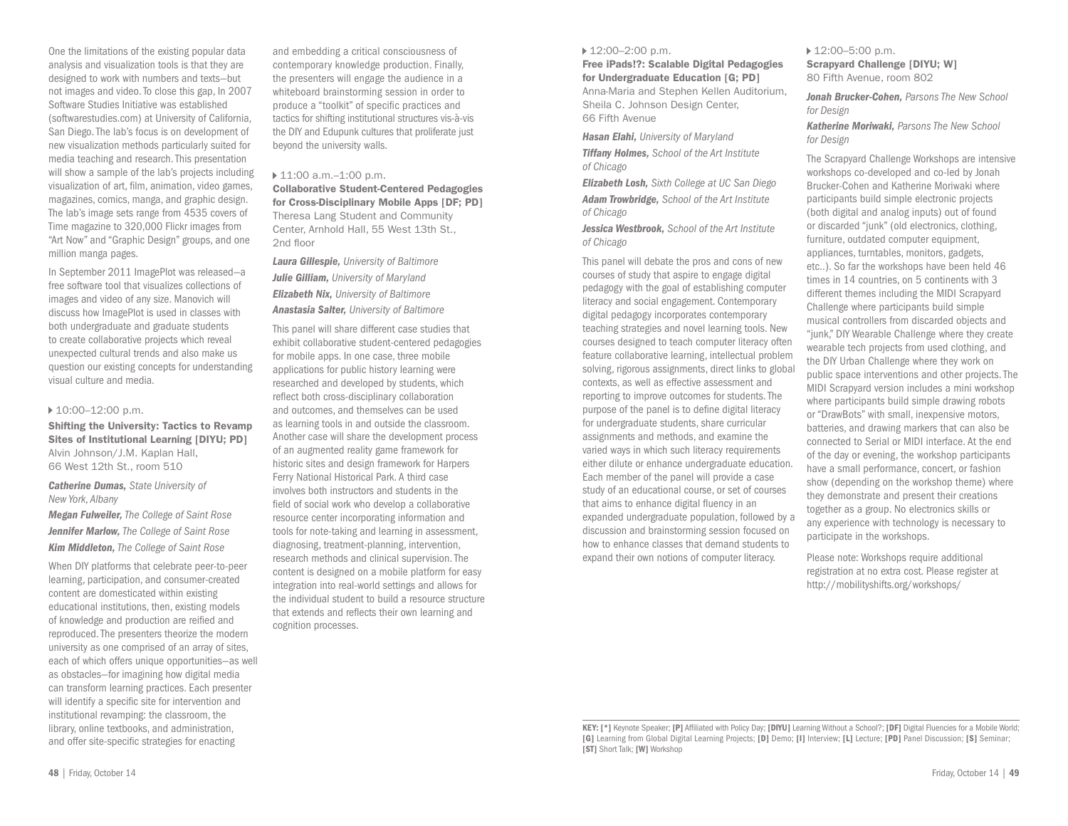One the limitations of the existing popular data analysis and visualization tools is that they are designed to work with numbers and texts—but not images and video. To close this gap, In 2007 Software Studies Initiative was established (softwarestudies.com) at University of California, San Diego. The lab's focus is on development of new visualization methods particularly suited for media teaching and research. This presentation will show a sample of the lab's projects including visualization of art, film, animation, video games, magazines, comics, manga, and graphic design. The lab's image sets range from 4535 covers of Time magazine to 320,000 Flickr images from "Art Now" and "Graphic Design" groups, and one million manga pages.

In September 2011 ImagePlot was released—a free software tool that visualizes collections of images and video of any size. Manovich will discuss how ImagePlot is used in classes with both undergraduate and graduate students to create collaborative projects which reveal unexpected cultural trends and also make us question our existing concepts for understanding visual culture and media.

▸ 10:00–12:00 p.m.

### Shifting the University: Tactics to Revamp Sites of Institutional Learning [DIYU; PD]

Alvin Johnson/J.M. Kaplan Hall, 66 West 12th St., room 510

***Catherine Dumas,*** *State University of New York, Albany*

***Megan Fulweiler,*** *The College of Saint Rose*

***Jennifer Marlow,*** *The College of Saint Rose*

***Kim Middleton,*** *The College of Saint Rose*

When DIY platforms that celebrate peer-to-peer learning, participation, and consumer-created content are domesticated within existing educational institutions, then, existing models of knowledge and production are reified and reproduced. The presenters theorize the modern university as one comprised of an array of sites, each of which offers unique opportunities—as well as obstacles—for imagining how digital media can transform learning practices. Each presenter will identify a specific site for intervention and institutional revamping: the classroom, the library, online textbooks, and administration, and offer site-specific strategies for enacting and embedding a critical consciousness of contemporary knowledge production. Finally, the presenters will engage the audience in a whiteboard brainstorming session in order to produce a "toolkit" of specific practices and tactics for shifting institutional structures vis-à-vis the DIY and Edupunk cultures that proliferate just beyond the university walls.

▸ 11:00 a.m.–1:00 p.m.

### Collaborative Student-Centered Pedagogies for Cross-Disciplinary Mobile Apps [DF; PD]

Theresa Lang Student and Community Center, Arnhold Hall, 55 West 13th St., 2nd floor

***Laura Gillespie,*** *University of Baltimore*

***Julie Gilliam,*** *University of Maryland*

***Elizabeth Nix,*** *University of Baltimore*

***Anastasia Salter,*** *University of Baltimore*

This panel will share different case studies that exhibit collaborative student-centered pedagogies for mobile apps. In one case, three mobile applications for public history learning were researched and developed by students, which reflect both cross-disciplinary collaboration and outcomes, and themselves can be used as learning tools in and outside the classroom. Another case will share the development process of an augmented reality game framework for historic sites and design framework for Harpers Ferry National Historical Park. A third case involves both instructors and students in the field of social work who develop a collaborative resource center incorporating information and tools for note-taking and learning in assessment, diagnosing, treatment-planning, intervention, research methods and clinical supervision. The content is designed on a mobile platform for easy integration into real-world settings and allows for the individual student to build a resource structure that extends and reflects their own learning and cognition processes.

▸ 12:00–2:00 p.m.

### Free iPads!?: Scalable Digital Pedagogies for Undergraduate Education [G; PD]

Anna-Maria and Stephen Kellen Auditorium, Sheila C. Johnson Design Center, 66 Fifth Avenue

***Hasan Elahi,*** *University of Maryland*

***Tiffany Holmes,*** *School of the Art Institute of Chicago*

***Elizabeth Losh,*** *Sixth College at UC San Diego*

***Adam Trowbridge,*** *School of the Art Institute of Chicago*

***Jessica Westbrook,*** *School of the Art Institute of Chicago*

This panel will debate the pros and cons of new courses of study that aspire to engage digital pedagogy with the goal of establishing computer literacy and social engagement. Contemporary digital pedagogy incorporates contemporary teaching strategies and novel learning tools. New courses designed to teach computer literacy often feature collaborative learning, intellectual problem solving, rigorous assignments, direct links to global contexts, as well as effective assessment and reporting to improve outcomes for students. The purpose of the panel is to define digital literacy for undergraduate students, share curricular assignments and methods, and examine the varied ways in which such literacy requirements either dilute or enhance undergraduate education. Each member of the panel will provide a case study of an educational course, or set of courses that aims to enhance digital fluency in an expanded undergraduate population, followed by a discussion and brainstorming session focused on how to enhance classes that demand students to expand their own notions of computer literacy.

▸ 12:00–5:00 p.m.

### Scrapyard Challenge [DIYU; W]

80 Fifth Avenue, room 802

***Jonah Brucker-Cohen,*** *Parsons The New School for Design*

***Katherine Moriwaki,*** *Parsons The New School for Design*

The Scrapyard Challenge Workshops are intensive workshops co-developed and co-led by Jonah Brucker-Cohen and Katherine Moriwaki where participants build simple electronic projects (both digital and analog inputs) out of found or discarded "junk" (old electronics, clothing, furniture, outdated computer equipment, appliances, turntables, monitors, gadgets, etc..). So far the workshops have been held 46 times in 14 countries, on 5 continents with 3 different themes including the MIDI Scrapyard Challenge where participants build simple musical controllers from discarded objects and "junk," DIY Wearable Challenge where they create wearable tech projects from used clothing, and the DIY Urban Challenge where they work on public space interventions and other projects. The MIDI Scrapyard version includes a mini workshop where participants build simple drawing robots or "DrawBots" with small, inexpensive motors, batteries, and drawing markers that can also be connected to Serial or MIDI interface. At the end of the day or evening, the workshop participants have a small performance, concert, or fashion show (depending on the workshop theme) where they demonstrate and present their creations together as a group. No electronics skills or any experience with technology is necessary to participate in the workshops.

Please note: Workshops require additional registration at no extra cost. Please register at http://mobilityshifts.org/workshops/

**KEY: [*]** Keynote Speaker; **[P]** Affiliated with Policy Day; **[DIYU]** Learning Without a School?; **[DF]** Digital Fluencies for a Mobile World; **[G]** Learning from Global Digital Learning Projects; **[D]** Demo; **[I]** Interview; **[L]** Lecture; **[PD]** Panel Discussion; **[S]** Seminar; **[ST]** Short Talk; **[W]** Workshop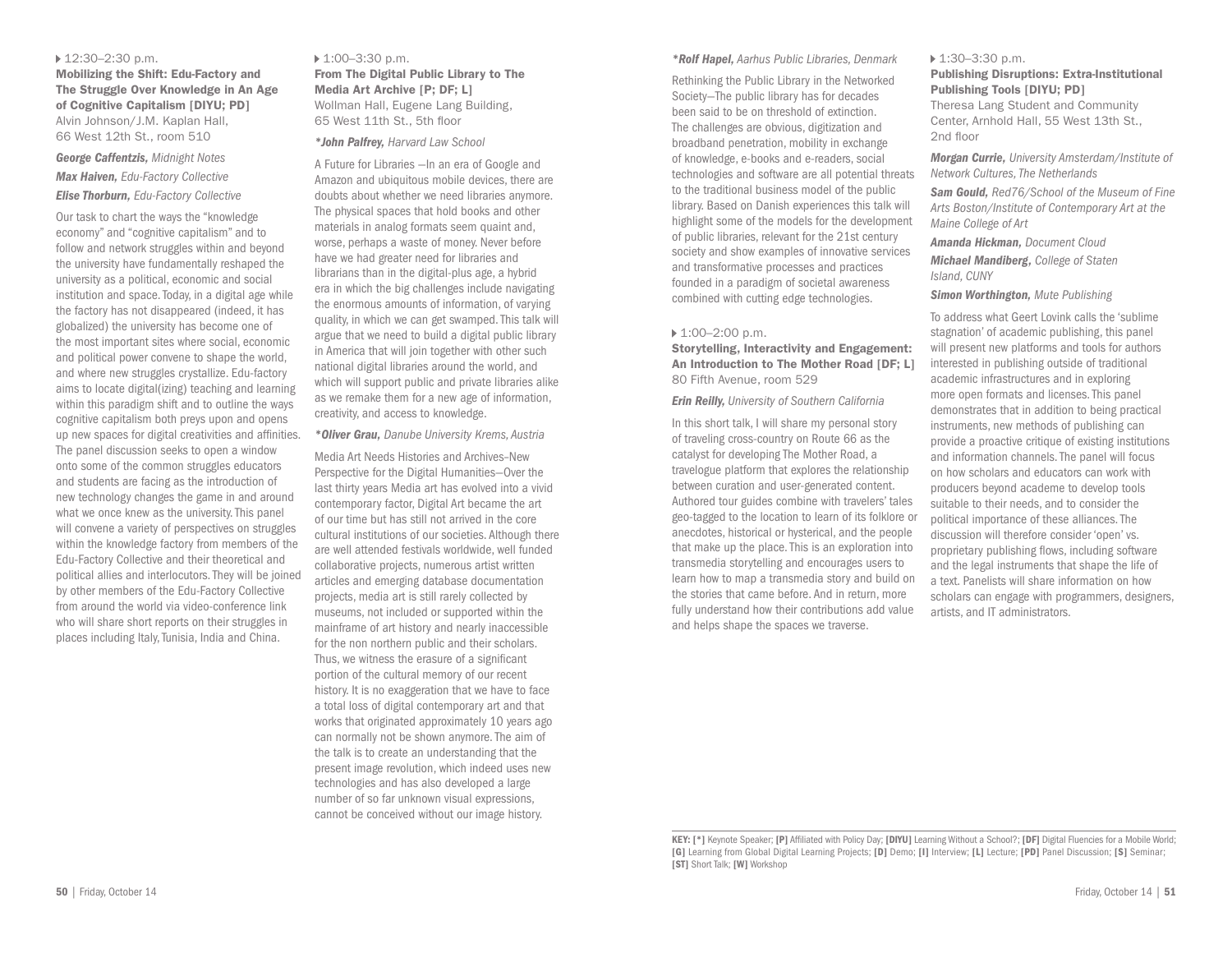▸ 12:30–2:30 p.m.

**Mobilizing the Shift: Edu-Factory and The Struggle Over Knowledge in An Age of Cognitive Capitalism [DIYU; PD]**

Alvin Johnson/J.M. Kaplan Hall, 66 West 12th St., room 510

***George Caffentzis,*** *Midnight Notes*

***Max Haiven,*** *Edu-Factory Collective*

***Elise Thorburn,*** *Edu-Factory Collective*

Our task to chart the ways the "knowledge economy" and "cognitive capitalism" and to follow and network struggles within and beyond the university have fundamentally reshaped the university as a political, economic and social institution and space. Today, in a digital age while the factory has not disappeared (indeed, it has globalized) the university has become one of the most important sites where social, economic and political power convene to shape the world, and where new struggles crystallize. Edu-factory aims to locate digital(izing) teaching and learning within this paradigm shift and to outline the ways cognitive capitalism both preys upon and opens up new spaces for digital creativities and affinities. The panel discussion seeks to open a window onto some of the common struggles educators and students are facing as the introduction of new technology changes the game in and around what we once knew as the university. This panel will convene a variety of perspectives on struggles within the knowledge factory from members of the Edu-Factory Collective and their theoretical and political allies and interlocutors. They will be joined by other members of the Edu-Factory Collective from around the world via video-conference link who will share short reports on their struggles in places including Italy, Tunisia, India and China.

▸ 1:00–3:30 p.m.

**From The Digital Public Library to The Media Art Archive [P; DF; L]**

Wollman Hall, Eugene Lang Building, 65 West 11th St., 5th floor

***\*John Palfrey,*** *Harvard Law School*

A Future for Libraries —In an era of Google and Amazon and ubiquitous mobile devices, there are doubts about whether we need libraries anymore. The physical spaces that hold books and other materials in analog formats seem quaint and, worse, perhaps a waste of money. Never before have we had greater need for libraries and librarians than in the digital-plus age, a hybrid era in which the big challenges include navigating the enormous amounts of information, of varying quality, in which we can get swamped. This talk will argue that we need to build a digital public library in America that will join together with other such national digital libraries around the world, and which will support public and private libraries alike as we remake them for a new age of information, creativity, and access to knowledge.

***\*Oliver Grau,*** *Danube University Krems, Austria*

Media Art Needs Histories and Archives–New Perspective for the Digital Humanities—Over the last thirty years Media art has evolved into a vivid contemporary factor, Digital Art became the art of our time but has still not arrived in the core cultural institutions of our societies. Although there are well attended festivals worldwide, well funded collaborative projects, numerous artist written articles and emerging database documentation projects, media art is still rarely collected by museums, not included or supported within the mainframe of art history and nearly inaccessible for the non northern public and their scholars. Thus, we witness the erasure of a significant portion of the cultural memory of our recent history. It is no exaggeration that we have to face a total loss of digital contemporary art and that works that originated approximately 10 years ago can normally not be shown anymore. The aim of the talk is to create an understanding that the present image revolution, which indeed uses new technologies and has also developed a large number of so far unknown visual expressions, cannot be conceived without our image history.

***\*Rolf Hapel,*** *Aarhus Public Libraries, Denmark*

Rethinking the Public Library in the Networked Society—The public library has for decades been said to be on threshold of extinction. The challenges are obvious, digitization and broadband penetration, mobility in exchange of knowledge, e-books and e-readers, social technologies and software are all potential threats to the traditional business model of the public library. Based on Danish experiences this talk will highlight some of the models for the development of public libraries, relevant for the 21st century society and show examples of innovative services and transformative processes and practices founded in a paradigm of societal awareness combined with cutting edge technologies.

▸ 1:00–2:00 p.m.

**Storytelling, Interactivity and Engagement: An Introduction to The Mother Road [DF; L]**

80 Fifth Avenue, room 529

***Erin Reilly,*** *University of Southern California*

In this short talk, I will share my personal story of traveling cross-country on Route 66 as the catalyst for developing The Mother Road, a travelogue platform that explores the relationship between curation and user-generated content. Authored tour guides combine with travelers' tales geo-tagged to the location to learn of its folklore or anecdotes, historical or hysterical, and the people that make up the place. This is an exploration into transmedia storytelling and encourages users to learn how to map a transmedia story and build on the stories that came before. And in return, more fully understand how their contributions add value and helps shape the spaces we traverse.

▸ 1:30–3:30 p.m.

**Publishing Disruptions: Extra-Institutional Publishing Tools [DIYU; PD]**

Theresa Lang Student and Community Center, Arnhold Hall, 55 West 13th St., 2nd floor

***Morgan Currie,*** *University Amsterdam/Institute of Network Cultures, The Netherlands*

***Sam Gould,*** *Red76/School of the Museum of Fine Arts Boston/Institute of Contemporary Art at the Maine College of Art*

***Amanda Hickman,*** *Document Cloud*

***Michael Mandiberg,*** *College of Staten Island, CUNY*

***Simon Worthington,*** *Mute Publishing*

To address what Geert Lovink calls the 'sublime stagnation' of academic publishing, this panel will present new platforms and tools for authors interested in publishing outside of traditional academic infrastructures and in exploring more open formats and licenses. This panel demonstrates that in addition to being practical instruments, new methods of publishing can provide a proactive critique of existing institutions and information channels. The panel will focus on how scholars and educators can work with producers beyond academe to develop tools suitable to their needs, and to consider the political importance of these alliances. The discussion will therefore consider 'open' vs. proprietary publishing flows, including software and the legal instruments that shape the life of a text. Panelists will share information on how scholars can engage with programmers, designers, artists, and IT administrators.

**KEY: [\*]** Keynote Speaker; **[P]** Affiliated with Policy Day; **[DIYU]** Learning Without a School?; **[DF]** Digital Fluencies for a Mobile World; **[G]** Learning from Global Digital Learning Projects; **[D]** Demo; **[I]** Interview; **[L]** Lecture; **[PD]** Panel Discussion; **[S]** Seminar; **[ST]** Short Talk; **[W]** Workshop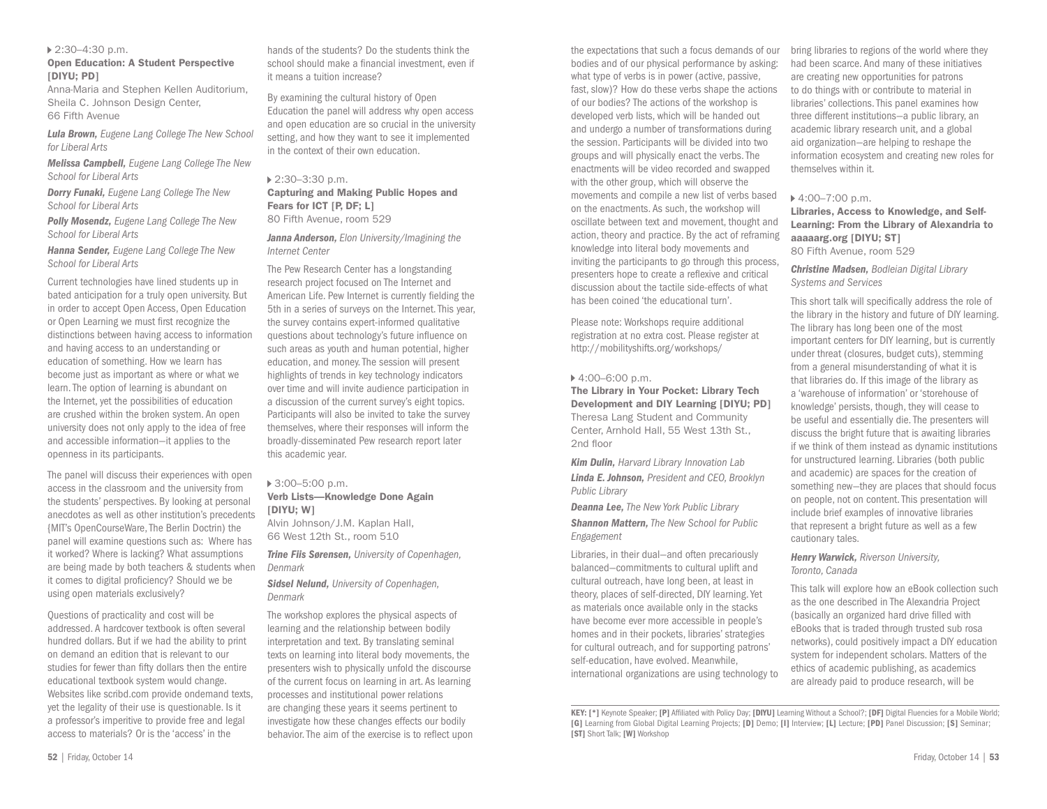▸ 2:30–4:30 p.m.

### Open Education: A Student Perspective [DIYU; PD]

Anna-Maria and Stephen Kellen Auditorium, Sheila C. Johnson Design Center, 66 Fifth Avenue

***Lula Brown,*** *Eugene Lang College The New School for Liberal Arts*

***Melissa Campbell,*** *Eugene Lang College The New School for Liberal Arts*

***Dorry Funaki,*** *Eugene Lang College The New School for Liberal Arts*

***Polly Mosendz,*** *Eugene Lang College The New School for Liberal Arts*

***Hanna Sender,*** *Eugene Lang College The New School for Liberal Arts*

Current technologies have lined students up in bated anticipation for a truly open university. But in order to accept Open Access, Open Education or Open Learning we must first recognize the distinctions between having access to information and having access to an understanding or education of something. How we learn has become just as important as where or what we learn. The option of learning is abundant on the Internet, yet the possibilities of education are crushed within the broken system. An open university does not only apply to the idea of free and accessible information—it applies to the openness in its participants.

The panel will discuss their experiences with open access in the classroom and the university from the students' perspectives. By looking at personal anecdotes as well as other institution's precedents (MIT's OpenCourseWare, The Berlin Doctrin) the panel will examine questions such as: Where has it worked? Where is lacking? What assumptions are being made by both teachers & students when it comes to digital proficiency? Should we be using open materials exclusively?

Questions of practicality and cost will be addressed. A hardcover textbook is often several hundred dollars. But if we had the ability to print on demand an edition that is relevant to our studies for fewer than fifty dollars then the entire educational textbook system would change. Websites like scribd.com provide ondemand texts, yet the legality of their use is questionable. Is it a professor's imperitive to provide free and legal access to materials? Or is the 'access' in the hands of the students? Do the students think the school should make a financial investment, even if it means a tuition increase?

By examining the cultural history of Open Education the panel will address why open access and open education are so crucial in the university setting, and how they want to see it implemented in the context of their own education.

▸ 2:30–3:30 p.m.

### Capturing and Making Public Hopes and Fears for ICT [P, DF; L]

80 Fifth Avenue, room 529

***Janna Anderson,*** *Elon University/Imagining the Internet Center*

The Pew Research Center has a longstanding research project focused on The Internet and American Life. Pew Internet is currently fielding the 5th in a series of surveys on the Internet. This year, the survey contains expert-informed qualitative questions about technology's future influence on such areas as youth and human potential, higher education, and money. The session will present highlights of trends in key technology indicators over time and will invite audience participation in a discussion of the current survey's eight topics. Participants will also be invited to take the survey themselves, where their responses will inform the broadly-disseminated Pew research report later this academic year.

▸ 3:00–5:00 p.m.

### Verb Lists—Knowledge Done Again [DIYU; W]

Alvin Johnson/J.M. Kaplan Hall, 66 West 12th St., room 510

***Trine Fiis Sørensen,*** *University of Copenhagen, Denmark*

***Sidsel Nelund,*** *University of Copenhagen, Denmark*

The workshop explores the physical aspects of learning and the relationship between bodily interpretation and text. By translating seminal texts on learning into literal body movements, the presenters wish to physically unfold the discourse of the current focus on learning in art. As learning processes and institutional power relations are changing these years it seems pertinent to investigate how these changes effects our bodily behavior. The aim of the exercise is to reflect upon the expectations that such a focus demands of our bodies and of our physical performance by asking: what type of verbs is in power (active, passive, fast, slow)? How do these verbs shape the actions of our bodies? The actions of the workshop is developed verb lists, which will be handed out and undergo a number of transformations during the session. Participants will be divided into two groups and will physically enact the verbs. The enactments will be video recorded and swapped with the other group, which will observe the movements and compile a new list of verbs based on the enactments. As such, the workshop will oscillate between text and movement, thought and action, theory and practice. By the act of reframing knowledge into literal body movements and inviting the participants to go through this process, presenters hope to create a reflexive and critical discussion about the tactile side-effects of what has been coined 'the educational turn'.

Please note: Workshops require additional registration at no extra cost. Please register at http://mobilityshifts.org/workshops/

▸ 4:00–6:00 p.m.

### The Library in Your Pocket: Library Tech Development and DIY Learning [DIYU; PD]

Theresa Lang Student and Community Center, Arnhold Hall, 55 West 13th St., 2nd floor

***Kim Dulin,*** *Harvard Library Innovation Lab*

***Linda E. Johnson,*** *President and CEO, Brooklyn Public Library*

***Deanna Lee,*** *The New York Public Library*

***Shannon Mattern,*** *The New School for Public Engagement*

Libraries, in their dual—and often precariously balanced—commitments to cultural uplift and cultural outreach, have long been, at least in theory, places of self-directed, DIY learning. Yet as materials once available only in the stacks have become ever more accessible in people's homes and in their pockets, libraries' strategies for cultural outreach, and for supporting patrons' self-education, have evolved. Meanwhile, international organizations are using technology to bring libraries to regions of the world where they had been scarce. And many of these initiatives are creating new opportunities for patrons to do things with or contribute to material in libraries' collections. This panel examines how three different institutions—a public library, an academic library research unit, and a global aid organization—are helping to reshape the information ecosystem and creating new roles for themselves within it.

▸ 4:00–7:00 p.m.

### Libraries, Access to Knowledge, and Self-Learning: From the Library of Alexandria to aaaaarg.org [DIYU; ST]

80 Fifth Avenue, room 529

***Christine Madsen,*** *Bodleian Digital Library Systems and Services*

This short talk will specifically address the role of the library in the history and future of DIY learning. The library has long been one of the most important centers for DIY learning, but is currently under threat (closures, budget cuts), stemming from a general misunderstanding of what it is that libraries do. If this image of the library as a 'warehouse of information' or 'storehouse of knowledge' persists, though, they will cease to be useful and essentially die. The presenters will discuss the bright future that is awaiting libraries if we think of them instead as dynamic institutions for unstructured learning. Libraries (both public and academic) are spaces for the creation of something new—they are places that should focus on people, not on content. This presentation will include brief examples of innovative libraries that represent a bright future as well as a few cautionary tales.

***Henry Warwick,*** *Riverson University, Toronto, Canada*

This talk will explore how an eBook collection such as the one described in The Alexandria Project (basically an organized hard drive filled with eBooks that is traded through trusted sub rosa networks), could positively impact a DIY education system for independent scholars. Matters of the ethics of academic publishing, as academics are already paid to produce research, will be

**KEY: [*]** Keynote Speaker; **[P]** Affiliated with Policy Day; **[DIYU]** Learning Without a School?; **[DF]** Digital Fluencies for a Mobile World; **[G]** Learning from Global Digital Learning Projects; **[D]** Demo; **[I]** Interview; **[L]** Lecture; **[PD]** Panel Discussion; **[S]** Seminar; **[ST]** Short Talk; **[W]** Workshop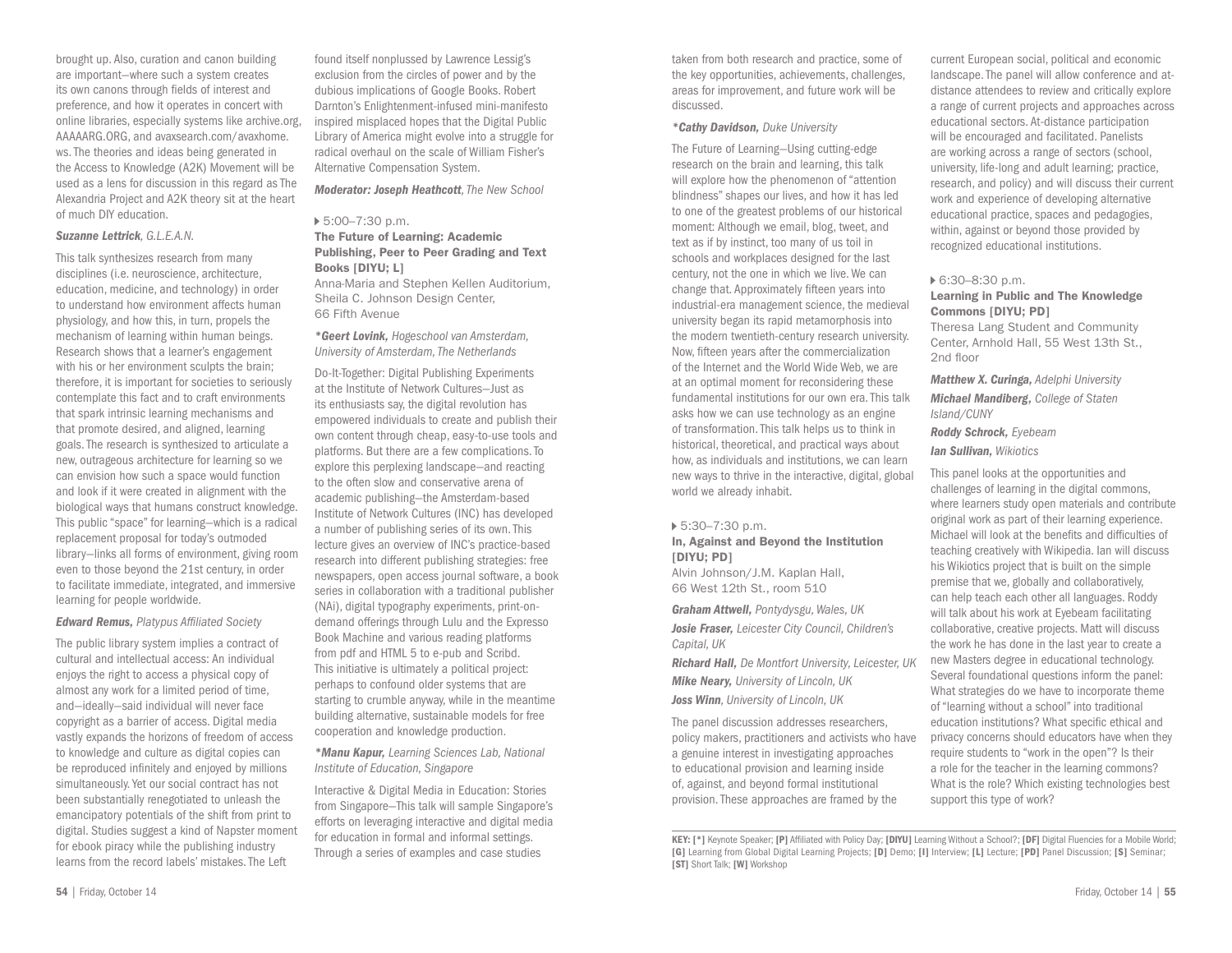brought up. Also, curation and canon building are important—where such a system creates its own canons through fields of interest and preference, and how it operates in concert with online libraries, especially systems like archive.org, AAAAARG.ORG, and avaxsearch.com/avaxhome.ws. The theories and ideas being generated in the Access to Knowledge (A2K) Movement will be used as a lens for discussion in this regard as The Alexandria Project and A2K theory sit at the heart of much DIY education.

***Suzanne Lettrick**, G.L.E.A.N.*

This talk synthesizes research from many disciplines (i.e. neuroscience, architecture, education, medicine, and technology) in order to understand how environment affects human physiology, and how this, in turn, propels the mechanism of learning within human beings. Research shows that a learner's engagement with his or her environment sculpts the brain; therefore, it is important for societies to seriously contemplate this fact and to craft environments that spark intrinsic learning mechanisms and that promote desired, and aligned, learning goals. The research is synthesized to articulate a new, outrageous architecture for learning so we can envision how such a space would function and look if it were created in alignment with the biological ways that humans construct knowledge. This public "space" for learning—which is a radical replacement proposal for today's outmoded library—links all forms of environment, giving room even to those beyond the 21st century, in order to facilitate immediate, integrated, and immersive learning for people worldwide.

***Edward Remus**, Platypus Affiliated Society*

The public library system implies a contract of cultural and intellectual access: An individual enjoys the right to access a physical copy of almost any work for a limited period of time, and—ideally—said individual will never face copyright as a barrier of access. Digital media vastly expands the horizons of freedom of access to knowledge and culture as digital copies can be reproduced infinitely and enjoyed by millions simultaneously. Yet our social contract has not been substantially renegotiated to unleash the emancipatory potentials of the shift from print to digital. Studies suggest a kind of Napster moment for ebook piracy while the publishing industry learns from the record labels' mistakes. The Left found itself nonplussed by Lawrence Lessig's exclusion from the circles of power and by the dubious implications of Google Books. Robert Darnton's Enlightenment-infused mini-manifesto inspired misplaced hopes that the Digital Public Library of America might evolve into a struggle for radical overhaul on the scale of William Fisher's Alternative Compensation System.

***Moderator: Joseph Heathcott**, The New School*

▶ 5:00–7:30 p.m.

### The Future of Learning: Academic Publishing, Peer to Peer Grading and Text Books [DIYU; L]

Anna-Maria and Stephen Kellen Auditorium, Sheila C. Johnson Design Center, 66 Fifth Avenue

***\*Geert Lovink**, Hogeschool van Amsterdam, University of Amsterdam, The Netherlands*

Do-It-Together: Digital Publishing Experiments at the Institute of Network Cultures—Just as its enthusiasts say, the digital revolution has empowered individuals to create and publish their own content through cheap, easy-to-use tools and platforms. But there are a few complications. To explore this perplexing landscape—and reacting to the often slow and conservative arena of academic publishing—the Amsterdam-based Institute of Network Cultures (INC) has developed a number of publishing series of its own. This lecture gives an overview of INC's practice-based research into different publishing strategies: free newspapers, open access journal software, a book series in collaboration with a traditional publisher (NAi), digital typography experiments, print-on-demand offerings through Lulu and the Expresso Book Machine and various reading platforms from pdf and HTML 5 to e-pub and Scribd. This initiative is ultimately a political project: perhaps to confound older systems that are starting to crumble anyway, while in the meantime building alternative, sustainable models for free cooperation and knowledge production.

***\*Manu Kapur**, Learning Sciences Lab, National Institute of Education, Singapore*

Interactive & Digital Media in Education: Stories from Singapore—This talk will sample Singapore's efforts on leveraging interactive and digital media for education in formal and informal settings. Through a series of examples and case studies taken from both research and practice, some of the key opportunities, achievements, challenges, areas for improvement, and future work will be discussed.

***\*Cathy Davidson**, Duke University*

The Future of Learning—Using cutting-edge research on the brain and learning, this talk will explore how the phenomenon of "attention blindness" shapes our lives, and how it has led to one of the greatest problems of our historical moment: Although we email, blog, tweet, and text as if by instinct, too many of us toil in schools and workplaces designed for the last century, not the one in which we live. We can change that. Approximately fifteen years into industrial-era management science, the medieval university began its rapid metamorphosis into the modern twentieth-century research university. Now, fifteen years after the commercialization of the Internet and the World Wide Web, we are at an optimal moment for reconsidering these fundamental institutions for our own era. This talk asks how we can use technology as an engine of transformation. This talk helps us to think in historical, theoretical, and practical ways about how, as individuals and institutions, we can learn new ways to thrive in the interactive, digital, global world we already inhabit.

▶ 5:30–7:30 p.m.

### In, Against and Beyond the Institution [DIYU; PD]

Alvin Johnson/J.M. Kaplan Hall, 66 West 12th St., room 510

***Graham Attwell**, Pontydysgu, Wales, UK*

***Josie Fraser**, Leicester City Council, Children's Capital, UK*

***Richard Hall**, De Montfort University, Leicester, UK*

***Mike Neary**, University of Lincoln, UK*

***Joss Winn**, University of Lincoln, UK*

The panel discussion addresses researchers, policy makers, practitioners and activists who have a genuine interest in investigating approaches to educational provision and learning inside of, against, and beyond formal institutional provision. These approaches are framed by the current European social, political and economic landscape. The panel will allow conference and at-distance attendees to review and critically explore a range of current projects and approaches across educational sectors. At-distance participation will be encouraged and facilitated. Panelists are working across a range of sectors (school, university, life-long and adult learning; practice, research, and policy) and will discuss their current work and experience of developing alternative educational practice, spaces and pedagogies, within, against or beyond those provided by recognized educational institutions.

▶ 6:30–8:30 p.m.

### Learning in Public and The Knowledge Commons [DIYU; PD]

Theresa Lang Student and Community Center, Arnhold Hall, 55 West 13th St., 2nd floor

***Matthew X. Curinga**, Adelphi University*

***Michael Mandiberg**, College of Staten Island/CUNY*

***Roddy Schrock**, Eyebeam*

***Ian Sullivan**, Wikiotics*

This panel looks at the opportunities and challenges of learning in the digital commons, where learners study open materials and contribute original work as part of their learning experience. Michael will look at the benefits and difficulties of teaching creatively with Wikipedia. Ian will discuss his Wikiotics project that is built on the simple premise that we, globally and collaboratively, can help teach each other all languages. Roddy will talk about his work at Eyebeam facilitating collaborative, creative projects. Matt will discuss the work he has done in the last year to create a new Masters degree in educational technology. Several foundational questions inform the panel: What strategies do we have to incorporate theme of "learning without a school" into traditional education institutions? What specific ethical and privacy concerns should educators have when they require students to "work in the open"? Is their a role for the teacher in the learning commons? What is the role? Which existing technologies best support this type of work?

**KEY: [\*]** Keynote Speaker; **[P]** Affiliated with Policy Day; **[DIYU]** Learning Without a School?; **[DF]** Digital Fluencies for a Mobile World; **[G]** Learning from Global Digital Learning Projects; **[D]** Demo; **[I]** Interview; **[L]** Lecture; **[PD]** Panel Discussion; **[S]** Seminar; **[ST]** Short Talk; **[W]** Workshop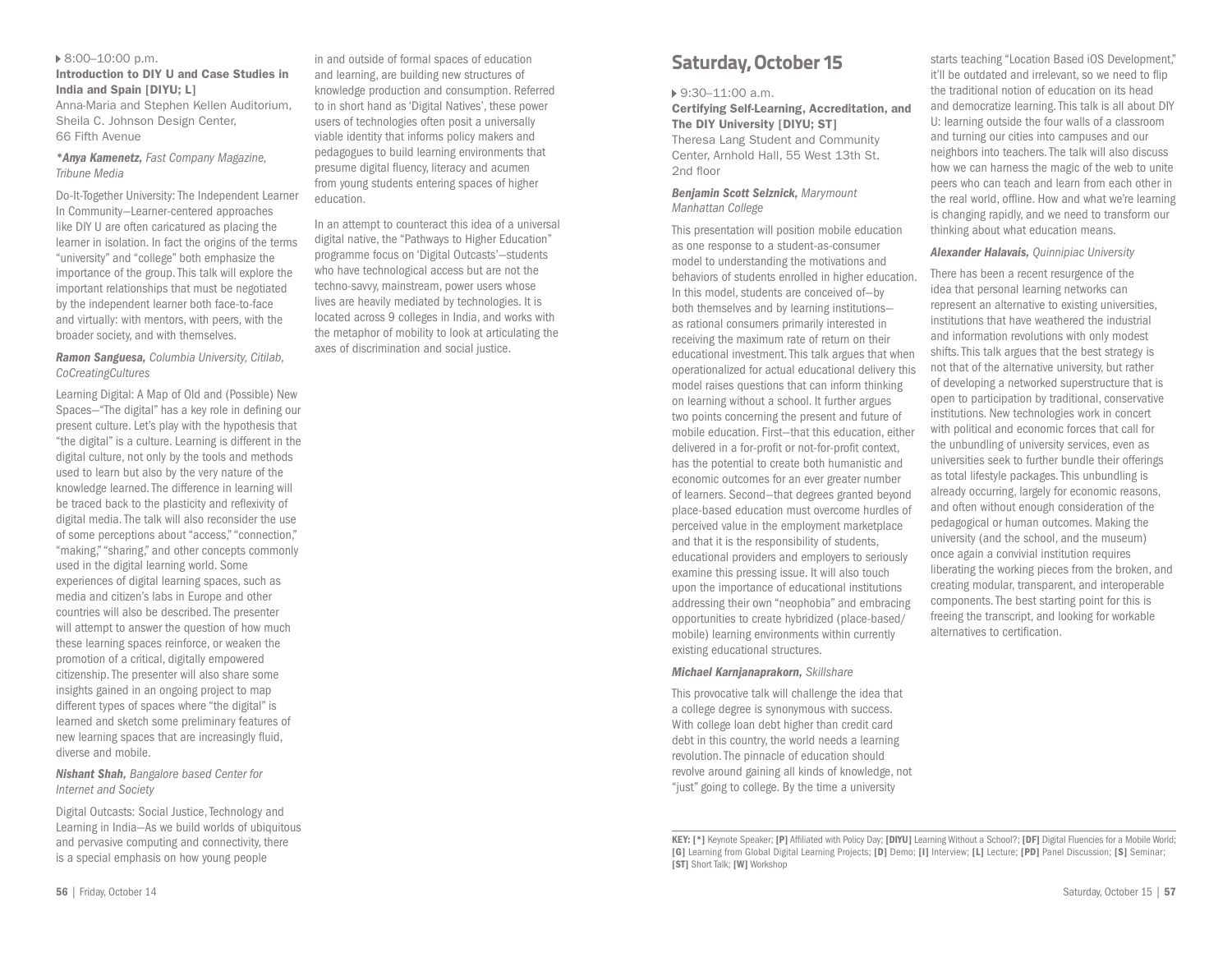▸ 8:00–10:00 p.m.

**Introduction to DIY U and Case Studies in India and Spain [DIYU; L]**

Anna-Maria and Stephen Kellen Auditorium, Sheila C. Johnson Design Center, 66 Fifth Avenue

***Anya Kamenetz,** Fast Company Magazine, Tribune Media*

Do-It-Together University: The Independent Learner In Community—Learner-centered approaches like DIY U are often caricatured as placing the learner in isolation. In fact the origins of the terms "university" and "college" both emphasize the importance of the group. This talk will explore the important relationships that must be negotiated by the independent learner both face-to-face and virtually: with mentors, with peers, with the broader society, and with themselves.

***Ramon Sanguesa,** Columbia University, Citilab, CoCreatingCultures*

Learning Digital: A Map of Old and (Possible) New Spaces—"The digital" has a key role in defining our present culture. Let's play with the hypothesis that "the digital" is a culture. Learning is different in the digital culture, not only by the tools and methods used to learn but also by the very nature of the knowledge learned. The difference in learning will be traced back to the plasticity and reflexivity of digital media. The talk will also reconsider the use of some perceptions about "access," "connection," "making," "sharing," and other concepts commonly used in the digital learning world. Some experiences of digital learning spaces, such as media and citizen's labs in Europe and other countries will also be described. The presenter will attempt to answer the question of how much these learning spaces reinforce, or weaken the promotion of a critical, digitally empowered citizenship. The presenter will also share some insights gained in an ongoing project to map different types of spaces where "the digital" is learned and sketch some preliminary features of new learning spaces that are increasingly fluid, diverse and mobile.

***Nishant Shah,** Bangalore based Center for Internet and Society*

Digital Outcasts: Social Justice, Technology and Learning in India—As we build worlds of ubiquitous and pervasive computing and connectivity, there is a special emphasis on how young people in and outside of formal spaces of education and learning, are building new structures of knowledge production and consumption. Referred to in short hand as 'Digital Natives', these power users of technologies often posit a universally viable identity that informs policy makers and pedagogues to build learning environments that presume digital fluency, literacy and acumen from young students entering spaces of higher education.

In an attempt to counteract this idea of a universal digital native, the "Pathways to Higher Education" programme focus on 'Digital Outcasts'—students who have technological access but are not the techno-savvy, mainstream, power users whose lives are heavily mediated by technologies. It is located across 9 colleges in India, and works with the metaphor of mobility to look at articulating the axes of discrimination and social justice.

## Saturday, October 15

▸ 9:30–11:00 a.m.

**Certifying Self-Learning, Accreditation, and The DIY University [DIYU; ST]**

Theresa Lang Student and Community Center, Arnhold Hall, 55 West 13th St. 2nd floor

***Benjamin Scott Selznick,** Marymount Manhattan College*

This presentation will position mobile education as one response to a student-as-consumer model to understanding the motivations and behaviors of students enrolled in higher education. In this model, students are conceived of—by both themselves and by learning institutions—as rational consumers primarily interested in receiving the maximum rate of return on their educational investment. This talk argues that when operationalized for actual educational delivery this model raises questions that can inform thinking on learning without a school. It further argues two points concerning the present and future of mobile education. First—that this education, either delivered in a for-profit or not-for-profit context, has the potential to create both humanistic and economic outcomes for an ever greater number of learners. Second—that degrees granted beyond place-based education must overcome hurdles of perceived value in the employment marketplace and that it is the responsibility of students, educational providers and employers to seriously examine this pressing issue. It will also touch upon the importance of educational institutions addressing their own "neophobia" and embracing opportunities to create hybridized (place-based/mobile) learning environments within currently existing educational structures.

***Michael Karnjanaprakorn,** Skillshare*

This provocative talk will challenge the idea that a college degree is synonymous with success. With college loan debt higher than credit card debt in this country, the world needs a learning revolution. The pinnacle of education should revolve around gaining all kinds of knowledge, not "just" going to college. By the time a university starts teaching "Location Based iOS Development," it'll be outdated and irrelevant, so we need to flip the traditional notion of education on its head and democratize learning. This talk is all about DIY U: learning outside the four walls of a classroom and turning our cities into campuses and our neighbors into teachers. The talk will also discuss how we can harness the magic of the web to unite peers who can teach and learn from each other in the real world, offline. How and what we're learning is changing rapidly, and we need to transform our thinking about what education means.

***Alexander Halavais,** Quinnipiac University*

There has been a recent resurgence of the idea that personal learning networks can represent an alternative to existing universities, institutions that have weathered the industrial and information revolutions with only modest shifts. This talk argues that the best strategy is not that of the alternative university, but rather of developing a networked superstructure that is open to participation by traditional, conservative institutions. New technologies work in concert with political and economic forces that call for the unbundling of university services, even as universities seek to further bundle their offerings as total lifestyle packages. This unbundling is already occurring, largely for economic reasons, and often without enough consideration of the pedagogical or human outcomes. Making the university (and the school, and the museum) once again a convivial institution requires liberating the working pieces from the broken, and creating modular, transparent, and interoperable components. The best starting point for this is freeing the transcript, and looking for workable alternatives to certification.

---

**KEY: [*]** Keynote Speaker; **[P]** Affiliated with Policy Day; **[DIYU]** Learning Without a School?; **[DF]** Digital Fluencies for a Mobile World; **[G]** Learning from Global Digital Learning Projects; **[D]** Demo; **[I]** Interview; **[L]** Lecture; **[PD]** Panel Discussion; **[S]** Seminar; **[ST]** Short Talk; **[W]** Workshop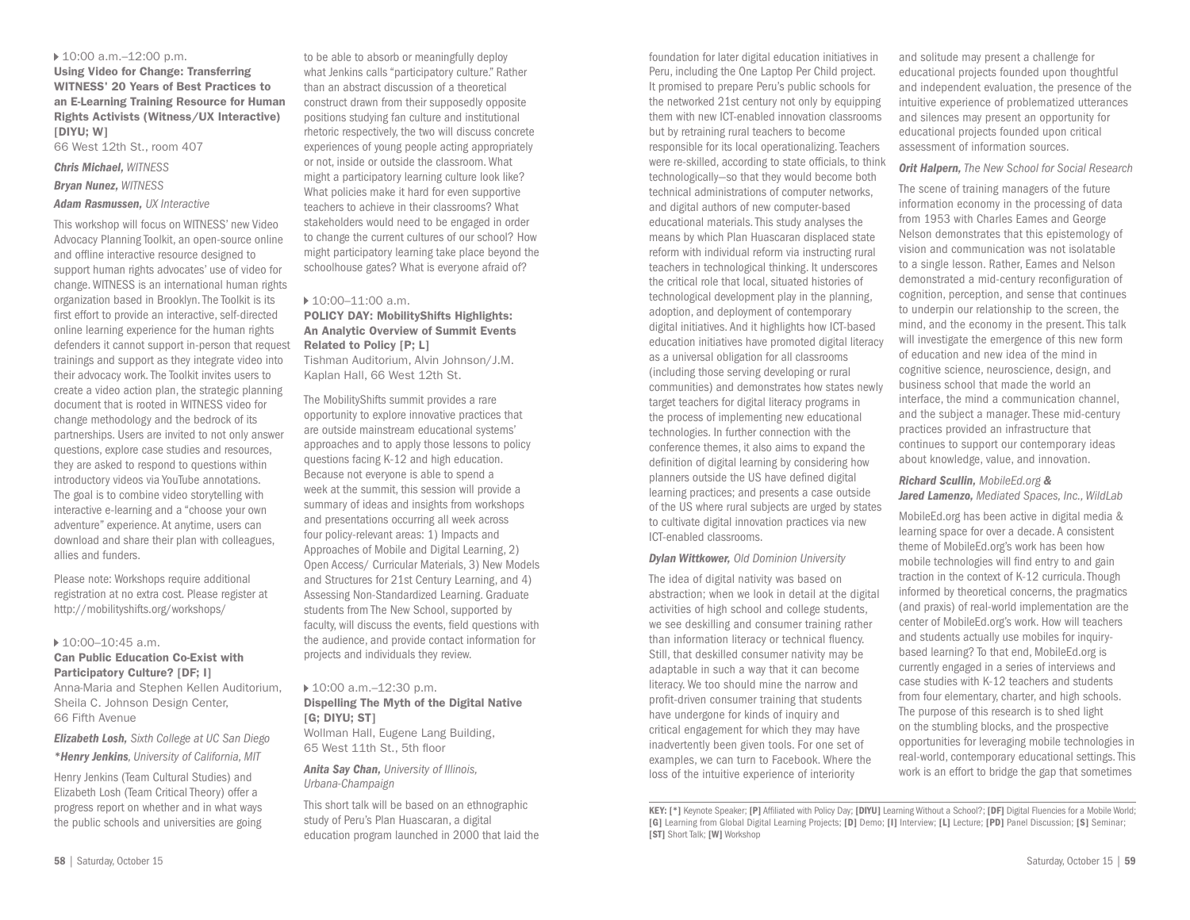▸ 10:00 a.m.–12:00 p.m.

### Using Video for Change: Transferring WITNESS' 20 Years of Best Practices to an E-Learning Training Resource for Human Rights Activists (Witness/UX Interactive) [DIYU; W]

66 West 12th St., room 407

***Chris Michael,** WITNESS*

***Bryan Nunez,** WITNESS*

***Adam Rasmussen,** UX Interactive*

This workshop will focus on WITNESS' new Video Advocacy Planning Toolkit, an open-source online and offline interactive resource designed to support human rights advocates' use of video for change. WITNESS is an international human rights organization based in Brooklyn. The Toolkit is its first effort to provide an interactive, self-directed online learning experience for the human rights defenders it cannot support in-person that request trainings and support as they integrate video into their advocacy work. The Toolkit invites users to create a video action plan, the strategic planning document that is rooted in WITNESS video for change methodology and the bedrock of its partnerships. Users are invited to not only answer questions, explore case studies and resources, they are asked to respond to questions within introductory videos via YouTube annotations. The goal is to combine video storytelling with interactive e-learning and a "choose your own adventure" experience. At anytime, users can download and share their plan with colleagues, allies and funders.

Please note: Workshops require additional registration at no extra cost. Please register at http://mobilityshifts.org/workshops/

▸ 10:00–10:45 a.m.

### Can Public Education Co-Exist with Participatory Culture? [DF; I]

Anna-Maria and Stephen Kellen Auditorium, Sheila C. Johnson Design Center, 66 Fifth Avenue

***Elizabeth Losh,** Sixth College at UC San Diego*

***\*Henry Jenkins,** University of California, MIT*

Henry Jenkins (Team Cultural Studies) and Elizabeth Losh (Team Critical Theory) offer a progress report on whether and in what ways the public schools and universities are going to be able to absorb or meaningfully deploy what Jenkins calls "participatory culture." Rather than an abstract discussion of a theoretical construct drawn from their supposedly opposite positions studying fan culture and institutional rhetoric respectively, the two will discuss concrete experiences of young people acting appropriately or not, inside or outside the classroom. What might a participatory learning culture look like? What policies make it hard for even supportive teachers to achieve in their classrooms? What stakeholders would need to be engaged in order to change the current cultures of our school? How might participatory learning take place beyond the schoolhouse gates? What is everyone afraid of?

▸ 10:00–11:00 a.m.

### POLICY DAY: MobilityShifts Highlights: An Analytic Overview of Summit Events Related to Policy [P; L]

Tishman Auditorium, Alvin Johnson/J.M. Kaplan Hall, 66 West 12th St.

The MobilityShifts summit provides a rare opportunity to explore innovative practices that are outside mainstream educational systems' approaches and to apply those lessons to policy questions facing K-12 and high education. Because not everyone is able to spend a week at the summit, this session will provide a summary of ideas and insights from workshops and presentations occurring all week across four policy-relevant areas: 1) Impacts and Approaches of Mobile and Digital Learning, 2) Open Access/ Curricular Materials, 3) New Models and Structures for 21st Century Learning, and 4) Assessing Non-Standardized Learning. Graduate students from The New School, supported by faculty, will discuss the events, field questions with the audience, and provide contact information for projects and individuals they review.

▸ 10:00 a.m.–12:30 p.m.

### Dispelling The Myth of the Digital Native [G; DIYU; ST]

Wollman Hall, Eugene Lang Building, 65 West 11th St., 5th floor

***Anita Say Chan,** University of Illinois, Urbana-Champaign*

This short talk will be based on an ethnographic study of Peru's Plan Huascaran, a digital education program launched in 2000 that laid the foundation for later digital education initiatives in Peru, including the One Laptop Per Child project. It promised to prepare Peru's public schools for the networked 21st century not only by equipping them with new ICT-enabled innovation classrooms but by retraining rural teachers to become responsible for its local operationalizing. Teachers were re-skilled, according to state officials, to think technologically—so that they would become both technical administrations of computer networks, and digital authors of new computer-based educational materials. This study analyses the means by which Plan Huascaran displaced state reform with individual reform via instructing rural teachers in technological thinking. It underscores the critical role that local, situated histories of technological development play in the planning, adoption, and deployment of contemporary digital initiatives. And it highlights how ICT-based education initiatives have promoted digital literacy as a universal obligation for all classrooms (including those serving developing or rural communities) and demonstrates how states newly target teachers for digital literacy programs in the process of implementing new educational technologies. In further connection with the conference themes, it also aims to expand the definition of digital learning by considering how planners outside the US have defined digital learning practices; and presents a case outside of the US where rural subjects are urged by states to cultivate digital innovation practices via new ICT-enabled classrooms.

***Dylan Wittkower,** Old Dominion University*

The idea of digital nativity was based on abstraction; when we look in detail at the digital activities of high school and college students, we see deskilling and consumer training rather than information literacy or technical fluency. Still, that deskilled consumer nativity may be adaptable in such a way that it can become literacy. We too should mine the narrow and profit-driven consumer training that students have undergone for kinds of inquiry and critical engagement for which they may have inadvertently been given tools. For one set of examples, we can turn to Facebook. Where the loss of the intuitive experience of interiority and solitude may present a challenge for educational projects founded upon thoughtful and independent evaluation, the presence of the intuitive experience of problematized utterances and silences may present an opportunity for educational projects founded upon critical assessment of information sources.

***Orit Halpern,** The New School for Social Research*

The scene of training managers of the future information economy in the processing of data from 1953 with Charles Eames and George Nelson demonstrates that this epistemology of vision and communication was not isolatable to a single lesson. Rather, Eames and Nelson demonstrated a mid-century reconfiguration of cognition, perception, and sense that continues to underpin our relationship to the screen, the mind, and the economy in the present. This talk will investigate the emergence of this new form of education and new idea of the mind in cognitive science, neuroscience, design, and business school that made the world an interface, the mind a communication channel, and the subject a manager. These mid-century practices provided an infrastructure that continues to support our contemporary ideas about knowledge, value, and innovation.

***Richard Scullin,** MobileEd.org &*
***Jared Lamenzo,** Mediated Spaces, Inc., WildLab*

MobileEd.org has been active in digital media & learning space for over a decade. A consistent theme of MobileEd.org's work has been how mobile technologies will find entry to and gain traction in the context of K-12 curricula. Though informed by theoretical concerns, the pragmatics (and praxis) of real-world implementation are the center of MobileEd.org's work. How will teachers and students actually use mobiles for inquiry-based learning? To that end, MobileEd.org is currently engaged in a series of interviews and case studies with K-12 teachers and students from four elementary, charter, and high schools. The purpose of this research is to shed light on the stumbling blocks, and the prospective opportunities for leveraging mobile technologies in real-world, contemporary educational settings. This work is an effort to bridge the gap that sometimes

**KEY: [\*]** Keynote Speaker; **[P]** Affiliated with Policy Day; **[DIYU]** Learning Without a School?; **[DF]** Digital Fluencies for a Mobile World; **[G]** Learning from Global Digital Learning Projects; **[D]** Demo; **[I]** Interview; **[L]** Lecture; **[PD]** Panel Discussion; **[S]** Seminar; **[ST]** Short Talk; **[W]** Workshop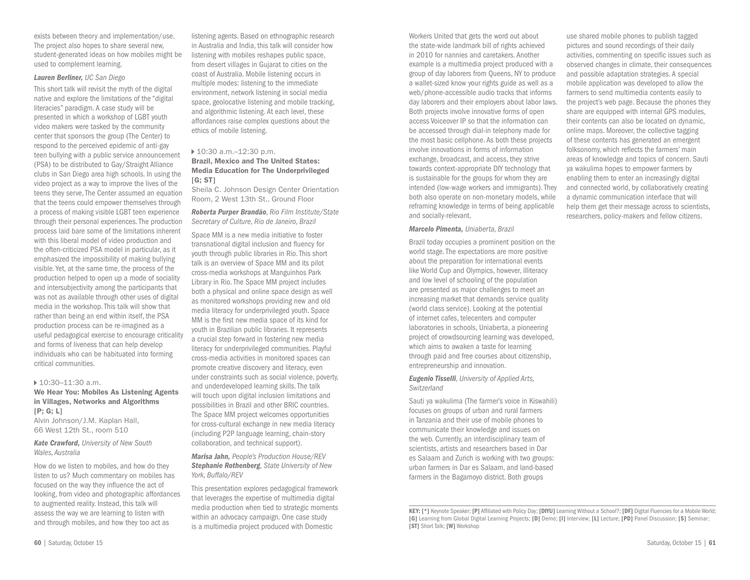exists between theory and implementation/use. The project also hopes to share several new, student-generated ideas on how mobiles might be used to complement learning.

***Lauren Berliner,*** *UC San Diego*

This short talk will revisit the myth of the digital native and explore the limitations of the "digital literacies" paradigm. A case study will be presented in which a workshop of LGBT youth video makers were tasked by the community center that sponsors the group (The Center) to respond to the perceived epidemic of anti-gay teen bullying with a public service announcement (PSA) to be distributed to Gay/Straight Alliance clubs in San Diego area high schools. In using the video project as a way to improve the lives of the teens they serve, The Center assumed an equation that the teens could empower themselves through a process of making visible LGBT teen experience through their personal experiences. The production process laid bare some of the limitations inherent with this liberal model of video production and the often-criticized PSA model in particular, as it emphasized the impossibility of making bullying visible. Yet, at the same time, the process of the production helped to open up a mode of sociality and intersubjectivity among the participants that was not as available through other uses of digital media in the workshop. This talk will show that rather than being an end within itself, the PSA production process can be re-imagined as a useful pedagogical exercise to encourage criticality and forms of liveness that can help develop individuals who can be habituated into forming critical communities.

▶ 10:30–11:30 a.m.

**We Hear You: Mobiles As Listening Agents in Villages, Networks and Algorithms [P; G; L]**

Alvin Johnson/J.M. Kaplan Hall, 66 West 12th St., room 510

***Kate Crawford,*** *University of New South Wales, Australia*

How do we listen to mobiles, and how do they listen to us? Much commentary on mobiles has focused on the way they influence the act of looking, from video and photographic affordances to augmented reality. Instead, this talk will assess the way we are learning to listen with and through mobiles, and how they too act as listening agents. Based on ethnographic research in Australia and India, this talk will consider how listening with mobiles reshapes public space, from desert villages in Gujarat to cities on the coast of Australia. Mobile listening occurs in multiple modes: listening to the immediate environment, network listening in social media space, geolocative listening and mobile tracking, and algorithmic listening. At each level, these affordances raise complex questions about the ethics of mobile listening.

▶ 10:30 a.m.–12:30 p.m.

**Brazil, Mexico and The United States: Media Education for The Underprivileged [G; ST]**

Sheila C. Johnson Design Center Orientation Room, 2 West 13th St., Ground Floor

***Roberta Purper Brandão,*** *Rio Film Institute/State Secretary of Culture, Rio de Janeiro, Brazil*

Space MM is a new media initiative to foster transnational digital inclusion and fluency for youth through public libraries in Rio. This short talk is an overview of Space MM and its pilot cross-media workshops at Manguinhos Park Library in Rio. The Space MM project includes both a physical and online space design as well as monitored workshops providing new and old media literacy for underprivileged youth. Space MM is the first new media space of its kind for youth in Brazilian public libraries. It represents a crucial step forward in fostering new media literacy for underprivileged communities. Playful cross-media activities in monitored spaces can promote creative discovery and literacy, even under constraints such as social violence, poverty, and underdeveloped learning skills. The talk will touch upon digital inclusion limitations and possibilities in Brazil and other BRIC countries. The Space MM project welcomes opportunities for cross-cultural exchange in new media literacy (including P2P language learning, chain-story collaboration, and technical support).

***Marisa Jahn,*** *People's Production House/REV*
***Stephanie Rothenberg****, State University of New York, Buffalo/REV*

This presentation explores pedagogical framework that leverages the expertise of multimedia digital media production when tied to strategic moments within an advocacy campaign. One case study is a multimedia project produced with Domestic Workers United that gets the word out about the state-wide landmark bill of rights achieved in 2010 for nannies and caretakers. Another example is a multimedia project produced with a group of day laborers from Queens, NY to produce a wallet-sized know your rights guide as well as a web/phone-accessible audio tracks that informs day laborers and their employers about labor laws. Both projects involve innovative forms of open access Voiceover IP so that the information can be accessed through dial-in telephony made for the most basic cellphone. As both these projects involve innovations in forms of information exchange, broadcast, and access, they strive towards context-appropriate DIY technology that is sustainable for the groups for whom they are intended (low-wage workers and immigrants). They both also operate on non-monetary models, while reframing knowledge in terms of being applicable and socially-relevant.

***Marcelo Pimenta,*** *Uniaberta, Brazil*

Brazil today occupies a prominent position on the world stage. The expectations are more positive about the preparation for international events like World Cup and Olympics, however, illiteracy and low level of schooling of the population are presented as major challenges to meet an increasing market that demands service quality (world class service). Looking at the potential of internet cafes, telecenters and computer laboratories in schools, Uniaberta, a pioneering project of crowdsourcing learning was developed, which aims to awaken a taste for learning through paid and free courses about citizenship, entrepreneurship and innovation.

***Eugenio Tisselli****, University of Applied Arts, Switzerland*

Sauti ya wakulima (The farmer's voice in Kiswahili) focuses on groups of urban and rural farmers in Tanzania and their use of mobile phones to communicate their knowledge and issues on the web. Currently, an interdisciplinary team of scientists, artists and researchers based in Dar es Salaam and Zurich is working with two groups: urban farmers in Dar es Salaam, and land-based farmers in the Bagamoyo district. Both groups use shared mobile phones to publish tagged pictures and sound recordings of their daily activities, commenting on specific issues such as observed changes in climate, their consequences and possible adaptation strategies. A special mobile application was developed to allow the farmers to send multimedia contents easily to the project's web page. Because the phones they share are equipped with internal GPS modules, their contents can also be located on dynamic, online maps. Moreover, the collective tagging of these contents has generated an emergent folksonomy, which reflects the farmers' main areas of knowledge and topics of concern. Sauti ya wakulima hopes to empower farmers by enabling them to enter an increasingly digital and connected world, by collaboratively creating a dynamic communication interface that will help them get their message across to scientists, researchers, policy-makers and fellow citizens.

**KEY: [*]** Keynote Speaker; **[P]** Affiliated with Policy Day; **[DIYU]** Learning Without a School?; **[DF]** Digital Fluencies for a Mobile World; **[G]** Learning from Global Digital Learning Projects; **[D]** Demo; **[I]** Interview; **[L]** Lecture; **[PD]** Panel Discussion; **[S]** Seminar; **[ST]** Short Talk; **[W]** Workshop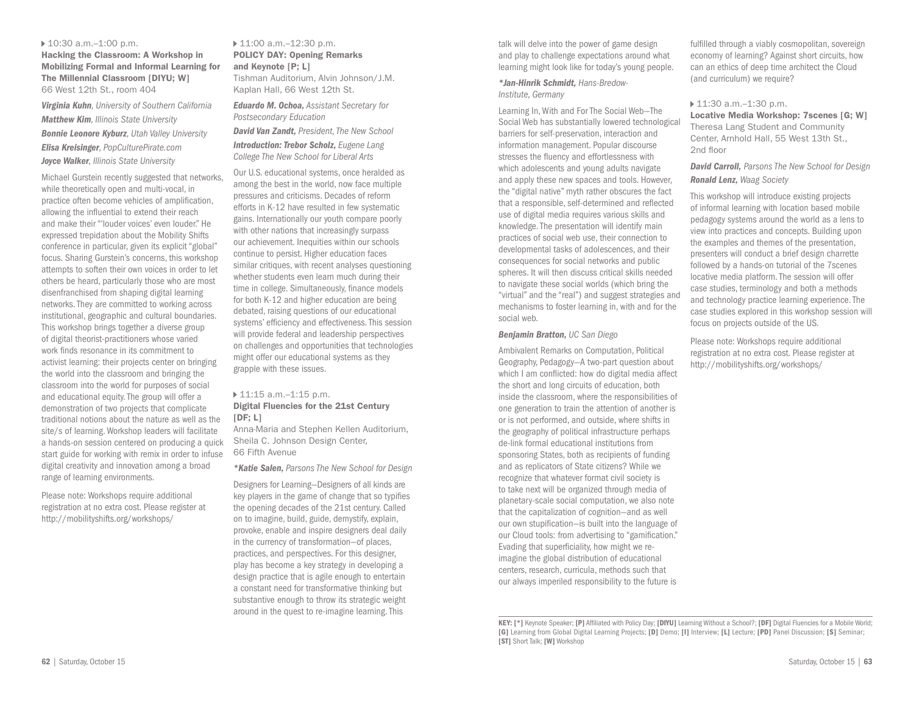▸ 10:30 a.m.–1:00 p.m.

**Hacking the Classroom: A Workshop in Mobilizing Formal and Informal Learning for The Millennial Classroom [DIYU; W]**

66 West 12th St., room 404

***Virginia Kuhn**, University of Southern California*

***Matthew Kim**, Illinois State University*

***Bonnie Leonore Kyburz**, Utah Valley University*

***Elisa Kreisinger**, PopCulturePirate.com*

***Joyce Walker**, Illinois State University*

Michael Gurstein recently suggested that networks, while theoretically open and multi-vocal, in practice often become vehicles of amplification, allowing the influential to extend their reach and make their "'louder voices' even louder." He expressed trepidation about the Mobility Shifts conference in particular, given its explicit "global" focus. Sharing Gurstein's concerns, this workshop attempts to soften their own voices in order to let others be heard, particularly those who are most disenfranchised from shaping digital learning networks. They are committed to working across institutional, geographic and cultural boundaries. This workshop brings together a diverse group of digital theorist-practitioners whose varied work finds resonance in its commitment to activist learning: their projects center on bringing the world into the classroom and bringing the classroom into the world for purposes of social and educational equity. The group will offer a demonstration of two projects that complicate traditional notions about the nature as well as the site/s of learning. Workshop leaders will facilitate a hands-on session centered on producing a quick start guide for working with remix in order to infuse digital creativity and innovation among a broad range of learning environments.

Please note: Workshops require additional registration at no extra cost. Please register at http://mobilityshifts.org/workshops/

▸ 11:00 a.m.–12:30 p.m.

**POLICY DAY: Opening Remarks and Keynote [P; L]**

Tishman Auditorium, Alvin Johnson/J.M. Kaplan Hall, 66 West 12th St.

***Eduardo M. Ochoa,** Assistant Secretary for Postsecondary Education*

***David Van Zandt,** President, The New School*

***Introduction: Trebor Scholz,** Eugene Lang College The New School for Liberal Arts*

Our U.S. educational systems, once heralded as among the best in the world, now face multiple pressures and criticisms. Decades of reform efforts in K-12 have resulted in few systematic gains. Internationally our youth compare poorly with other nations that increasingly surpass our achievement. Inequities within our schools continue to persist. Higher education faces similar critiques, with recent analyses questioning whether students even learn much during their time in college. Simultaneously, finance models for both K-12 and higher education are being debated, raising questions of our educational systems' efficiency and effectiveness. This session will provide federal and leadership perspectives on challenges and opportunities that technologies might offer our educational systems as they grapple with these issues.

▸ 11:15 a.m.–1:15 p.m.

**Digital Fluencies for the 21st Century [DF; L]**

Anna-Maria and Stephen Kellen Auditorium, Sheila C. Johnson Design Center, 66 Fifth Avenue

***\*Katie Salen,** Parsons The New School for Design*

Designers for Learning—Designers of all kinds are key players in the game of change that so typifies the opening decades of the 21st century. Called on to imagine, build, guide, demystify, explain, provoke, enable and inspire designers deal daily in the currency of transformation—of places, practices, and perspectives. For this designer, play has become a key strategy in developing a design practice that is agile enough to entertain a constant need for transformative thinking but substantive enough to throw its strategic weight around in the quest to re-imagine learning. This talk will delve into the power of game design and play to challenge expectations around what learning might look like for today's young people.

***\*Jan-Hinrik Schmidt,** Hans-Bredow-Institute, Germany*

Learning In, With and For The Social Web—The Social Web has substantially lowered technological barriers for self-preservation, interaction and information management. Popular discourse stresses the fluency and effortlessness with which adolescents and young adults navigate and apply these new spaces and tools. However, the "digital native" myth rather obscures the fact that a responsible, self-determined and reflected use of digital media requires various skills and knowledge. The presentation will identify main practices of social web use, their connection to developmental tasks of adolescences, and their consequences for social networks and public spheres. It will then discuss critical skills needed to navigate these social worlds (which bring the "virtual" and the "real") and suggest strategies and mechanisms to foster learning in, with and for the social web.

***Benjamin Bratton,** UC San Diego*

Ambivalent Remarks on Computation, Political Geography, Pedagogy—A two-part question about which I am conflicted: how do digital media affect the short and long circuits of education, both inside the classroom, where the responsibilities of one generation to train the attention of another is or is not performed, and outside, where shifts in the geography of political infrastructure perhaps de-link formal educational institutions from sponsoring States, both as recipients of funding and as replicators of State citizens? While we recognize that whatever format civil society is to take next will be organized through media of planetary-scale social computation, we also note that the capitalization of cognition—and as well our own stupification—is built into the language of our Cloud tools: from advertising to "gamification." Evading that superficiality, how might we re-imagine the global distribution of educational centers, research, curricula, methods such that our always imperiled responsibility to the future is fulfilled through a viably cosmopolitan, sovereign economy of learning? Against short circuits, how can an ethics of deep time architect the Cloud (and curriculum) we require?

▸ 11:30 a.m.–1:30 p.m.

**Locative Media Workshop: 7scenes [G; W]**

Theresa Lang Student and Community Center, Arnhold Hall, 55 West 13th St., 2nd floor

***David Carroll,** Parsons The New School for Design*

***Ronald Lenz,** Waag Society*

This workshop will introduce existing projects of informal learning with location based mobile pedagogy systems around the world as a lens to view into practices and concepts. Building upon the examples and themes of the presentation, presenters will conduct a brief design charrette followed by a hands-on tutorial of the 7scenes locative media platform. The session will offer case studies, terminology and both a methods and technology practice learning experience. The case studies explored in this workshop session will focus on projects outside of the US.

Please note: Workshops require additional registration at no extra cost. Please register at http://mobilityshifts.org/workshops/

---

**KEY: [\*]** Keynote Speaker; **[P]** Affiliated with Policy Day; **[DIYU]** Learning Without a School?; **[DF]** Digital Fluencies for a Mobile World; **[G]** Learning from Global Digital Learning Projects; **[D]** Demo; **[I]** Interview; **[L]** Lecture; **[PD]** Panel Discussion; **[S]** Seminar; **[ST]** Short Talk; **[W]** Workshop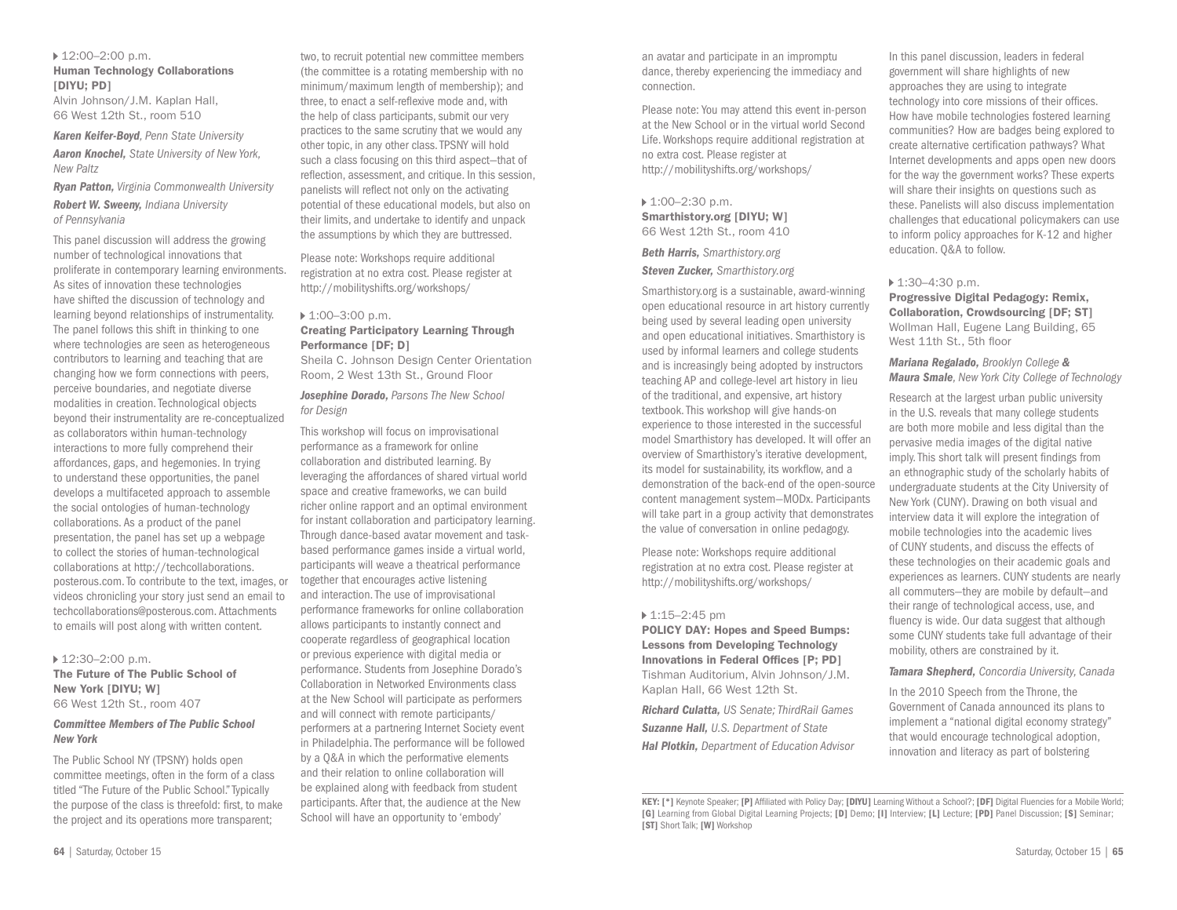▸ 12:00–2:00 p.m.

**Human Technology Collaborations [DIYU; PD]**

Alvin Johnson/J.M. Kaplan Hall, 66 West 12th St., room 510

***Karen Keifer-Boyd**, Penn State University*

***Aaron Knochel,** State University of New York, New Paltz*

***Ryan Patton,** Virginia Commonwealth University*

***Robert W. Sweeny,** Indiana University of Pennsylvania*

This panel discussion will address the growing number of technological innovations that proliferate in contemporary learning environments. As sites of innovation these technologies have shifted the discussion of technology and learning beyond relationships of instrumentality. The panel follows this shift in thinking to one where technologies are seen as heterogeneous contributors to learning and teaching that are changing how we form connections with peers, perceive boundaries, and negotiate diverse modalities in creation. Technological objects beyond their instrumentality are re-conceptualized as collaborators within human-technology interactions to more fully comprehend their affordances, gaps, and hegemonies. In trying to understand these opportunities, the panel develops a multifaceted approach to assemble the social ontologies of human-technology collaborations. As a product of the panel presentation, the panel has set up a webpage to collect the stories of human-technological collaborations at http://techcollaborations.posterous.com. To contribute to the text, images, or videos chronicling your story just send an email to techcollaborations@posterous.com. Attachments to emails will post along with written content.

▸ 12:30–2:00 p.m.

**The Future of The Public School of New York [DIYU; W]**

66 West 12th St., room 407

***Committee Members of The Public School New York***

The Public School NY (TPSNY) holds open committee meetings, often in the form of a class titled "The Future of the Public School." Typically the purpose of the class is threefold: first, to make the project and its operations more transparent; two, to recruit potential new committee members (the committee is a rotating membership with no minimum/maximum length of membership); and three, to enact a self-reflexive mode and, with the help of class participants, submit our very practices to the same scrutiny that we would any other topic, in any other class. TPSNY will hold such a class focusing on this third aspect—that of reflection, assessment, and critique. In this session, panelists will reflect not only on the activating potential of these educational models, but also on their limits, and undertake to identify and unpack the assumptions by which they are buttressed.

Please note: Workshops require additional registration at no extra cost. Please register at http://mobilityshifts.org/workshops/

▸ 1:00–3:00 p.m.

**Creating Participatory Learning Through Performance [DF; D]**

Sheila C. Johnson Design Center Orientation Room, 2 West 13th St., Ground Floor

***Josephine Dorado,** Parsons The New School for Design*

This workshop will focus on improvisational performance as a framework for online collaboration and distributed learning. By leveraging the affordances of shared virtual world space and creative frameworks, we can build richer online rapport and an optimal environment for instant collaboration and participatory learning. Through dance-based avatar movement and task-based performance games inside a virtual world, participants will weave a theatrical performance together that encourages active listening and interaction. The use of improvisational performance frameworks for online collaboration allows participants to instantly connect and cooperate regardless of geographical location or previous experience with digital media or performance. Students from Josephine Dorado's Collaboration in Networked Environments class at the New School will participate as performers and will connect with remote participants/performers at a partnering Internet Society event in Philadelphia. The performance will be followed by a Q&A in which the performative elements and their relation to online collaboration will be explained along with feedback from student participants. After that, the audience at the New School will have an opportunity to 'embody' an avatar and participate in an impromptu dance, thereby experiencing the immediacy and connection.

Please note: You may attend this event in-person at the New School or in the virtual world Second Life. Workshops require additional registration at no extra cost. Please register at http://mobilityshifts.org/workshops/

▸ 1:00–2:30 p.m.

**Smarthistory.org [DIYU; W]**

66 West 12th St., room 410

***Beth Harris,** Smarthistory.org*

***Steven Zucker,** Smarthistory.org*

Smarthistory.org is a sustainable, award-winning open educational resource in art history currently being used by several leading open university and open educational initiatives. Smarthistory is used by informal learners and college students and is increasingly being adopted by instructors teaching AP and college-level art history in lieu of the traditional, and expensive, art history textbook. This workshop will give hands-on experience to those interested in the successful model Smarthistory has developed. It will offer an overview of Smarthistory's iterative development, its model for sustainability, its workflow, and a demonstration of the back-end of the open-source content management system—MODx. Participants will take part in a group activity that demonstrates the value of conversation in online pedagogy.

Please note: Workshops require additional registration at no extra cost. Please register at http://mobilityshifts.org/workshops/

▸ 1:15–2:45 pm

**POLICY DAY: Hopes and Speed Bumps: Lessons from Developing Technology Innovations in Federal Offices [P; PD]**

Tishman Auditorium, Alvin Johnson/J.M. Kaplan Hall, 66 West 12th St.

***Richard Culatta,** US Senate; ThirdRail Games*

***Suzanne Hall,** U.S. Department of State*

***Hal Plotkin,** Department of Education Advisor*

In this panel discussion, leaders in federal government will share highlights of new approaches they are using to integrate technology into core missions of their offices. How have mobile technologies fostered learning communities? How are badges being explored to create alternative certification pathways? What Internet developments and apps open new doors for the way the government works? These experts will share their insights on questions such as these. Panelists will also discuss implementation challenges that educational policymakers can use to inform policy approaches for K-12 and higher education. Q&A to follow.

▸ 1:30–4:30 p.m.

**Progressive Digital Pedagogy: Remix, Collaboration, Crowdsourcing [DF; ST]**

Wollman Hall, Eugene Lang Building, 65 West 11th St., 5th floor

***Mariana Regalado,** Brooklyn College **&** **Maura Smale**, New York City College of Technology*

Research at the largest urban public university in the U.S. reveals that many college students are both more mobile and less digital than the pervasive media images of the digital native imply. This short talk will present findings from an ethnographic study of the scholarly habits of undergraduate students at the City University of New York (CUNY). Drawing on both visual and interview data it will explore the integration of mobile technologies into the academic lives of CUNY students, and discuss the effects of these technologies on their academic goals and experiences as learners. CUNY students are nearly all commuters—they are mobile by default—and their range of technological access, use, and fluency is wide. Our data suggest that although some CUNY students take full advantage of their mobility, others are constrained by it.

***Tamara Shepherd,** Concordia University, Canada*

In the 2010 Speech from the Throne, the Government of Canada announced its plans to implement a "national digital economy strategy" that would encourage technological adoption, innovation and literacy as part of bolstering

**KEY: [*]** Keynote Speaker; **[P]** Affiliated with Policy Day; **[DIYU]** Learning Without a School?; **[DF]** Digital Fluencies for a Mobile World; **[G]** Learning from Global Digital Learning Projects; **[D]** Demo; **[I]** Interview; **[L]** Lecture; **[PD]** Panel Discussion; **[S]** Seminar; **[ST]** Short Talk; **[W]** Workshop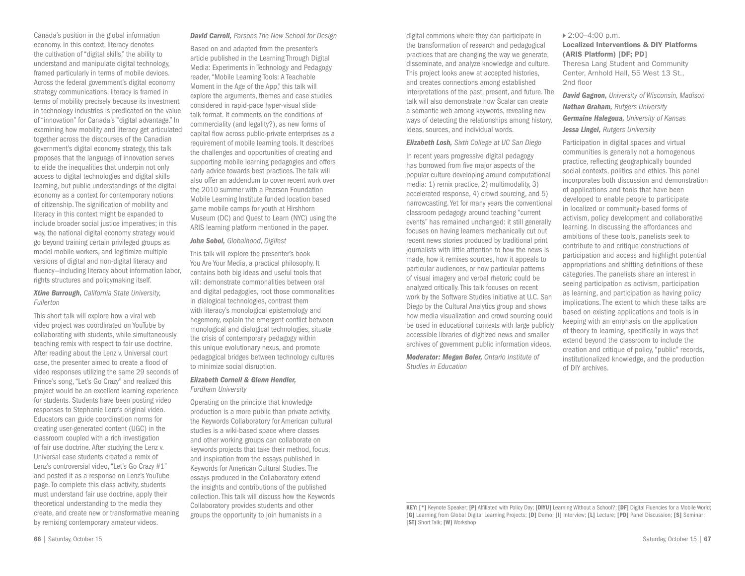Canada's position in the global information economy. In this context, literacy denotes the cultivation of "digital skills," the ability to understand and manipulate digital technology, framed particularly in terms of mobile devices. Across the federal government's digital economy strategy communications, literacy is framed in terms of mobility precisely because its investment in technology industries is predicated on the value of "innovation" for Canada's "digital advantage." In examining how mobility and literacy get articulated together across the discourses of the Canadian government's digital economy strategy, this talk proposes that the language of innovation serves to elide the inequalities that underpin not only access to digital technologies and digital skills learning, but public understandings of the digital economy as a context for contemporary notions of citizenship. The signification of mobility and literacy in this context might be expanded to include broader social justice imperatives; in this way, the national digital economy strategy would go beyond training certain privileged groups as model mobile workers, and legitimize multiple versions of digital and non-digital literacy and fluency—including literacy about information labor, rights structures and policymaking itself.

***Xtine Burrough,*** *California State University, Fullerton*

This short talk will explore how a viral web video project was coordinated on YouTube by collaborating with students, while simultaneously teaching remix with respect to fair use doctrine. After reading about the Lenz v. Universal court case, the presenter aimed to create a flood of video responses utilizing the same 29 seconds of Prince's song, "Let's Go Crazy" and realized this project would be an excellent learning experience for students. Students have been posting video responses to Stephanie Lenz's original video. Educators can guide coordination norms for creating user-generated content (UGC) in the classroom coupled with a rich investigation of fair use doctrine. After studying the Lenz v. Universal case students created a remix of Lenz's controversial video, "Let's Go Crazy #1" and posted it as a response on Lenz's YouTube page. To complete this class activity, students must understand fair use doctrine, apply their theoretical understanding to the media they create, and create new or transformative meaning by remixing contemporary amateur videos.

***David Carroll,*** *Parsons The New School for Design*

Based on and adapted from the presenter's article published in the Learning Through Digital Media: Experiments in Technology and Pedagogy reader, "Mobile Learning Tools: A Teachable Moment in the Age of the App," this talk will explore the arguments, themes and case studies considered in rapid-pace hyper-visual slide talk format. It comments on the conditions of commerciality (and legality?), as new forms of capital flow across public-private enterprises as a requirement of mobile learning tools. It describes the challenges and opportunities of creating and supporting mobile learning pedagogies and offers early advice towards best practices. The talk will also offer an addendum to cover recent work over the 2010 summer with a Pearson Foundation Mobile Learning Institute funded location based game mobile camps for youth at Hirshhorn Museum (DC) and Quest to Learn (NYC) using the ARIS learning platform mentioned in the paper.

***John Sobol,*** *Globalhood, Digifest*

This talk will explore the presenter's book You Are Your Media, a practical philosophy. It contains both big ideas and useful tools that will: demonstrate commonalities between oral and digital pedagogies, root those commonalities in dialogical technologies, contrast them with literacy's monological epistemology and hegemony, explain the emergent conflict between monological and dialogical technologies, situate the crisis of contemporary pedagogy within this unique evolutionary nexus, and promote pedagogical bridges between technology cultures to minimize social disruption.

***Elizabeth Cornell & Glenn Hendler,*** *Fordham University*

Operating on the principle that knowledge production is a more public than private activity, the Keywords Collaboratory for American cultural studies is a wiki-based space where classes and other working groups can collaborate on keywords projects that take their method, focus, and inspiration from the essays published in Keywords for American Cultural Studies. The essays produced in the Collaboratory extend the insights and contributions of the published collection. This talk will discuss how the Keywords Collaboratory provides students and other groups the opportunity to join humanists in a digital commons where they can participate in the transformation of research and pedagogical practices that are changing the way we generate, disseminate, and analyze knowledge and culture. This project looks anew at accepted histories, and creates connections among established interpretations of the past, present, and future. The talk will also demonstrate how Scalar can create a semantic web among keywords, revealing new ways of detecting the relationships among history, ideas, sources, and individual words.

***Elizabeth Losh,*** *Sixth College at UC San Diego*

In recent years progressive digital pedagogy has borrowed from five major aspects of the popular culture developing around computational media: 1) remix practice, 2) multimodality, 3) accelerated response, 4) crowd sourcing, and 5) narrowcasting. Yet for many years the conventional classroom pedagogy around teaching "current events" has remained unchanged: it still generally focuses on having learners mechanically cut out recent news stories produced by traditional print journalists with little attention to how the news is made, how it remixes sources, how it appeals to particular audiences, or how particular patterns of visual imagery and verbal rhetoric could be analyzed critically. This talk focuses on recent work by the Software Studies initiative at U.C. San Diego by the Cultural Analytics group and shows how media visualization and crowd sourcing could be used in educational contexts with large publicly accessible libraries of digitized news and smaller archives of government public information videos.

***Moderator: Megan Boler,*** *Ontario Institute of Studies in Education*

▸ 2:00–4:00 p.m.

**Localized Interventions & DIY Platforms (ARIS Platform) [DF; PD]**

Theresa Lang Student and Community Center, Arnhold Hall, 55 West 13 St., 2nd floor

***David Gagnon,*** *University of Wisconsin, Madison*

***Nathan Graham,*** *Rutgers University*

***Germaine Halegoua,*** *University of Kansas*

***Jessa Lingel,*** *Rutgers University*

Participation in digital spaces and virtual communities is generally not a homogenous practice, reflecting geographically bounded social contexts, politics and ethics. This panel incorporates both discussion and demonstration of applications and tools that have been developed to enable people to participate in localized or community-based forms of activism, policy development and collaborative learning. In discussing the affordances and ambitions of these tools, panelists seek to contribute to and critique constructions of participation and access and highlight potential appropriations and shifting definitions of these categories. The panelists share an interest in seeing participation as activism, participation as learning, and participation as having policy implications. The extent to which these talks are based on existing applications and tools is in keeping with an emphasis on the application of theory to learning, specifically in ways that extend beyond the classroom to include the creation and critique of policy, "public" records, institutionalized knowledge, and the production of DIY archives.

**KEY: [*]** Keynote Speaker; **[P]** Affiliated with Policy Day; **[DIYU]** Learning Without a School?; **[DF]** Digital Fluencies for a Mobile World; **[G]** Learning from Global Digital Learning Projects; **[D]** Demo; **[I]** Interview; **[L]** Lecture; **[PD]** Panel Discussion; **[S]** Seminar; **[ST]** Short Talk; **[W]** Workshop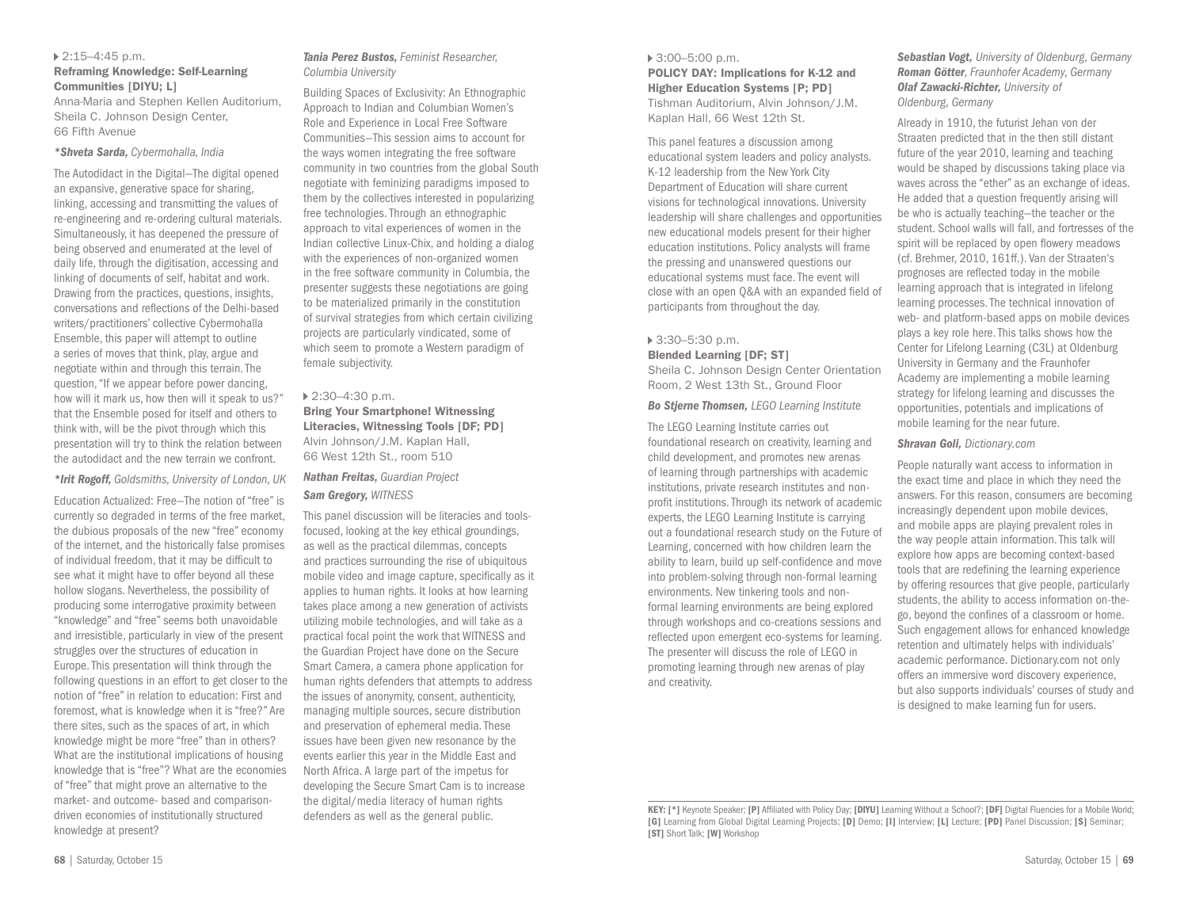▸ 2:15–4:45 p.m.

### Reframing Knowledge: Self-Learning Communities [DIYU; L]

Anna-Maria and Stephen Kellen Auditorium, Sheila C. Johnson Design Center, 66 Fifth Avenue

***Shveta Sarda,** Cybermohalla, India*

The Autodidact in the Digital—The digital opened an expansive, generative space for sharing, linking, accessing and transmitting the values of re-engineering and re-ordering cultural materials. Simultaneously, it has deepened the pressure of being observed and enumerated at the level of daily life, through the digitisation, accessing and linking of documents of self, habitat and work. Drawing from the practices, questions, insights, conversations and reflections of the Delhi-based writers/practitioners' collective Cybermohalla Ensemble, this paper will attempt to outline a series of moves that think, play, argue and negotiate within and through this terrain. The question, "If we appear before power dancing, how will it mark us, how then will it speak to us?" that the Ensemble posed for itself and others to think with, will be the pivot through which this presentation will try to think the relation between the autodidact and the new terrain we confront.

***Irit Rogoff,** Goldsmiths, University of London, UK*

Education Actualized: Free—The notion of "free" is currently so degraded in terms of the free market, the dubious proposals of the new "free" economy of the internet, and the historically false promises of individual freedom, that it may be difficult to see what it might have to offer beyond all these hollow slogans. Nevertheless, the possibility of producing some interrogative proximity between "knowledge" and "free" seems both unavoidable and irresistible, particularly in view of the present struggles over the structures of education in Europe. This presentation will think through the following questions in an effort to get closer to the notion of "free" in relation to education: First and foremost, what is knowledge when it is "free?" Are there sites, such as the spaces of art, in which knowledge might be more "free" than in others? What are the institutional implications of housing knowledge that is "free"? What are the economies of "free" that might prove an alternative to the market- and outcome- based and comparison-driven economies of institutionally structured knowledge at present?

***Tania Perez Bustos,** Feminist Researcher, Columbia University*

Building Spaces of Exclusivity: An Ethnographic Approach to Indian and Columbian Women's Role and Experience in Local Free Software Communities—This session aims to account for the ways women integrating the free software community in two countries from the global South negotiate with feminizing paradigms imposed to them by the collectives interested in popularizing free technologies. Through an ethnographic approach to vital experiences of women in the Indian collective Linux-Chix, and holding a dialog with the experiences of non-organized women in the free software community in Columbia, the presenter suggests these negotiations are going to be materialized primarily in the constitution of survival strategies from which certain civilizing projects are particularly vindicated, some of which seem to promote a Western paradigm of female subjectivity.

▸ 2:30–4:30 p.m.

### Bring Your Smartphone! Witnessing Literacies, Witnessing Tools [DF; PD]

Alvin Johnson/J.M. Kaplan Hall, 66 West 12th St., room 510

***Nathan Freitas,** Guardian Project*

***Sam Gregory,** WITNESS*

This panel discussion will be literacies and tools-focused, looking at the key ethical groundings, as well as the practical dilemmas, concepts and practices surrounding the rise of ubiquitous mobile video and image capture, specifically as it applies to human rights. It looks at how learning takes place among a new generation of activists utilizing mobile technologies, and will take as a practical focal point the work that WITNESS and the Guardian Project have done on the Secure Smart Camera, a camera phone application for human rights defenders that attempts to address the issues of anonymity, consent, authenticity, managing multiple sources, secure distribution and preservation of ephemeral media. These issues have been given new resonance by the events earlier this year in the Middle East and North Africa. A large part of the impetus for developing the Secure Smart Cam is to increase the digital/media literacy of human rights defenders as well as the general public.

▸ 3:00–5:00 p.m.

### POLICY DAY: Implications for K-12 and Higher Education Systems [P; PD]

Tishman Auditorium, Alvin Johnson/J.M. Kaplan Hall, 66 West 12th St.

This panel features a discussion among educational system leaders and policy analysts. K-12 leadership from the New York City Department of Education will share current visions for technological innovations. University leadership will share challenges and opportunities new educational models present for their higher education institutions. Policy analysts will frame the pressing and unanswered questions our educational systems must face. The event will close with an open Q&A with an expanded field of participants from throughout the day.

▸ 3:30–5:30 p.m.

### Blended Learning [DF; ST]

Sheila C. Johnson Design Center Orientation Room, 2 West 13th St., Ground Floor

***Bo Stjerne Thomsen,** LEGO Learning Institute*

The LEGO Learning Institute carries out foundational research on creativity, learning and child development, and promotes new arenas of learning through partnerships with academic institutions, private research institutes and non-profit institutions. Through its network of academic experts, the LEGO Learning Institute is carrying out a foundational research study on the Future of Learning, concerned with how children learn the ability to learn, build up self-confidence and move into problem-solving through non-formal learning environments. New tinkering tools and non-formal learning environments are being explored through workshops and co-creations sessions and reflected upon emergent eco-systems for learning. The presenter will discuss the role of LEGO in promoting learning through new arenas of play and creativity.

***Sebastian Vogt,** University of Oldenburg, Germany*
***Roman Götter**, Fraunhofer Academy, Germany*
***Olaf Zawacki-Richter,** University of Oldenburg, Germany*

Already in 1910, the futurist Jehan von der Straaten predicted that in the then still distant future of the year 2010, learning and teaching would be shaped by discussions taking place via waves across the "ether" as an exchange of ideas. He added that a question frequently arising will be who is actually teaching—the teacher or the student. School walls will fall, and fortresses of the spirit will be replaced by open flowery meadows (cf. Brehmer, 2010, 161ff.). Van der Straaten's prognoses are reflected today in the mobile learning approach that is integrated in lifelong learning processes. The technical innovation of web- and platform-based apps on mobile devices plays a key role here. This talks shows how the Center for Lifelong Learning (C3L) at Oldenburg University in Germany and the Fraunhofer Academy are implementing a mobile learning strategy for lifelong learning and discusses the opportunities, potentials and implications of mobile learning for the near future.

***Shravan Goli,** Dictionary.com*

People naturally want access to information in the exact time and place in which they need the answers. For this reason, consumers are becoming increasingly dependent upon mobile devices, and mobile apps are playing prevalent roles in the way people attain information. This talk will explore how apps are becoming context-based tools that are redefining the learning experience by offering resources that give people, particularly students, the ability to access information on-the-go, beyond the confines of a classroom or home. Such engagement allows for enhanced knowledge retention and ultimately helps with individuals' academic performance. Dictionary.com not only offers an immersive word discovery experience, but also supports individuals' courses of study and is designed to make learning fun for users.

---

**KEY: [*]** Keynote Speaker; **[P]** Affiliated with Policy Day; **[DIYU]** Learning Without a School?; **[DF]** Digital Fluencies for a Mobile World; **[G]** Learning from Global Digital Learning Projects; **[D]** Demo; **[I]** Interview; **[L]** Lecture; **[PD]** Panel Discussion; **[S]** Seminar; **[ST]** Short Talk; **[W]** Workshop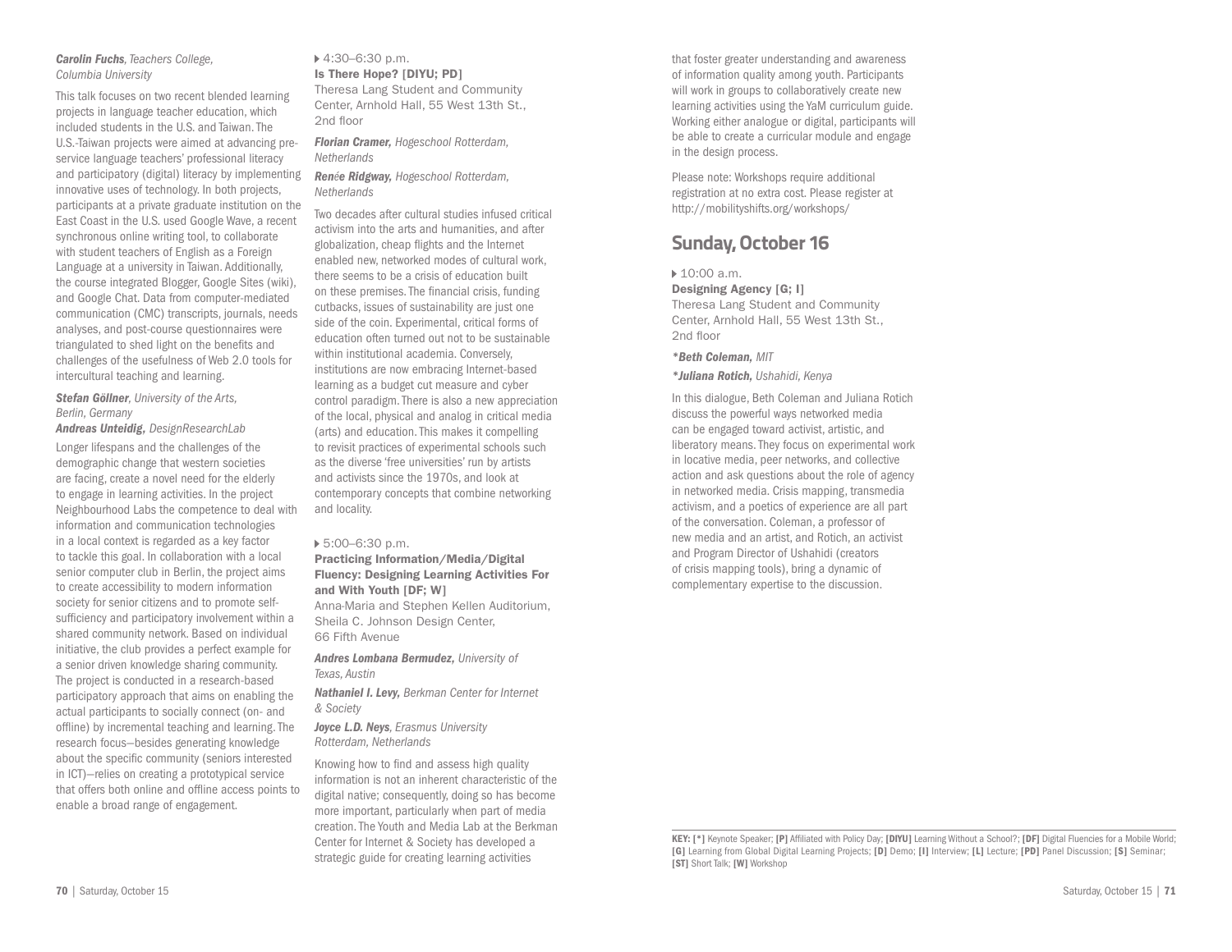***Carolin Fuchs****, Teachers College, Columbia University*

This talk focuses on two recent blended learning projects in language teacher education, which included students in the U.S. and Taiwan. The U.S.-Taiwan projects were aimed at advancing pre-service language teachers' professional literacy and participatory (digital) literacy by implementing innovative uses of technology. In both projects, participants at a private graduate institution on the East Coast in the U.S. used Google Wave, a recent synchronous online writing tool, to collaborate with student teachers of English as a Foreign Language at a university in Taiwan. Additionally, the course integrated Blogger, Google Sites (wiki), and Google Chat. Data from computer-mediated communication (CMC) transcripts, journals, needs analyses, and post-course questionnaires were triangulated to shed light on the benefits and challenges of the usefulness of Web 2.0 tools for intercultural teaching and learning.

***Stefan Göllner****, University of the Arts, Berlin, Germany*
***Andreas Unteidig,*** *DesignResearchLab*

Longer lifespans and the challenges of the demographic change that western societies are facing, create a novel need for the elderly to engage in learning activities. In the project Neighbourhood Labs the competence to deal with information and communication technologies in a local context is regarded as a key factor to tackle this goal. In collaboration with a local senior computer club in Berlin, the project aims to create accessibility to modern information society for senior citizens and to promote self-sufficiency and participatory involvement within a shared community network. Based on individual initiative, the club provides a perfect example for a senior driven knowledge sharing community. The project is conducted in a research-based participatory approach that aims on enabling the actual participants to socially connect (on- and offline) by incremental teaching and learning. The research focus—besides generating knowledge about the specific community (seniors interested in ICT)—relies on creating a prototypical service that offers both online and offline access points to enable a broad range of engagement.

▸ 4:30–6:30 p.m.
**Is There Hope? [DIYU; PD]**
Theresa Lang Student and Community Center, Arnhold Hall, 55 West 13th St., 2nd floor

***Florian Cramer,*** *Hogeschool Rotterdam, Netherlands*

***Renée Ridgway,*** *Hogeschool Rotterdam, Netherlands*

Two decades after cultural studies infused critical activism into the arts and humanities, and after globalization, cheap flights and the Internet enabled new, networked modes of cultural work, there seems to be a crisis of education built on these premises. The financial crisis, funding cutbacks, issues of sustainability are just one side of the coin. Experimental, critical forms of education often turned out not to be sustainable within institutional academia. Conversely, institutions are now embracing Internet-based learning as a budget cut measure and cyber control paradigm. There is also a new appreciation of the local, physical and analog in critical media (arts) and education. This makes it compelling to revisit practices of experimental schools such as the diverse 'free universities' run by artists and activists since the 1970s, and look at contemporary concepts that combine networking and locality.

▸ 5:00–6:30 p.m.
**Practicing Information/Media/Digital Fluency: Designing Learning Activities For and With Youth [DF; W]**
Anna-Maria and Stephen Kellen Auditorium, Sheila C. Johnson Design Center, 66 Fifth Avenue

***Andres Lombana Bermudez,*** *University of Texas, Austin*

***Nathaniel I. Levy,*** *Berkman Center for Internet & Society*

***Joyce L.D. Neys****, Erasmus University Rotterdam, Netherlands*

Knowing how to find and assess high quality information is not an inherent characteristic of the digital native; consequently, doing so has become more important, particularly when part of media creation. The Youth and Media Lab at the Berkman Center for Internet & Society has developed a strategic guide for creating learning activities that foster greater understanding and awareness of information quality among youth. Participants will work in groups to collaboratively create new learning activities using the YaM curriculum guide. Working either analogue or digital, participants will be able to create a curricular module and engage in the design process.

Please note: Workshops require additional registration at no extra cost. Please register at http://mobilityshifts.org/workshops/

## Sunday, October 16

▸ 10:00 a.m.
**Designing Agency [G; I]**
Theresa Lang Student and Community Center, Arnhold Hall, 55 West 13th St., 2nd floor

***\*Beth Coleman,*** *MIT*

***\*Juliana Rotich,*** *Ushahidi, Kenya*

In this dialogue, Beth Coleman and Juliana Rotich discuss the powerful ways networked media can be engaged toward activist, artistic, and liberatory means. They focus on experimental work in locative media, peer networks, and collective action and ask questions about the role of agency in networked media. Crisis mapping, transmedia activism, and a poetics of experience are all part of the conversation. Coleman, a professor of new media and an artist, and Rotich, an activist and Program Director of Ushahidi (creators of crisis mapping tools), bring a dynamic of complementary expertise to the discussion.

**KEY: [*]** Keynote Speaker; **[P]** Affiliated with Policy Day; **[DIYU]** Learning Without a School?; **[DF]** Digital Fluencies for a Mobile World; **[G]** Learning from Global Digital Learning Projects; **[D]** Demo; **[I]** Interview; **[L]** Lecture; **[PD]** Panel Discussion; **[S]** Seminar; **[ST]** Short Talk; **[W]** Workshop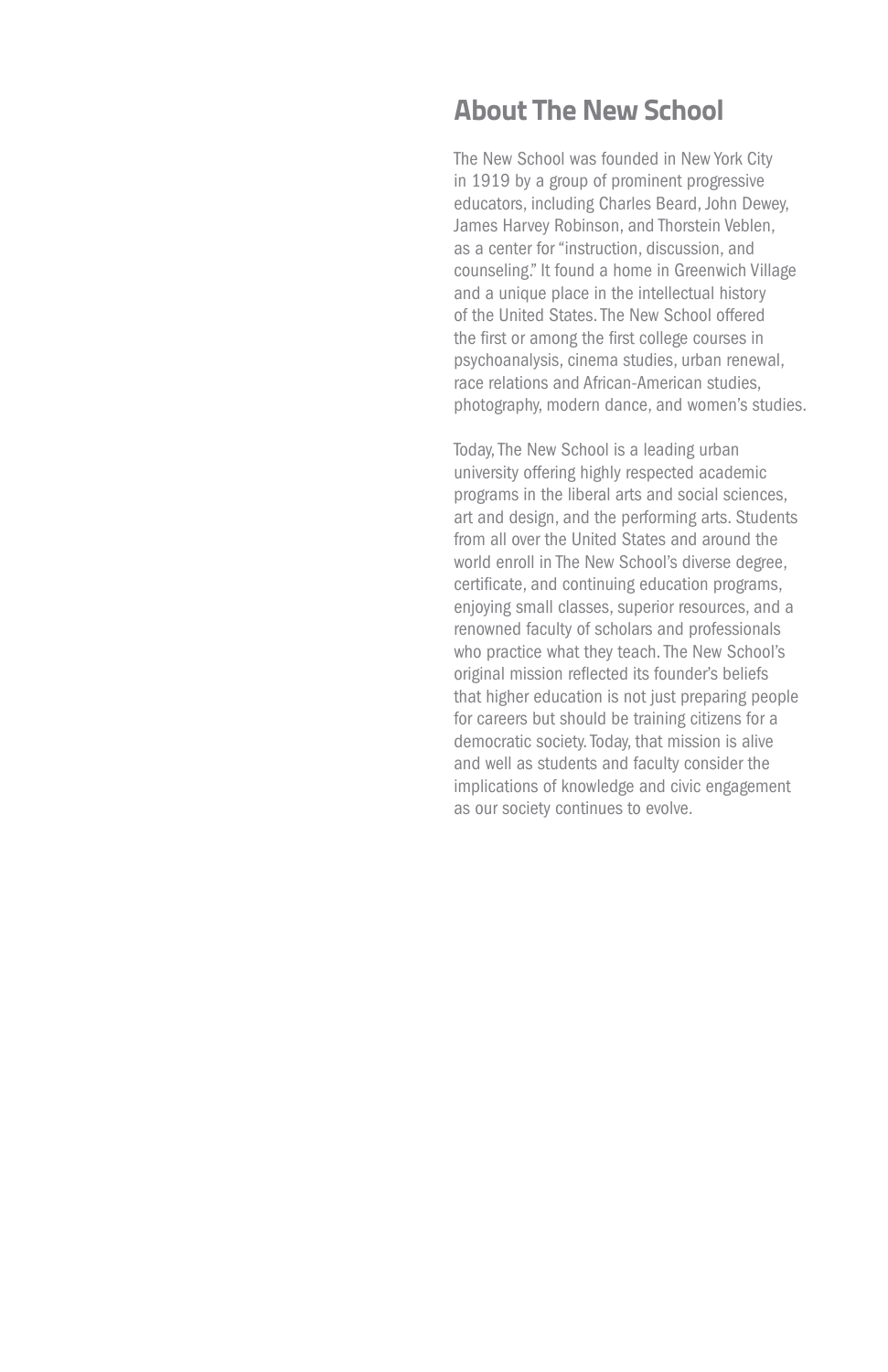## About The New School

The New School was founded in New York City in 1919 by a group of prominent progressive educators, including Charles Beard, John Dewey, James Harvey Robinson, and Thorstein Veblen, as a center for "instruction, discussion, and counseling." It found a home in Greenwich Village and a unique place in the intellectual history of the United States. The New School offered the first or among the first college courses in psychoanalysis, cinema studies, urban renewal, race relations and African-American studies, photography, modern dance, and women's studies.

Today, The New School is a leading urban university offering highly respected academic programs in the liberal arts and social sciences, art and design, and the performing arts. Students from all over the United States and around the world enroll in The New School's diverse degree, certificate, and continuing education programs, enjoying small classes, superior resources, and a renowned faculty of scholars and professionals who practice what they teach. The New School's original mission reflected its founder's beliefs that higher education is not just preparing people for careers but should be training citizens for a democratic society. Today, that mission is alive and well as students and faculty consider the implications of knowledge and civic engagement as our society continues to evolve.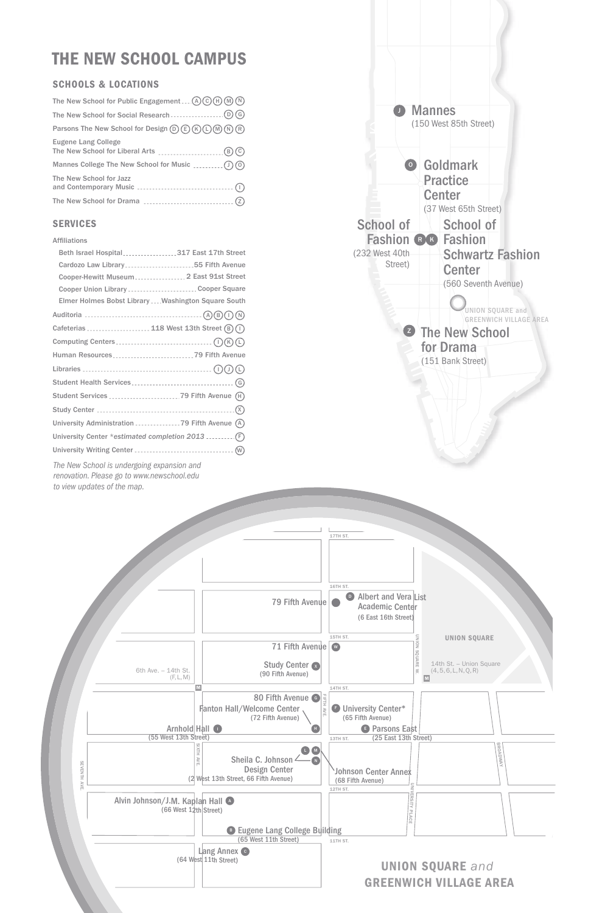# THE NEW SCHOOL CAMPUS

## SCHOOLS & LOCATIONS

| | |
|---|---|
| The New School for Public Engagement | (A) (C) (H) (M) (N) |
| The New School for Social Research | (D) (G) |
| Parsons The New School for Design | (D) (E) (K) (L) (M) (N) (R) |
| Eugene Lang College The New School for Liberal Arts | (B) (C) |
| Mannes College The New School for Music | (J) (O) |
| The New School for Jazz and Contemporary Music | (I) |
| The New School for Drama | (Z) |

## SERVICES

Affiliations

| | |
|---|---|
| Beth Israel Hospital | 317 East 17th Street |
| Cardozo Law Library | 55 Fifth Avenue |
| Cooper-Hewitt Museum | 2 East 91st Street |
| Cooper Union Library | Cooper Square |
| Elmer Holmes Bobst Library | Washington Square South |

| | |
|---|---|
| Auditoria | (A) (B) (I) (N) |
| Cafeterias | 118 West 13th Street (B) (I) |
| Computing Centers | (I) (K) (L) |
| Human Resources | 79 Fifth Avenue |
| Libraries | (I) (J) (L) |
| Student Health Services | (G) |
| Student Services | 79 Fifth Avenue (H) |
| Study Center | (X) |
| University Administration | 79 Fifth Avenue (A) |
| University Center *estimated completion 2013 | (F) |
| University Writing Center | (W) |

*The New School is undergoing expansion and renovation. Please go to www.newschool.edu to view updates of the map.*

(J) Mannes (150 West 85th Street)

(O) Goldmark Practice Center (37 West 65th Street)

School of Fashion (232 West 40th Street) (R)

(K) School of Fashion Schwartz Fashion Center (560 Seventh Avenue)

UNION SQUARE and GREENWICH VILLAGE AREA

(Z) The New School for Drama (151 Bank Street)

79 Fifth Avenue

(D) Albert and Vera List Academic Center (6 East 16th Street)

71 Fifth Avenue (W)

Study Center (X) (90 Fifth Avenue)

80 Fifth Avenue (G)

Fanton Hall/Welcome Center (72 Fifth Avenue) (H)

(F) University Center* (65 Fifth Avenue)

Arnhold Hall (I) (55 West 13th Street)

(E) Parsons East (25 East 13th Street)

(L) (M) (N) Sheila C. Johnson Design Center (2 West 13th Street, 66 Fifth Avenue)

Johnson Center Annex (68 Fifth Avenue)

Alvin Johnson/J.M. Kaplan Hall (A) (66 West 12th Street)

(B) Eugene Lang College Building (65 West 11th Street)

Lang Annex (C) (64 West 11th Street)

UNION SQUARE

6th Ave. – 14th St. (F, L, M)

14th St. – Union Square (4, 5, 6, L, N, Q, R)

17TH ST.
16TH ST.
15TH ST.
14TH ST.
13TH ST.
12TH ST.
11TH ST.
SEVENTH AVE.
SIXTH AVE.
FIFTH AVE
UNION SQUARE W.
UNIVERSITY PLACE
BROADWAY

**UNION SQUARE *and* GREENWICH VILLAGE AREA**